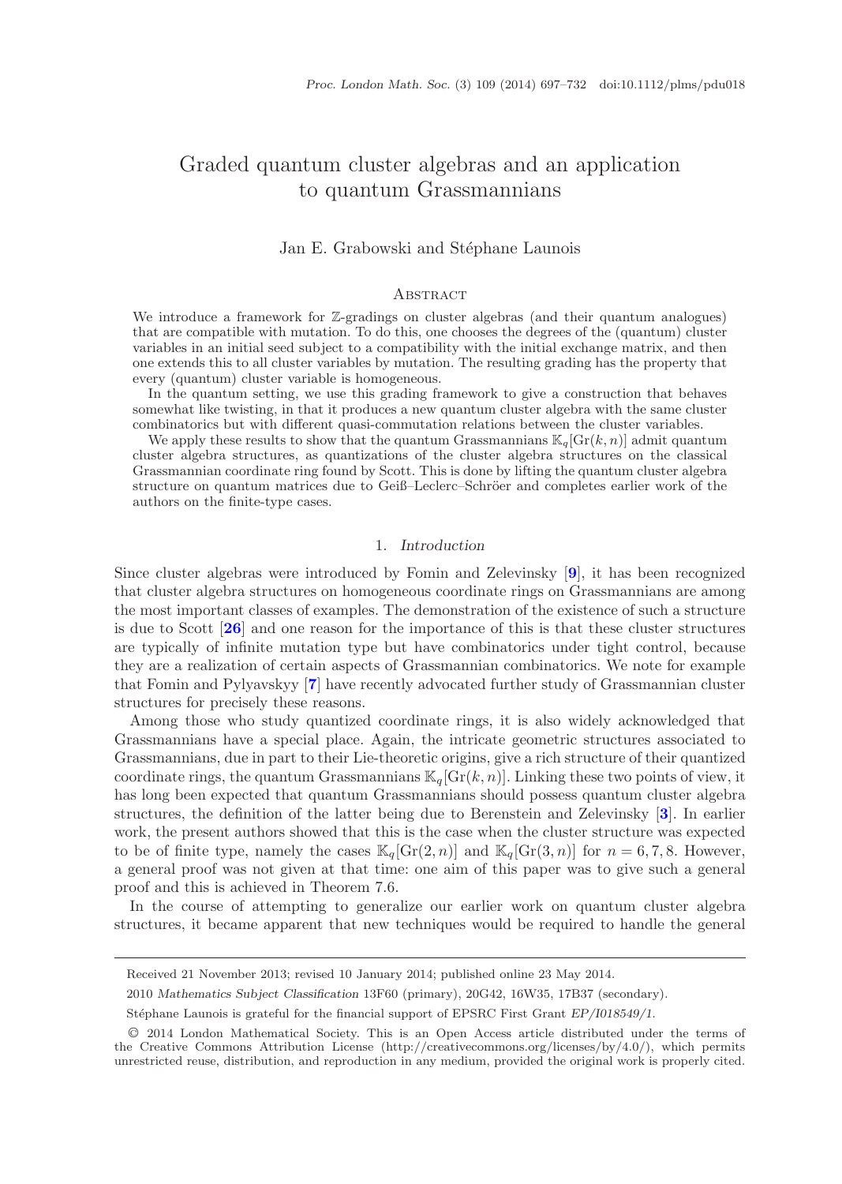# Graded quantum cluster algebras and an application to quantum Grassmannians

Jan E. Grabowski and Stéphane Launois

## Abstract

We introduce a framework for $\mathbb{Z}$-gradings on cluster algebras (and their quantum analogues) that are compatible with mutation. To do this, one chooses the degrees of the (quantum) cluster variables in an initial seed subject to a compatibility with the initial exchange matrix, and then one extends this to all cluster variables by mutation. The resulting grading has the property that every (quantum) cluster variable is homogeneous.

In the quantum setting, we use this grading framework to give a construction that behaves somewhat like twisting, in that it produces a new quantum cluster algebra with the same cluster combinatorics but with different quasi-commutation relations between the cluster variables.

We apply these results to show that the quantum Grassmannians $\mathbb{K}_q[\mathrm{Gr}(k,n)]$ admit quantum cluster algebra structures, as quantizations of the cluster algebra structures on the classical Grassmannian coordinate ring found by Scott. This is done by lifting the quantum cluster algebra structure on quantum matrices due to Geiß–Leclerc–Schröer and completes earlier work of the authors on the finite-type cases.

## 1. *Introduction*

Since cluster algebras were introduced by Fomin and Zelevinsky [**9**], it has been recognized that cluster algebra structures on homogeneous coordinate rings on Grassmannians are among the most important classes of examples. The demonstration of the existence of such a structure is due to Scott [**26**] and one reason for the importance of this is that these cluster structures are typically of infinite mutation type but have combinatorics under tight control, because they are a realization of certain aspects of Grassmannian combinatorics. We note for example that Fomin and Pylyavskyy [**7**] have recently advocated further study of Grassmannian cluster structures for precisely these reasons.

Among those who study quantized coordinate rings, it is also widely acknowledged that Grassmannians have a special place. Again, the intricate geometric structures associated to Grassmannians, due in part to their Lie-theoretic origins, give a rich structure of their quantized coordinate rings, the quantum Grassmannians $\mathbb{K}_q[\mathrm{Gr}(k,n)]$. Linking these two points of view, it has long been expected that quantum Grassmannians should possess quantum cluster algebra structures, the definition of the latter being due to Berenstein and Zelevinsky [**3**]. In earlier work, the present authors showed that this is the case when the cluster structure was expected to be of finite type, namely the cases $\mathbb{K}_q[\mathrm{Gr}(2,n)]$ and $\mathbb{K}_q[\mathrm{Gr}(3,n)]$ for $n = 6, 7, 8$. However, a general proof was not given at that time: one aim of this paper was to give such a general proof and this is achieved in Theorem 7.6.

In the course of attempting to generalize our earlier work on quantum cluster algebra structures, it became apparent that new techniques would be required to handle the general

---

Received 21 November 2013; revised 10 January 2014; published online 23 May 2014.

2010 *Mathematics Subject Classification* 13F60 (primary), 20G42, 16W35, 17B37 (secondary).

Stéphane Launois is grateful for the financial support of EPSRC First Grant *EP/I018549/1*.

© 2014 London Mathematical Society. This is an Open Access article distributed under the terms of the Creative Commons Attribution License (http://creativecommons.org/licenses/by/4.0/), which permits unrestricted reuse, distribution, and reproduction in any medium, provided the original work is properly cited.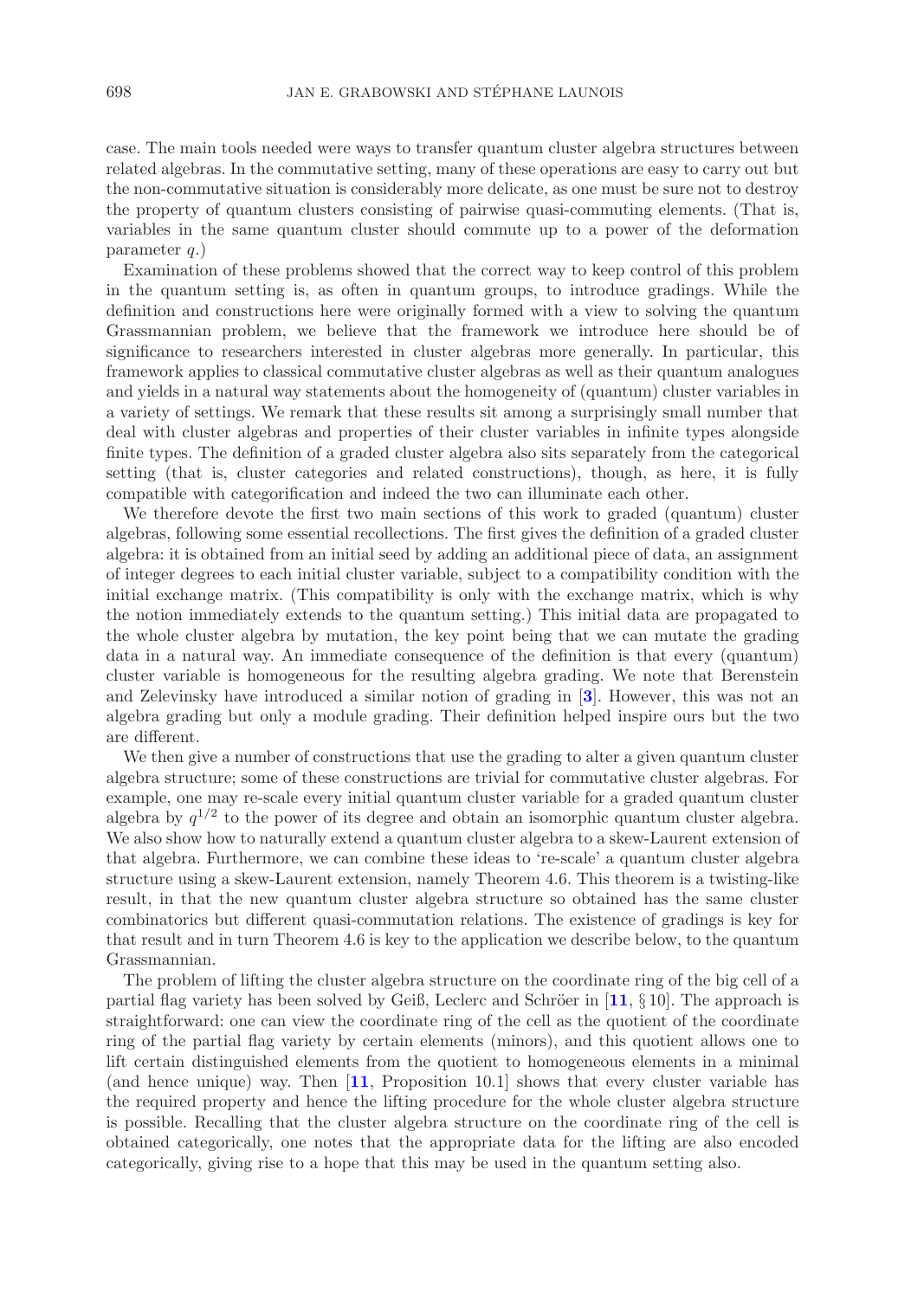case. The main tools needed were ways to transfer quantum cluster algebra structures between related algebras. In the commutative setting, many of these operations are easy to carry out but the non-commutative situation is considerably more delicate, as one must be sure not to destroy the property of quantum clusters consisting of pairwise quasi-commuting elements. (That is, variables in the same quantum cluster should commute up to a power of the deformation parameter $q$.)

Examination of these problems showed that the correct way to keep control of this problem in the quantum setting is, as often in quantum groups, to introduce gradings. While the definition and constructions here were originally formed with a view to solving the quantum Grassmannian problem, we believe that the framework we introduce here should be of significance to researchers interested in cluster algebras more generally. In particular, this framework applies to classical commutative cluster algebras as well as their quantum analogues and yields in a natural way statements about the homogeneity of (quantum) cluster variables in a variety of settings. We remark that these results sit among a surprisingly small number that deal with cluster algebras and properties of their cluster variables in infinite types alongside finite types. The definition of a graded cluster algebra also sits separately from the categorical setting (that is, cluster categories and related constructions), though, as here, it is fully compatible with categorification and indeed the two can illuminate each other.

We therefore devote the first two main sections of this work to graded (quantum) cluster algebras, following some essential recollections. The first gives the definition of a graded cluster algebra: it is obtained from an initial seed by adding an additional piece of data, an assignment of integer degrees to each initial cluster variable, subject to a compatibility condition with the initial exchange matrix. (This compatibility is only with the exchange matrix, which is why the notion immediately extends to the quantum setting.) This initial data are propagated to the whole cluster algebra by mutation, the key point being that we can mutate the grading data in a natural way. An immediate consequence of the definition is that every (quantum) cluster variable is homogeneous for the resulting algebra grading. We note that Berenstein and Zelevinsky have introduced a similar notion of grading in [**3**]. However, this was not an algebra grading but only a module grading. Their definition helped inspire ours but the two are different.

We then give a number of constructions that use the grading to alter a given quantum cluster algebra structure; some of these constructions are trivial for commutative cluster algebras. For example, one may re-scale every initial quantum cluster variable for a graded quantum cluster algebra by $q^{1/2}$ to the power of its degree and obtain an isomorphic quantum cluster algebra. We also show how to naturally extend a quantum cluster algebra to a skew-Laurent extension of that algebra. Furthermore, we can combine these ideas to 're-scale' a quantum cluster algebra structure using a skew-Laurent extension, namely Theorem 4.6. This theorem is a twisting-like result, in that the new quantum cluster algebra structure so obtained has the same cluster combinatorics but different quasi-commutation relations. The existence of gradings is key for that result and in turn Theorem 4.6 is key to the application we describe below, to the quantum Grassmannian.

The problem of lifting the cluster algebra structure on the coordinate ring of the big cell of a partial flag variety has been solved by Geiß, Leclerc and Schröer in [**11**, § 10]. The approach is straightforward: one can view the coordinate ring of the cell as the quotient of the coordinate ring of the partial flag variety by certain elements (minors), and this quotient allows one to lift certain distinguished elements from the quotient to homogeneous elements in a minimal (and hence unique) way. Then [**11**, Proposition 10.1] shows that every cluster variable has the required property and hence the lifting procedure for the whole cluster algebra structure is possible. Recalling that the cluster algebra structure on the coordinate ring of the cell is obtained categorically, one notes that the appropriate data for the lifting are also encoded categorically, giving rise to a hope that this may be used in the quantum setting also.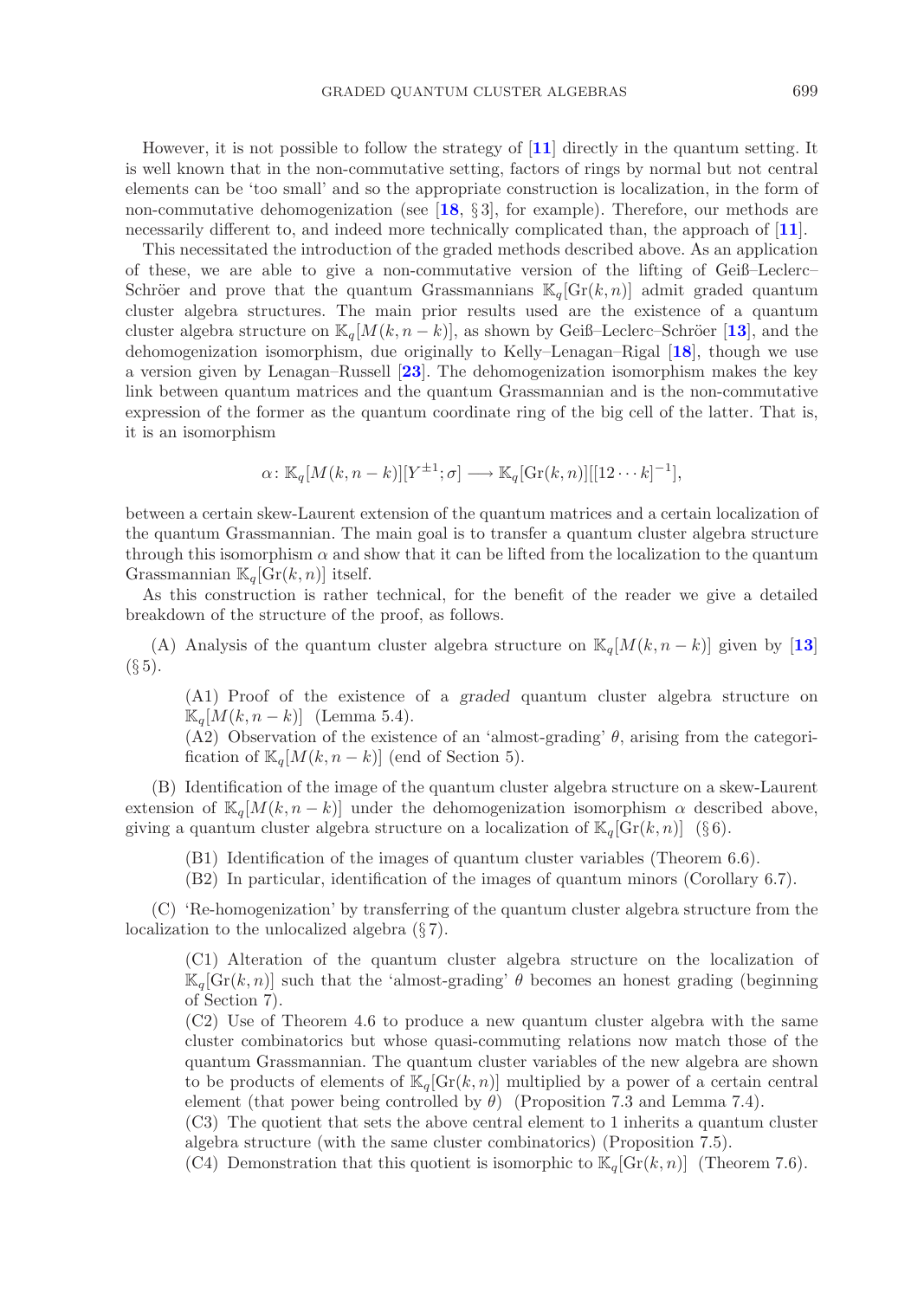However, it is not possible to follow the strategy of [11] directly in the quantum setting. It is well known that in the non-commutative setting, factors of rings by normal but not central elements can be 'too small' and so the appropriate construction is localization, in the form of non-commutative dehomogenization (see [18, § 3], for example). Therefore, our methods are necessarily different to, and indeed more technically complicated than, the approach of [11].

This necessitated the introduction of the graded methods described above. As an application of these, we are able to give a non-commutative version of the lifting of Geiß–Leclerc–Schröer and prove that the quantum Grassmannians $\mathbb{K}_q[\mathrm{Gr}(k,n)]$ admit graded quantum cluster algebra structures. The main prior results used are the existence of a quantum cluster algebra structure on $\mathbb{K}_q[M(k,n-k)]$, as shown by Geiß–Leclerc–Schröer [13], and the dehomogenization isomorphism, due originally to Kelly–Lenagan–Rigal [18], though we use a version given by Lenagan–Russell [23]. The dehomogenization isomorphism makes the key link between quantum matrices and the quantum Grassmannian and is the non-commutative expression of the former as the quantum coordinate ring of the big cell of the latter. That is, it is an isomorphism

$$\alpha\colon \mathbb{K}_q[M(k,n-k)][Y^{\pm 1};\sigma] \longrightarrow \mathbb{K}_q[\mathrm{Gr}(k,n)][[12\cdots k]^{-1}],$$

between a certain skew-Laurent extension of the quantum matrices and a certain localization of the quantum Grassmannian. The main goal is to transfer a quantum cluster algebra structure through this isomorphism $\alpha$ and show that it can be lifted from the localization to the quantum Grassmannian $\mathbb{K}_q[\mathrm{Gr}(k,n)]$ itself.

As this construction is rather technical, for the benefit of the reader we give a detailed breakdown of the structure of the proof, as follows.

(A) Analysis of the quantum cluster algebra structure on $\mathbb{K}_q[M(k,n-k)]$ given by [13] (§ 5).

(A1) Proof of the existence of a *graded* quantum cluster algebra structure on $\mathbb{K}_q[M(k,n-k)]$ (Lemma 5.4).

(A2) Observation of the existence of an 'almost-grading' $\theta$, arising from the categorification of $\mathbb{K}_q[M(k,n-k)]$ (end of Section 5).

(B) Identification of the image of the quantum cluster algebra structure on a skew-Laurent extension of $\mathbb{K}_q[M(k,n-k)]$ under the dehomogenization isomorphism $\alpha$ described above, giving a quantum cluster algebra structure on a localization of $\mathbb{K}_q[\mathrm{Gr}(k,n)]$ (§ 6).

(B1) Identification of the images of quantum cluster variables (Theorem 6.6).

(B2) In particular, identification of the images of quantum minors (Corollary 6.7).

(C) 'Re-homogenization' by transferring of the quantum cluster algebra structure from the localization to the unlocalized algebra (§ 7).

(C1) Alteration of the quantum cluster algebra structure on the localization of $\mathbb{K}_q[\mathrm{Gr}(k,n)]$ such that the 'almost-grading' $\theta$ becomes an honest grading (beginning of Section 7).

(C2) Use of Theorem 4.6 to produce a new quantum cluster algebra with the same cluster combinatorics but whose quasi-commuting relations now match those of the quantum Grassmannian. The quantum cluster variables of the new algebra are shown to be products of elements of $\mathbb{K}_q[\mathrm{Gr}(k,n)]$ multiplied by a power of a certain central element (that power being controlled by $\theta$) (Proposition 7.3 and Lemma 7.4).

(C3) The quotient that sets the above central element to 1 inherits a quantum cluster algebra structure (with the same cluster combinatorics) (Proposition 7.5).

(C4) Demonstration that this quotient is isomorphic to $\mathbb{K}_q[\mathrm{Gr}(k,n)]$ (Theorem 7.6).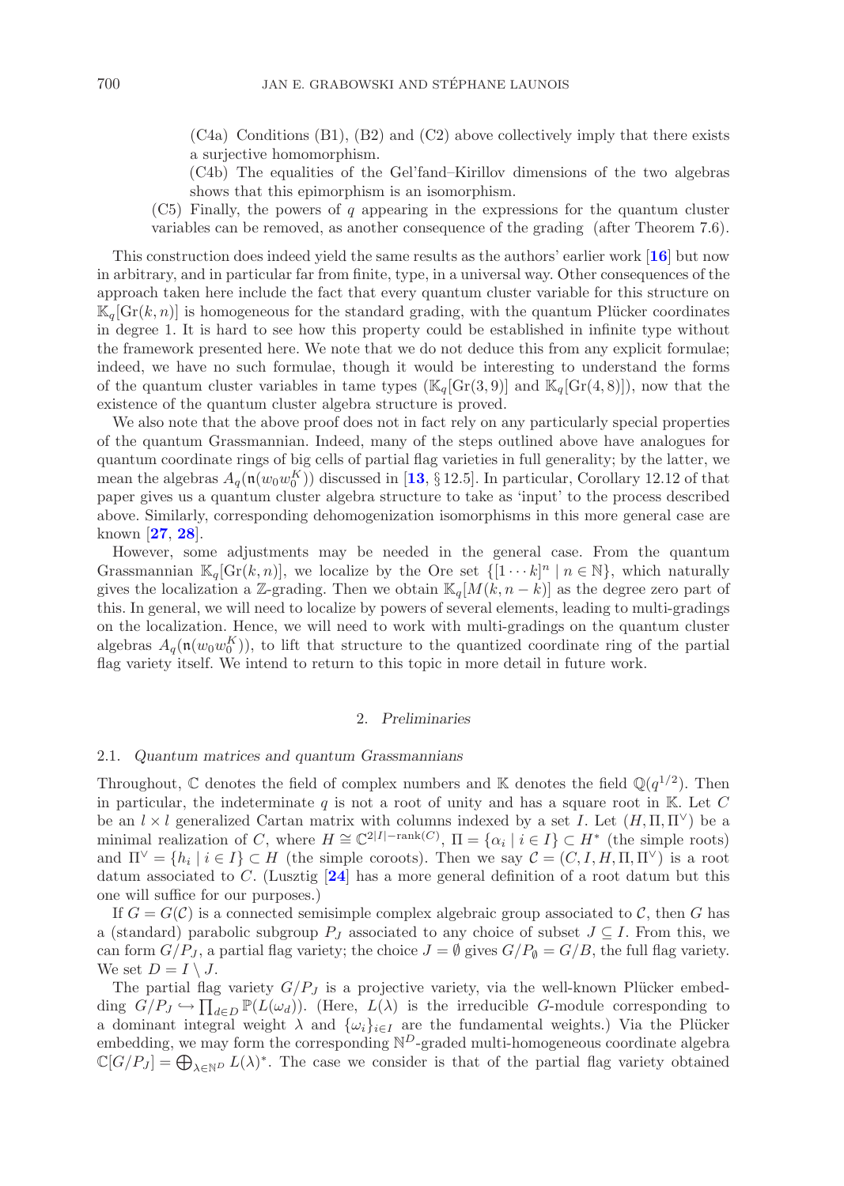(C4a) Conditions (B1), (B2) and (C2) above collectively imply that there exists a surjective homomorphism.

(C4b) The equalities of the Gel'fand–Kirillov dimensions of the two algebras shows that this epimorphism is an isomorphism.

(C5) Finally, the powers of $q$ appearing in the expressions for the quantum cluster variables can be removed, as another consequence of the grading (after Theorem 7.6).

This construction does indeed yield the same results as the authors' earlier work [**16**] but now in arbitrary, and in particular far from finite, type, in a universal way. Other consequences of the approach taken here include the fact that every quantum cluster variable for this structure on $\mathbb{K}_q[\mathrm{Gr}(k,n)]$ is homogeneous for the standard grading, with the quantum Plücker coordinates in degree 1. It is hard to see how this property could be established in infinite type without the framework presented here. We note that we do not deduce this from any explicit formulae; indeed, we have no such formulae, though it would be interesting to understand the forms of the quantum cluster variables in tame types ($\mathbb{K}_q[\mathrm{Gr}(3,9)]$ and $\mathbb{K}_q[\mathrm{Gr}(4,8)]$), now that the existence of the quantum cluster algebra structure is proved.

We also note that the above proof does not in fact rely on any particularly special properties of the quantum Grassmannian. Indeed, many of the steps outlined above have analogues for quantum coordinate rings of big cells of partial flag varieties in full generality; by the latter, we mean the algebras $A_q(\mathfrak{n}(w_0w_0^K))$ discussed in [**13**, § 12.5]. In particular, Corollary 12.12 of that paper gives us a quantum cluster algebra structure to take as 'input' to the process described above. Similarly, corresponding dehomogenization isomorphisms in this more general case are known [**27**, **28**].

However, some adjustments may be needed in the general case. From the quantum Grassmannian $\mathbb{K}_q[\mathrm{Gr}(k,n)]$, we localize by the Ore set $\{[1\cdots k]^n \mid n \in \mathbb{N}\}$, which naturally gives the localization a $\mathbb{Z}$-grading. Then we obtain $\mathbb{K}_q[M(k,n-k)]$ as the degree zero part of this. In general, we will need to localize by powers of several elements, leading to multi-gradings on the localization. Hence, we will need to work with multi-gradings on the quantum cluster algebras $A_q(\mathfrak{n}(w_0w_0^K))$, to lift that structure to the quantized coordinate ring of the partial flag variety itself. We intend to return to this topic in more detail in future work.

## 2. *Preliminaries*

### 2.1. *Quantum matrices and quantum Grassmannians*

Throughout, $\mathbb{C}$ denotes the field of complex numbers and $\mathbb{K}$ denotes the field $\mathbb{Q}(q^{1/2})$. Then in particular, the indeterminate $q$ is not a root of unity and has a square root in $\mathbb{K}$. Let $C$ be an $l \times l$ generalized Cartan matrix with columns indexed by a set $I$. Let $(H, \Pi, \Pi^\vee)$ be a minimal realization of $C$, where $H \cong \mathbb{C}^{2|I|-\mathrm{rank}(C)}$, $\Pi = \{\alpha_i \mid i \in I\} \subset H^*$ (the simple roots) and $\Pi^\vee = \{h_i \mid i \in I\} \subset H$ (the simple coroots). Then we say $\mathcal{C} = (C, I, H, \Pi, \Pi^\vee)$ is a root datum associated to $C$. (Lusztig [**24**] has a more general definition of a root datum but this one will suffice for our purposes.)

If $G = G(\mathcal{C})$ is a connected semisimple complex algebraic group associated to $\mathcal{C}$, then $G$ has a (standard) parabolic subgroup $P_J$ associated to any choice of subset $J \subseteq I$. From this, we can form $G/P_J$, a partial flag variety; the choice $J = \emptyset$ gives $G/P_\emptyset = G/B$, the full flag variety. We set $D = I \setminus J$.

The partial flag variety $G/P_J$ is a projective variety, via the well-known Plücker embedding $G/P_J \hookrightarrow \prod_{d \in D} \mathbb{P}(L(\omega_d))$. (Here, $L(\lambda)$ is the irreducible $G$-module corresponding to a dominant integral weight $\lambda$ and $\{\omega_i\}_{i \in I}$ are the fundamental weights.) Via the Plücker embedding, we may form the corresponding $\mathbb{N}^D$-graded multi-homogeneous coordinate algebra $\mathbb{C}[G/P_J] = \bigoplus_{\lambda \in \mathbb{N}^D} L(\lambda)^*$. The case we consider is that of the partial flag variety obtained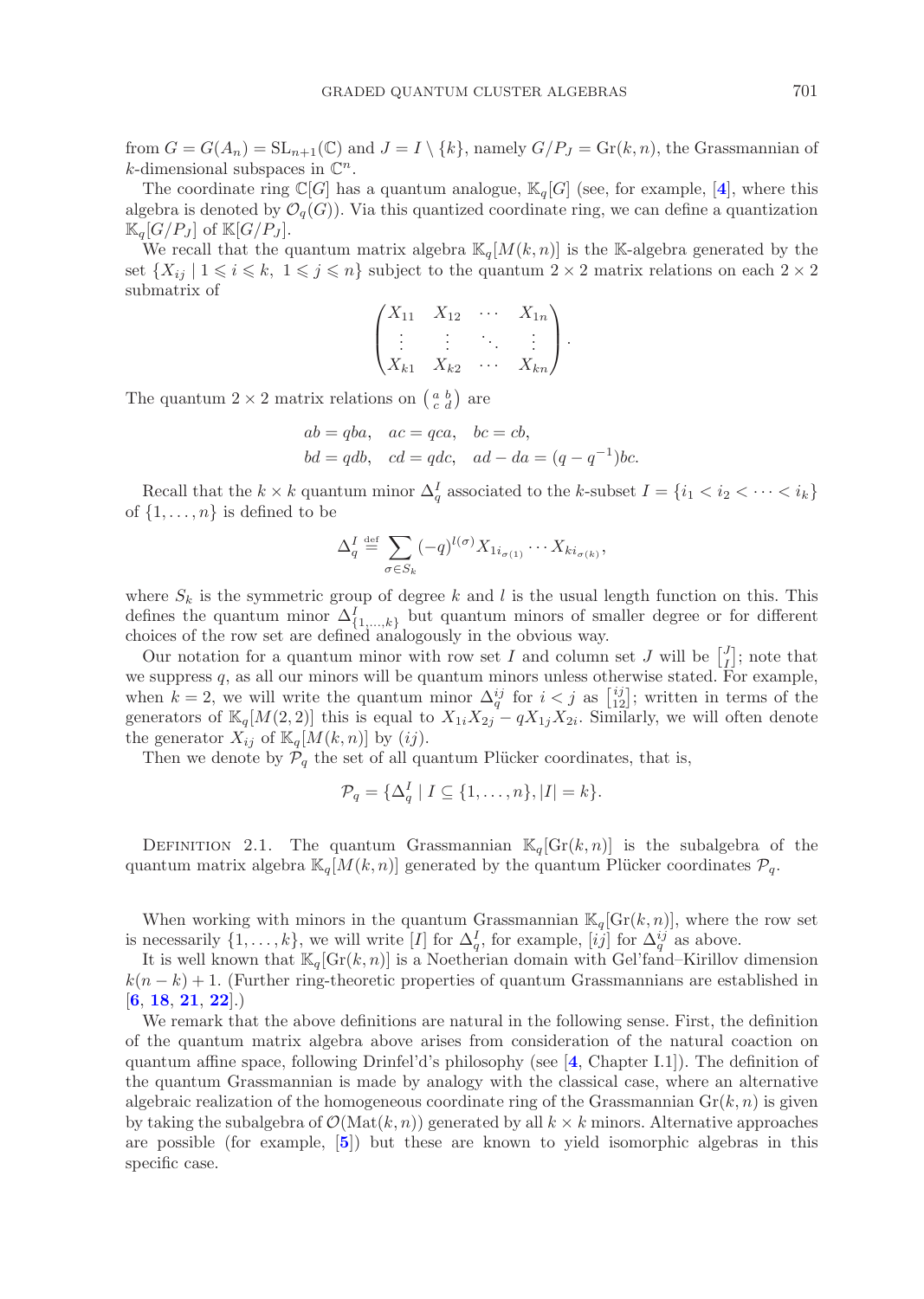from $G = G(A_n) = \mathrm{SL}_{n+1}(\mathbb{C})$ and $J = I \setminus \{k\}$, namely $G/P_J = \mathrm{Gr}(k, n)$, the Grassmannian of $k$-dimensional subspaces in $\mathbb{C}^n$.

The coordinate ring $\mathbb{C}[G]$ has a quantum analogue, $\mathbb{K}_q[G]$ (see, for example, [**4**], where this algebra is denoted by $\mathcal{O}_q(G)$). Via this quantized coordinate ring, we can define a quantization $\mathbb{K}_q[G/P_J]$ of $\mathbb{K}[G/P_J]$.

We recall that the quantum matrix algebra $\mathbb{K}_q[M(k, n)]$ is the $\mathbb{K}$-algebra generated by the set $\{X_{ij} \mid 1 \leqslant i \leqslant k,\ 1 \leqslant j \leqslant n\}$ subject to the quantum $2 \times 2$ matrix relations on each $2 \times 2$ submatrix of

$$\begin{pmatrix} X_{11} & X_{12} & \cdots & X_{1n} \\ \vdots & \vdots & \ddots & \vdots \\ X_{k1} & X_{k2} & \cdots & X_{kn} \end{pmatrix}.$$

The quantum $2 \times 2$ matrix relations on $\left(\begin{smallmatrix} a & b \\ c & d \end{smallmatrix}\right)$ are

$$\begin{aligned} &ab = qba, \quad ac = qca, \quad bc = cb, \\ &bd = qdb, \quad cd = qdc, \quad ad - da = (q - q^{-1})bc. \end{aligned}$$

Recall that the $k \times k$ quantum minor $\Delta_q^I$ associated to the $k$-subset $I = \{i_1 < i_2 < \cdots < i_k\}$ of $\{1, \ldots, n\}$ is defined to be

$$\Delta_q^I \stackrel{\text{def}}{=} \sum_{\sigma \in S_k} (-q)^{l(\sigma)} X_{1 i_{\sigma(1)}} \cdots X_{k i_{\sigma(k)}},$$

where $S_k$ is the symmetric group of degree $k$ and $l$ is the usual length function on this. This defines the quantum minor $\Delta_{\{1,\ldots,k\}}^I$ but quantum minors of smaller degree or for different choices of the row set are defined analogously in the obvious way.

Our notation for a quantum minor with row set $I$ and column set $J$ will be $\left[\begin{smallmatrix} J \\ I \end{smallmatrix}\right]$; note that we suppress $q$, as all our minors will be quantum minors unless otherwise stated. For example, when $k = 2$, we will write the quantum minor $\Delta_q^{ij}$ for $i < j$ as $\left[\begin{smallmatrix} ij \\ 12 \end{smallmatrix}\right]$; written in terms of the generators of $\mathbb{K}_q[M(2, 2)]$ this is equal to $X_{1i}X_{2j} - qX_{1j}X_{2i}$. Similarly, we will often denote the generator $X_{ij}$ of $\mathbb{K}_q[M(k, n)]$ by $(ij)$.

Then we denote by $\mathcal{P}_q$ the set of all quantum Plücker coordinates, that is,

$$\mathcal{P}_q = \{\Delta_q^I \mid I \subseteq \{1, \ldots, n\}, |I| = k\}.$$

Definition 2.1. The quantum Grassmannian $\mathbb{K}_q[\mathrm{Gr}(k, n)]$ is the subalgebra of the quantum matrix algebra $\mathbb{K}_q[M(k, n)]$ generated by the quantum Plücker coordinates $\mathcal{P}_q$.

When working with minors in the quantum Grassmannian $\mathbb{K}_q[\mathrm{Gr}(k, n)]$, where the row set is necessarily $\{1, \ldots, k\}$, we will write $[I]$ for $\Delta_q^I$, for example, $[ij]$ for $\Delta_q^{ij}$ as above.

It is well known that $\mathbb{K}_q[\mathrm{Gr}(k, n)]$ is a Noetherian domain with Gel'fand–Kirillov dimension $k(n - k) + 1$. (Further ring-theoretic properties of quantum Grassmannians are established in [**6**, **18**, **21**, **22**].)

We remark that the above definitions are natural in the following sense. First, the definition of the quantum matrix algebra above arises from consideration of the natural coaction on quantum affine space, following Drinfel'd's philosophy (see [**4**, Chapter I.1]). The definition of the quantum Grassmannian is made by analogy with the classical case, where an alternative algebraic realization of the homogeneous coordinate ring of the Grassmannian $\mathrm{Gr}(k, n)$ is given by taking the subalgebra of $\mathcal{O}(\mathrm{Mat}(k, n))$ generated by all $k \times k$ minors. Alternative approaches are possible (for example, [**5**]) but these are known to yield isomorphic algebras in this specific case.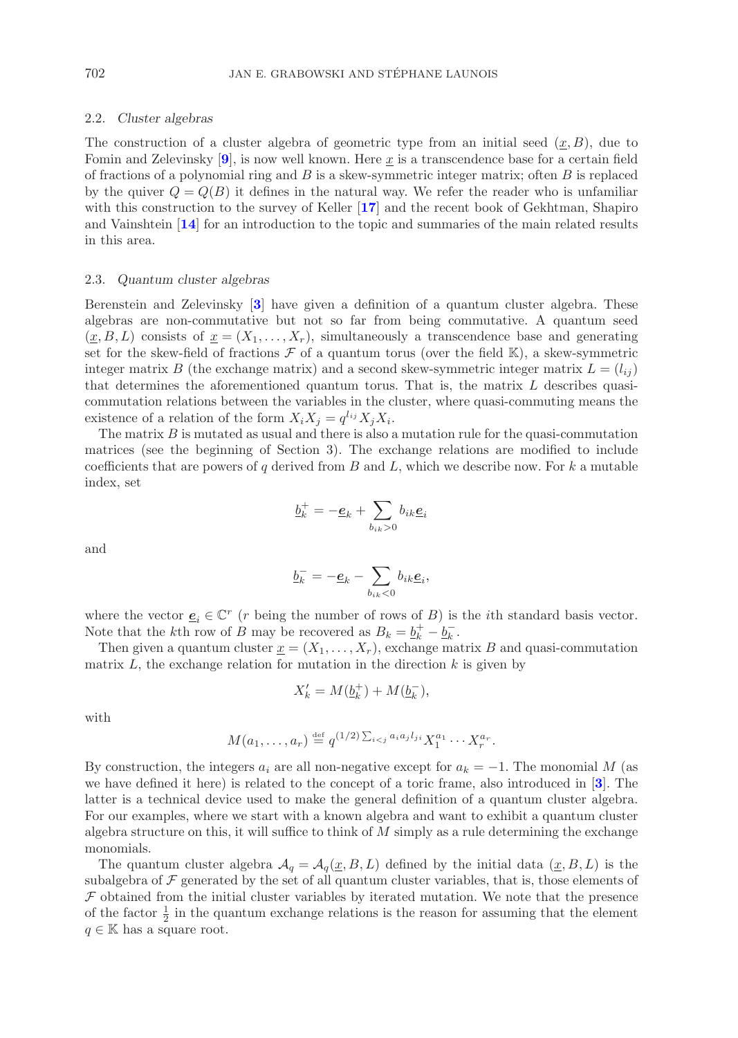### 2.2. *Cluster algebras*

The construction of a cluster algebra of geometric type from an initial seed $(\underline{x}, B)$, due to Fomin and Zelevinsky [**9**], is now well known. Here $\underline{x}$ is a transcendence base for a certain field of fractions of a polynomial ring and $B$ is a skew-symmetric integer matrix; often $B$ is replaced by the quiver $Q = Q(B)$ it defines in the natural way. We refer the reader who is unfamiliar with this construction to the survey of Keller [**17**] and the recent book of Gekhtman, Shapiro and Vainshtein [**14**] for an introduction to the topic and summaries of the main related results in this area.

### 2.3. *Quantum cluster algebras*

Berenstein and Zelevinsky [**3**] have given a definition of a quantum cluster algebra. These algebras are non-commutative but not so far from being commutative. A quantum seed $(\underline{x}, B, L)$ consists of $\underline{x} = (X_1, \ldots, X_r)$, simultaneously a transcendence base and generating set for the skew-field of fractions $\mathcal{F}$ of a quantum torus (over the field $\mathbb{K}$), a skew-symmetric integer matrix $B$ (the exchange matrix) and a second skew-symmetric integer matrix $L = (l_{ij})$ that determines the aforementioned quantum torus. That is, the matrix $L$ describes quasi-commutation relations between the variables in the cluster, where quasi-commuting means the existence of a relation of the form $X_i X_j = q^{l_{ij}} X_j X_i$.

The matrix $B$ is mutated as usual and there is also a mutation rule for the quasi-commutation matrices (see the beginning of Section 3). The exchange relations are modified to include coefficients that are powers of $q$ derived from $B$ and $L$, which we describe now. For $k$ a mutable index, set

$$\underline{b}_k^+ = -\underline{\boldsymbol{e}}_k + \sum_{b_{ik} > 0} b_{ik} \underline{\boldsymbol{e}}_i$$

and

$$\underline{b}_k^- = -\underline{\boldsymbol{e}}_k - \sum_{b_{ik} < 0} b_{ik} \underline{\boldsymbol{e}}_i,$$

where the vector $\underline{\boldsymbol{e}}_i \in \mathbb{C}^r$ ($r$ being the number of rows of $B$) is the $i$th standard basis vector. Note that the $k$th row of $B$ may be recovered as $B_k = \underline{b}_k^+ - \underline{b}_k^-$.

Then given a quantum cluster $\underline{x} = (X_1, \ldots, X_r)$, exchange matrix $B$ and quasi-commutation matrix $L$, the exchange relation for mutation in the direction $k$ is given by

$$X_k' = M(\underline{b}_k^+) + M(\underline{b}_k^-),$$

with

$$M(a_1, \ldots, a_r) \stackrel{\text{def}}{=} q^{(1/2) \sum_{i<j} a_i a_j l_{ji}} X_1^{a_1} \cdots X_r^{a_r}.$$

By construction, the integers $a_i$ are all non-negative except for $a_k = -1$. The monomial $M$ (as we have defined it here) is related to the concept of a toric frame, also introduced in [**3**]. The latter is a technical device used to make the general definition of a quantum cluster algebra. For our examples, where we start with a known algebra and want to exhibit a quantum cluster algebra structure on this, it will suffice to think of $M$ simply as a rule determining the exchange monomials.

The quantum cluster algebra $\mathcal{A}_q = \mathcal{A}_q(\underline{x}, B, L)$ defined by the initial data $(\underline{x}, B, L)$ is the subalgebra of $\mathcal{F}$ generated by the set of all quantum cluster variables, that is, those elements of $\mathcal{F}$ obtained from the initial cluster variables by iterated mutation. We note that the presence of the factor $\frac{1}{2}$ in the quantum exchange relations is the reason for assuming that the element $q \in \mathbb{K}$ has a square root.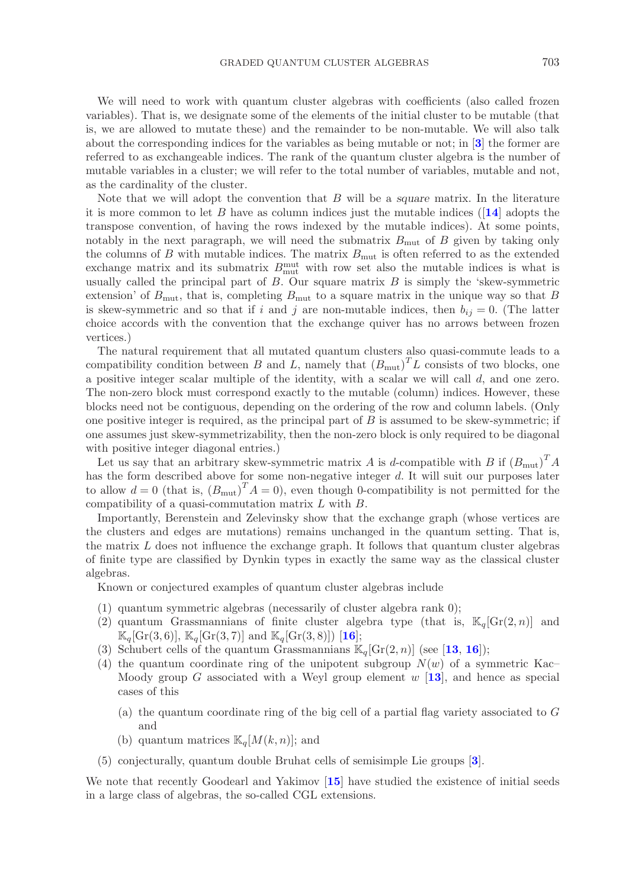We will need to work with quantum cluster algebras with coefficients (also called frozen variables). That is, we designate some of the elements of the initial cluster to be mutable (that is, we are allowed to mutate these) and the remainder to be non-mutable. We will also talk about the corresponding indices for the variables as being mutable or not; in [**3**] the former are referred to as exchangeable indices. The rank of the quantum cluster algebra is the number of mutable variables in a cluster; we will refer to the total number of variables, mutable and not, as the cardinality of the cluster.

Note that we will adopt the convention that $B$ will be a *square* matrix. In the literature it is more common to let $B$ have as column indices just the mutable indices ([**14**] adopts the transpose convention, of having the rows indexed by the mutable indices). At some points, notably in the next paragraph, we will need the submatrix $B_{\mathrm{mut}}$ of $B$ given by taking only the columns of $B$ with mutable indices. The matrix $B_{\mathrm{mut}}$ is often referred to as the extended exchange matrix and its submatrix $B_{\mathrm{mut}}^{\mathrm{mut}}$ with row set also the mutable indices is what is usually called the principal part of $B$. Our square matrix $B$ is simply the 'skew-symmetric extension' of $B_{\mathrm{mut}}$, that is, completing $B_{\mathrm{mut}}$ to a square matrix in the unique way so that $B$ is skew-symmetric and so that if $i$ and $j$ are non-mutable indices, then $b_{ij} = 0$. (The latter choice accords with the convention that the exchange quiver has no arrows between frozen vertices.)

The natural requirement that all mutated quantum clusters also quasi-commute leads to a compatibility condition between $B$ and $L$, namely that $(B_{\mathrm{mut}})^T L$ consists of two blocks, one a positive integer scalar multiple of the identity, with a scalar we will call $d$, and one zero. The non-zero block must correspond exactly to the mutable (column) indices. However, these blocks need not be contiguous, depending on the ordering of the row and column labels. (Only one positive integer is required, as the principal part of $B$ is assumed to be skew-symmetric; if one assumes just skew-symmetrizability, then the non-zero block is only required to be diagonal with positive integer diagonal entries.)

Let us say that an arbitrary skew-symmetric matrix $A$ is $d$-compatible with $B$ if $(B_{\mathrm{mut}})^T A$ has the form described above for some non-negative integer $d$. It will suit our purposes later to allow $d = 0$ (that is, $(B_{\mathrm{mut}})^T A = 0$), even though 0-compatibility is not permitted for the compatibility of a quasi-commutation matrix $L$ with $B$.

Importantly, Berenstein and Zelevinsky show that the exchange graph (whose vertices are the clusters and edges are mutations) remains unchanged in the quantum setting. That is, the matrix $L$ does not influence the exchange graph. It follows that quantum cluster algebras of finite type are classified by Dynkin types in exactly the same way as the classical cluster algebras.

Known or conjectured examples of quantum cluster algebras include

(1) quantum symmetric algebras (necessarily of cluster algebra rank 0);
(2) quantum Grassmannians of finite cluster algebra type (that is, $\mathbb{K}_q[\mathrm{Gr}(2,n)]$ and $\mathbb{K}_q[\mathrm{Gr}(3,6)]$, $\mathbb{K}_q[\mathrm{Gr}(3,7)]$ and $\mathbb{K}_q[\mathrm{Gr}(3,8)]$) [**16**];
(3) Schubert cells of the quantum Grassmannians $\mathbb{K}_q[\mathrm{Gr}(2,n)]$ (see [**13**, **16**]);
(4) the quantum coordinate ring of the unipotent subgroup $N(w)$ of a symmetric Kac–Moody group $G$ associated with a Weyl group element $w$ [**13**], and hence as special cases of this
    (a) the quantum coordinate ring of the big cell of a partial flag variety associated to $G$ and
    (b) quantum matrices $\mathbb{K}_q[M(k,n)]$; and
(5) conjecturally, quantum double Bruhat cells of semisimple Lie groups [**3**].

We note that recently Goodearl and Yakimov [**15**] have studied the existence of initial seeds in a large class of algebras, the so-called CGL extensions.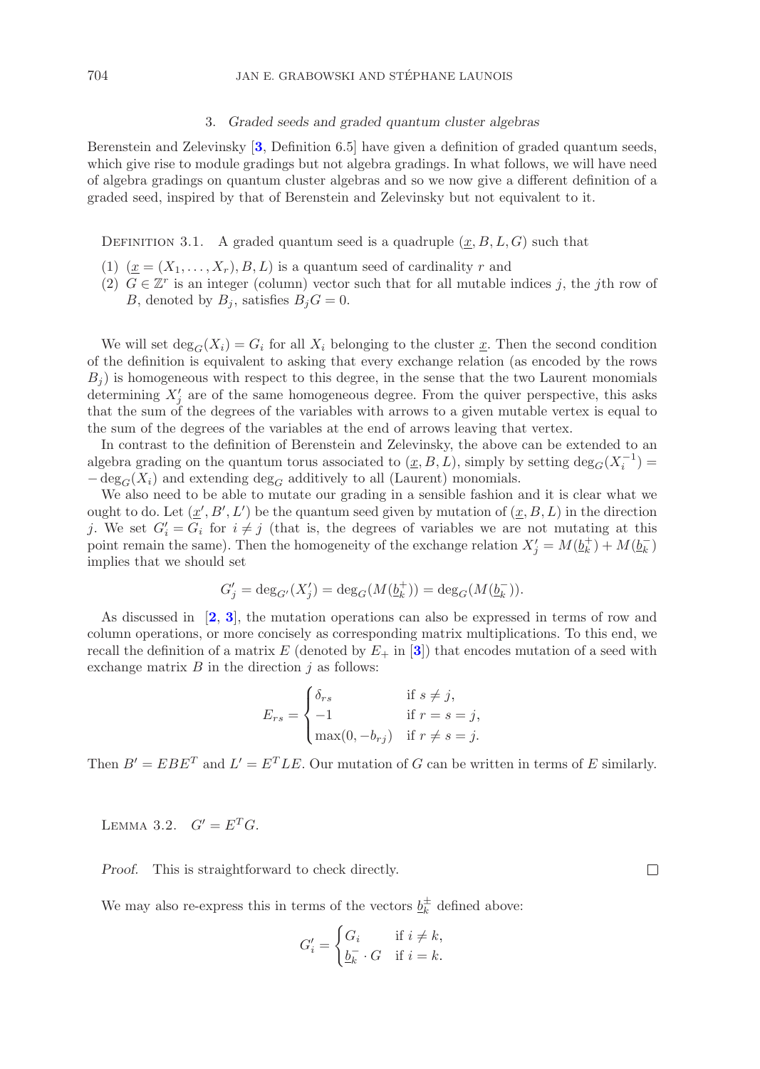## 3. *Graded seeds and graded quantum cluster algebras*

Berenstein and Zelevinsky [**3**, Definition 6.5] have given a definition of graded quantum seeds, which give rise to module gradings but not algebra gradings. In what follows, we will have need of algebra gradings on quantum cluster algebras and so we now give a different definition of a graded seed, inspired by that of Berenstein and Zelevinsky but not equivalent to it.

DEFINITION 3.1. A graded quantum seed is a quadruple $(\underline{x}, B, L, G)$ such that

(1) $(\underline{x} = (X_1, \ldots, X_r), B, L)$ is a quantum seed of cardinality $r$ and
(2) $G \in \mathbb{Z}^r$ is an integer (column) vector such that for all mutable indices $j$, the $j$th row of $B$, denoted by $B_j$, satisfies $B_j G = 0$.

We will set $\deg_G(X_i) = G_i$ for all $X_i$ belonging to the cluster $\underline{x}$. Then the second condition of the definition is equivalent to asking that every exchange relation (as encoded by the rows $B_j$) is homogeneous with respect to this degree, in the sense that the two Laurent monomials determining $X_j'$ are of the same homogeneous degree. From the quiver perspective, this asks that the sum of the degrees of the variables with arrows to a given mutable vertex is equal to the sum of the degrees of the variables at the end of arrows leaving that vertex.

In contrast to the definition of Berenstein and Zelevinsky, the above can be extended to an algebra grading on the quantum torus associated to $(\underline{x}, B, L)$, simply by setting $\deg_G(X_i^{-1}) = -\deg_G(X_i)$ and extending $\deg_G$ additively to all (Laurent) monomials.

We also need to be able to mutate our grading in a sensible fashion and it is clear what we ought to do. Let $(\underline{x}', B', L')$ be the quantum seed given by mutation of $(\underline{x}, B, L)$ in the direction $j$. We set $G_i' = G_i$ for $i \neq j$ (that is, the degrees of variables we are not mutating at this point remain the same). Then the homogeneity of the exchange relation $X_j' = M(\underline{b}_k^+) + M(\underline{b}_k^-)$ implies that we should set

$$G_j' = \deg_{G'}(X_j') = \deg_G(M(\underline{b}_k^+)) = \deg_G(M(\underline{b}_k^-)).$$

As discussed in [**2**, **3**], the mutation operations can also be expressed in terms of row and column operations, or more concisely as corresponding matrix multiplications. To this end, we recall the definition of a matrix $E$ (denoted by $E_+$ in [**3**]) that encodes mutation of a seed with exchange matrix $B$ in the direction $j$ as follows:

$$E_{rs} = \begin{cases} \delta_{rs} & \text{if } s \neq j, \\ -1 & \text{if } r = s = j, \\ \max(0, -b_{rj}) & \text{if } r \neq s = j. \end{cases}$$

Then $B' = EBE^T$ and $L' = E^T L E$. Our mutation of $G$ can be written in terms of $E$ similarly.

LEMMA 3.2. $G' = E^T G$.

*Proof.* This is straightforward to check directly. □

We may also re-express this in terms of the vectors $\underline{b}_k^{\pm}$ defined above:

$$G_i' = \begin{cases} G_i & \text{if } i \neq k, \\ \underline{b}_k^- \cdot G & \text{if } i = k. \end{cases}$$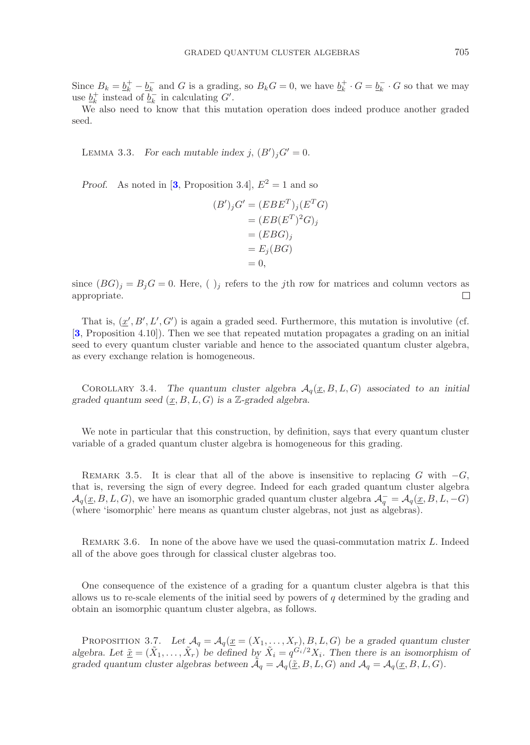Since $B_k = \underline{b}_k^+ - \underline{b}_k^-$ and $G$ is a grading, so $B_k G = 0$, we have $\underline{b}_k^+ \cdot G = \underline{b}_k^- \cdot G$ so that we may use $\underline{b}_k^+$ instead of $\underline{b}_k^-$ in calculating $G'$.

We also need to know that this mutation operation does indeed produce another graded seed.

Lemma 3.3. *For each mutable index $j$, $(B')_j G' = 0$.*

*Proof.* As noted in [3, Proposition 3.4], $E^2 = 1$ and so

$$
\begin{aligned}
(B')_j G' &= (EBE^T)_j (E^T G) \\
&= (EB(E^T)^2 G)_j \\
&= (EBG)_j \\
&= E_j (BG) \\
&= 0,
\end{aligned}
$$

since $(BG)_j = B_j G = 0$. Here, $(\ )_j$ refers to the $j$th row for matrices and column vectors as appropriate. □

That is, $(\underline{x}', B', L', G')$ is again a graded seed. Furthermore, this mutation is involutive (cf. [3, Proposition 4.10]). Then we see that repeated mutation propagates a grading on an initial seed to every quantum cluster variable and hence to the associated quantum cluster algebra, as every exchange relation is homogeneous.

Corollary 3.4. *The quantum cluster algebra $\mathcal{A}_q(\underline{x}, B, L, G)$ associated to an initial graded quantum seed $(\underline{x}, B, L, G)$ is a $\mathbb{Z}$-graded algebra.*

We note in particular that this construction, by definition, says that every quantum cluster variable of a graded quantum cluster algebra is homogeneous for this grading.

Remark 3.5. It is clear that all of the above is insensitive to replacing $G$ with $-G$, that is, reversing the sign of every degree. Indeed for each graded quantum cluster algebra $\mathcal{A}_q(\underline{x}, B, L, G)$, we have an isomorphic graded quantum cluster algebra $\mathcal{A}_q^- = \mathcal{A}_q(\underline{x}, B, L, -G)$ (where 'isomorphic' here means as quantum cluster algebras, not just as algebras).

Remark 3.6. In none of the above have we used the quasi-commutation matrix $L$. Indeed all of the above goes through for classical cluster algebras too.

One consequence of the existence of a grading for a quantum cluster algebra is that this allows us to re-scale elements of the initial seed by powers of $q$ determined by the grading and obtain an isomorphic quantum cluster algebra, as follows.

Proposition 3.7. *Let $\mathcal{A}_q = \mathcal{A}_q(\underline{x} = (X_1, \dots, X_r), B, L, G)$ be a graded quantum cluster algebra. Let $\underline{\tilde{x}} = (\tilde{X}_1, \dots, \tilde{X}_r)$ be defined by $\tilde{X}_i = q^{G_i/2} X_i$. Then there is an isomorphism of graded quantum cluster algebras between $\tilde{\mathcal{A}}_q = \mathcal{A}_q(\underline{\tilde{x}}, B, L, G)$ and $\mathcal{A}_q = \mathcal{A}_q(\underline{x}, B, L, G)$.*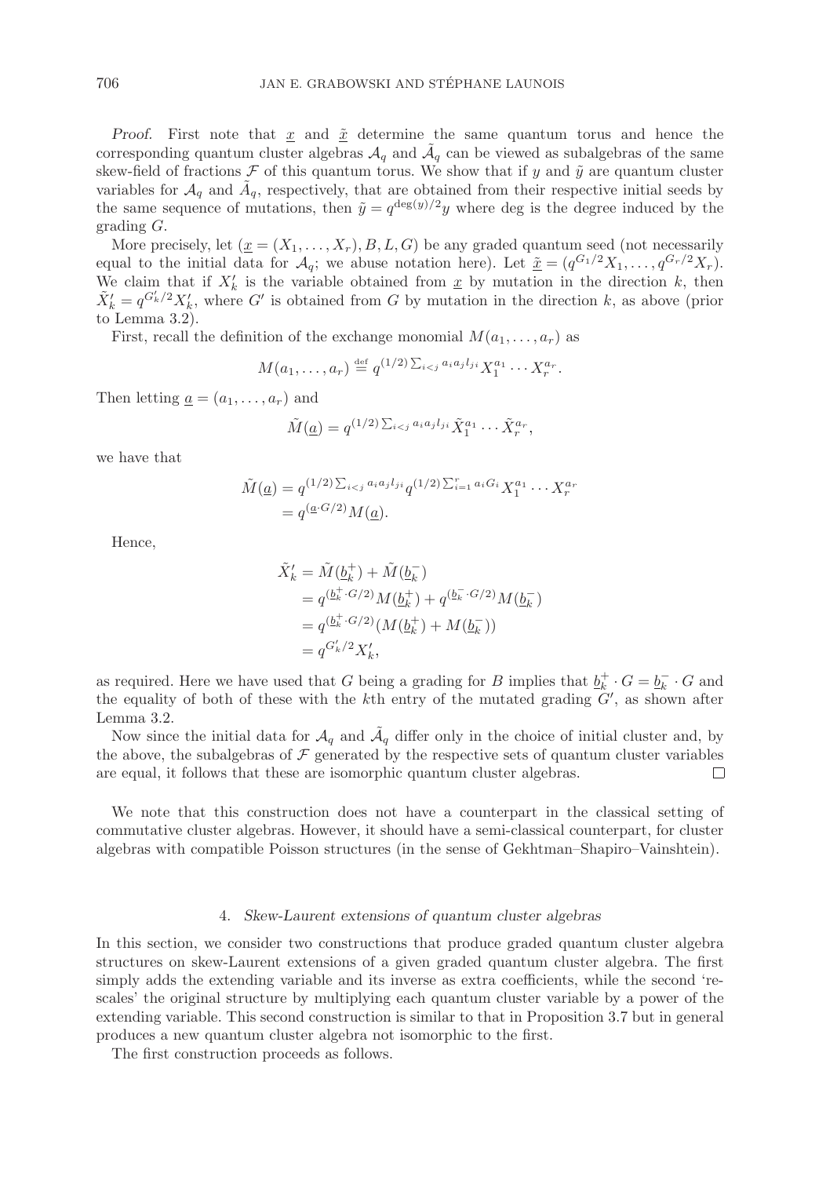*Proof.* First note that $\underline{x}$ and $\tilde{\underline{x}}$ determine the same quantum torus and hence the corresponding quantum cluster algebras $\mathcal{A}_q$ and $\tilde{\mathcal{A}}_q$ can be viewed as subalgebras of the same skew-field of fractions $\mathcal{F}$ of this quantum torus. We show that if $y$ and $\tilde{y}$ are quantum cluster variables for $\mathcal{A}_q$ and $\tilde{A}_q$, respectively, that are obtained from their respective initial seeds by the same sequence of mutations, then $\tilde{y} = q^{\deg(y)/2} y$ where deg is the degree induced by the grading $G$.

More precisely, let $(\underline{x} = (X_1, \ldots, X_r), B, L, G)$ be any graded quantum seed (not necessarily equal to the initial data for $\mathcal{A}_q$; we abuse notation here). Let $\tilde{\underline{x}} = (q^{G_1/2}X_1, \ldots, q^{G_r/2}X_r)$. We claim that if $X_k'$ is the variable obtained from $\underline{x}$ by mutation in the direction $k$, then $\tilde{X}_k' = q^{G_k'/2}X_k'$, where $G'$ is obtained from $G$ by mutation in the direction $k$, as above (prior to Lemma 3.2).

First, recall the definition of the exchange monomial $M(a_1, \ldots, a_r)$ as

$$M(a_1, \ldots, a_r) \stackrel{\text{def}}{=} q^{(1/2)\sum_{i<j} a_i a_j l_{ji}} X_1^{a_1} \cdots X_r^{a_r}.$$

Then letting $\underline{a} = (a_1, \ldots, a_r)$ and

$$\tilde{M}(\underline{a}) = q^{(1/2)\sum_{i<j} a_i a_j l_{ji}} \tilde{X}_1^{a_1} \cdots \tilde{X}_r^{a_r},$$

we have that

$$\begin{aligned}
\tilde{M}(\underline{a}) &= q^{(1/2)\sum_{i<j} a_i a_j l_{ji}} q^{(1/2)\sum_{i=1}^{r} a_i G_i} X_1^{a_1} \cdots X_r^{a_r} \\
&= q^{(\underline{a}\cdot G/2)} M(\underline{a}).
\end{aligned}$$

Hence,

$$\begin{aligned}
\tilde{X}_k' &= \tilde{M}(\underline{b}_k^+) + \tilde{M}(\underline{b}_k^-) \\
&= q^{(\underline{b}_k^+ \cdot G/2)} M(\underline{b}_k^+) + q^{(\underline{b}_k^- \cdot G/2)} M(\underline{b}_k^-) \\
&= q^{(\underline{b}_k^+ \cdot G/2)} (M(\underline{b}_k^+) + M(\underline{b}_k^-)) \\
&= q^{G_k'/2} X_k',
\end{aligned}$$

as required. Here we have used that $G$ being a grading for $B$ implies that $\underline{b}_k^+ \cdot G = \underline{b}_k^- \cdot G$ and the equality of both of these with the $k$th entry of the mutated grading $G'$, as shown after Lemma 3.2.

Now since the initial data for $\mathcal{A}_q$ and $\tilde{\mathcal{A}}_q$ differ only in the choice of initial cluster and, by the above, the subalgebras of $\mathcal{F}$ generated by the respective sets of quantum cluster variables are equal, it follows that these are isomorphic quantum cluster algebras. □

We note that this construction does not have a counterpart in the classical setting of commutative cluster algebras. However, it should have a semi-classical counterpart, for cluster algebras with compatible Poisson structures (in the sense of Gekhtman–Shapiro–Vainshtein).

## 4. *Skew-Laurent extensions of quantum cluster algebras*

In this section, we consider two constructions that produce graded quantum cluster algebra structures on skew-Laurent extensions of a given graded quantum cluster algebra. The first simply adds the extending variable and its inverse as extra coefficients, while the second 're-scales' the original structure by multiplying each quantum cluster variable by a power of the extending variable. This second construction is similar to that in Proposition 3.7 but in general produces a new quantum cluster algebra not isomorphic to the first.

The first construction proceeds as follows.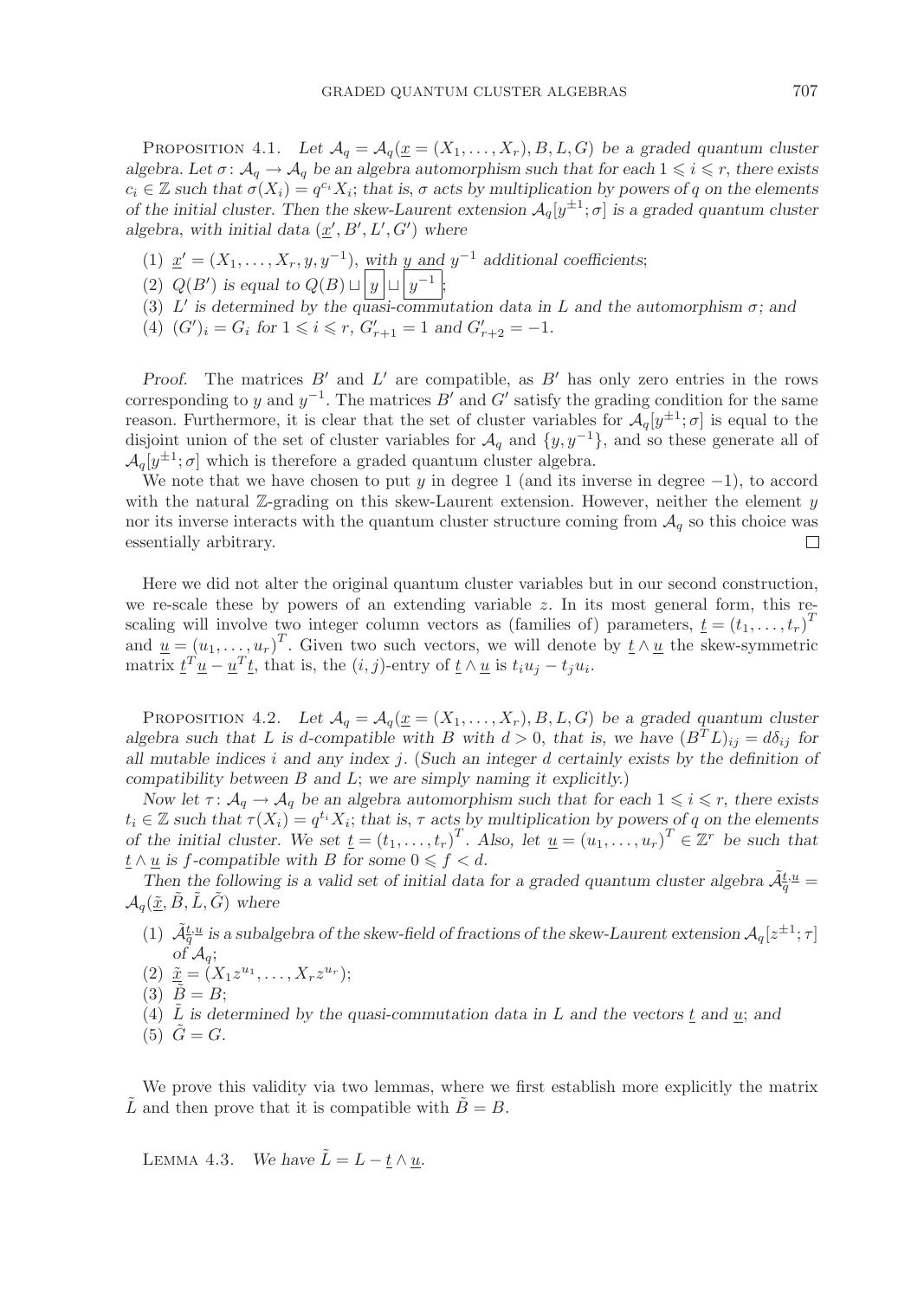Proposition 4.1. *Let $\mathcal{A}_q = \mathcal{A}_q(\underline{x} = (X_1, \ldots, X_r), B, L, G)$ be a graded quantum cluster algebra. Let $\sigma\colon \mathcal{A}_q \to \mathcal{A}_q$ be an algebra automorphism such that for each $1 \leqslant i \leqslant r$, there exists $c_i \in \mathbb{Z}$ such that $\sigma(X_i) = q^{c_i} X_i$; that is, $\sigma$ acts by multiplication by powers of $q$ on the elements of the initial cluster. Then the skew-Laurent extension $\mathcal{A}_q[y^{\pm 1}; \sigma]$ is a graded quantum cluster algebra, with initial data $(\underline{x}', B', L', G')$ where*

1. *$\underline{x}' = (X_1, \ldots, X_r, y, y^{-1})$, with $y$ and $y^{-1}$ additional coefficients;*
2. *$Q(B')$ is equal to $Q(B) \sqcup \boxed{y} \sqcup \boxed{y^{-1}}$;*
3. *$L'$ is determined by the quasi-commutation data in $L$ and the automorphism $\sigma$; and*
4. *$(G')_i = G_i$ for $1 \leqslant i \leqslant r$, $G'_{r+1} = 1$ and $G'_{r+2} = -1$.*

*Proof.* The matrices $B'$ and $L'$ are compatible, as $B'$ has only zero entries in the rows corresponding to $y$ and $y^{-1}$. The matrices $B'$ and $G'$ satisfy the grading condition for the same reason. Furthermore, it is clear that the set of cluster variables for $\mathcal{A}_q[y^{\pm 1}; \sigma]$ is equal to the disjoint union of the set of cluster variables for $\mathcal{A}_q$ and $\{y, y^{-1}\}$, and so these generate all of $\mathcal{A}_q[y^{\pm 1}; \sigma]$ which is therefore a graded quantum cluster algebra.

We note that we have chosen to put $y$ in degree 1 (and its inverse in degree $-1$), to accord with the natural $\mathbb{Z}$-grading on this skew-Laurent extension. However, neither the element $y$ nor its inverse interacts with the quantum cluster structure coming from $\mathcal{A}_q$ so this choice was essentially arbitrary. □

Here we did not alter the original quantum cluster variables but in our second construction, we re-scale these by powers of an extending variable $z$. In its most general form, this re-scaling will involve two integer column vectors as (families of) parameters, $\underline{t} = (t_1, \ldots, t_r)^T$ and $\underline{u} = (u_1, \ldots, u_r)^T$. Given two such vectors, we will denote by $\underline{t} \wedge \underline{u}$ the skew-symmetric matrix $\underline{t}^T \underline{u} - \underline{u}^T \underline{t}$, that is, the $(i, j)$-entry of $\underline{t} \wedge \underline{u}$ is $t_i u_j - t_j u_i$.

Proposition 4.2. *Let $\mathcal{A}_q = \mathcal{A}_q(\underline{x} = (X_1, \ldots, X_r), B, L, G)$ be a graded quantum cluster algebra such that $L$ is $d$-compatible with $B$ with $d > 0$, that is, we have $(B^T L)_{ij} = d\delta_{ij}$ for all mutable indices $i$ and any index $j$. (Such an integer $d$ certainly exists by the definition of compatibility between $B$ and $L$; we are simply naming it explicitly.)*

*Now let $\tau\colon \mathcal{A}_q \to \mathcal{A}_q$ be an algebra automorphism such that for each $1 \leqslant i \leqslant r$, there exists $t_i \in \mathbb{Z}$ such that $\tau(X_i) = q^{t_i} X_i$; that is, $\tau$ acts by multiplication by powers of $q$ on the elements of the initial cluster. We set $\underline{t} = (t_1, \ldots, t_r)^T$. Also, let $\underline{u} = (u_1, \ldots, u_r)^T \in \mathbb{Z}^r$ be such that $\underline{t} \wedge \underline{u}$ is $f$-compatible with $B$ for some $0 \leqslant f < d$.*

*Then the following is a valid set of initial data for a graded quantum cluster algebra $\tilde{\mathcal{A}}_{\tilde{q}}^{\underline{t},\underline{u}} = \mathcal{A}_q(\tilde{\underline{x}}, \tilde{B}, \tilde{L}, \tilde{G})$ where*

1. *$\tilde{\mathcal{A}}_{\tilde{q}}^{\underline{t},\underline{u}}$ is a subalgebra of the skew-field of fractions of the skew-Laurent extension $\mathcal{A}_q[z^{\pm 1}; \tau]$ of $\mathcal{A}_q$;*
2. *$\tilde{\underline{x}} = (X_1 z^{u_1}, \ldots, X_r z^{u_r})$;*
3. *$\tilde{B} = B$;*
4. *$\tilde{L}$ is determined by the quasi-commutation data in $L$ and the vectors $\underline{t}$ and $\underline{u}$; and*
5. *$\tilde{G} = G$.*

We prove this validity via two lemmas, where we first establish more explicitly the matrix $\tilde{L}$ and then prove that it is compatible with $\tilde{B} = B$.

Lemma 4.3. *We have $\tilde{L} = L - \underline{t} \wedge \underline{u}$.*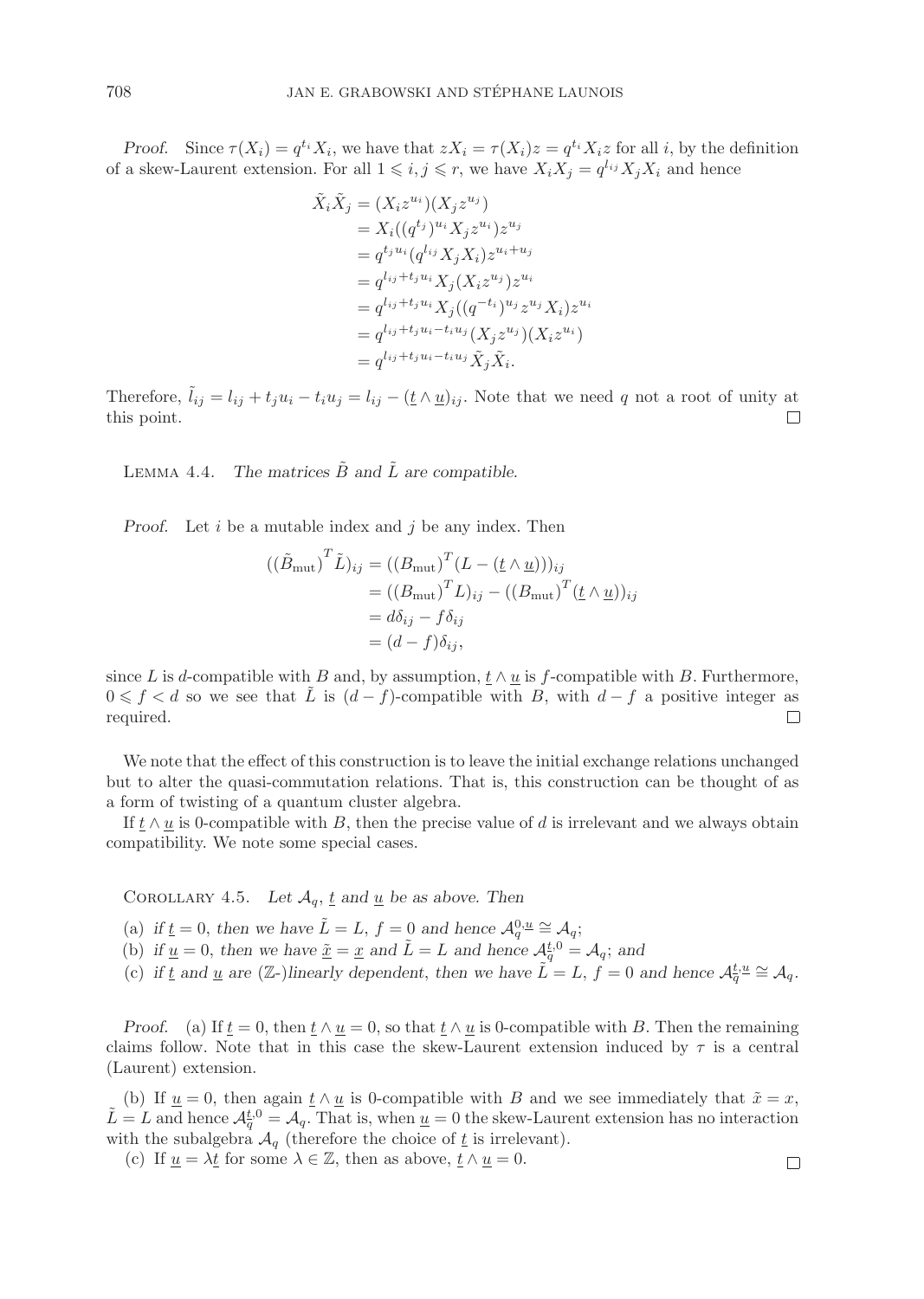*Proof.* Since $\tau(X_i) = q^{t_i} X_i$, we have that $zX_i = \tau(X_i)z = q^{t_i} X_i z$ for all $i$, by the definition of a skew-Laurent extension. For all $1 \leqslant i, j \leqslant r$, we have $X_i X_j = q^{l_{ij}} X_j X_i$ and hence

$$
\begin{aligned}
\tilde{X}_i \tilde{X}_j &= (X_i z^{u_i})(X_j z^{u_j}) \\
&= X_i((q^{t_j})^{u_i} X_j z^{u_i}) z^{u_j} \\
&= q^{t_j u_i}(q^{l_{ij}} X_j X_i) z^{u_i + u_j} \\
&= q^{l_{ij} + t_j u_i} X_j (X_i z^{u_j}) z^{u_i} \\
&= q^{l_{ij} + t_j u_i} X_j ((q^{-t_i})^{u_j} z^{u_j} X_i) z^{u_i} \\
&= q^{l_{ij} + t_j u_i - t_i u_j} (X_j z^{u_j})(X_i z^{u_i}) \\
&= q^{l_{ij} + t_j u_i - t_i u_j} \tilde{X}_j \tilde{X}_i.
\end{aligned}
$$

Therefore, $\tilde{l}_{ij} = l_{ij} + t_j u_i - t_i u_j = l_{ij} - (\underline{t} \wedge \underline{u})_{ij}$. Note that we need $q$ not a root of unity at this point. $\square$

LEMMA 4.4. *The matrices $\tilde{B}$ and $\tilde{L}$ are compatible.*

*Proof.* Let $i$ be a mutable index and $j$ be any index. Then

$$
\begin{aligned}
((\tilde{B}_{\mathrm{mut}})^T \tilde{L})_{ij} &= ((B_{\mathrm{mut}})^T (L - (\underline{t} \wedge \underline{u})))_{ij} \\
&= ((B_{\mathrm{mut}})^T L)_{ij} - ((B_{\mathrm{mut}})^T (\underline{t} \wedge \underline{u}))_{ij} \\
&= d\delta_{ij} - f\delta_{ij} \\
&= (d - f)\delta_{ij},
\end{aligned}
$$

since $L$ is $d$-compatible with $B$ and, by assumption, $\underline{t} \wedge \underline{u}$ is $f$-compatible with $B$. Furthermore, $0 \leqslant f < d$ so we see that $\tilde{L}$ is $(d - f)$-compatible with $B$, with $d - f$ a positive integer as required. $\square$

We note that the effect of this construction is to leave the initial exchange relations unchanged but to alter the quasi-commutation relations. That is, this construction can be thought of as a form of twisting of a quantum cluster algebra.

If $\underline{t} \wedge \underline{u}$ is 0-compatible with $B$, then the precise value of $d$ is irrelevant and we always obtain compatibility. We note some special cases.

COROLLARY 4.5. *Let $\mathcal{A}_q$, $\underline{t}$ and $\underline{u}$ be as above. Then*

(a) *if $\underline{t} = 0$, then we have $\tilde{L} = L$, $f = 0$ and hence $\mathcal{A}_q^{0,\underline{u}} \cong \mathcal{A}_q$;*
(b) *if $\underline{u} = 0$, then we have $\underline{\tilde{x}} = \underline{x}$ and $\tilde{L} = L$ and hence $\mathcal{A}_q^{\underline{t},0} = \mathcal{A}_q$; and*
(c) *if $\underline{t}$ and $\underline{u}$ are ($\mathbb{Z}$-)linearly dependent, then we have $\tilde{L} = L$, $f = 0$ and hence $\mathcal{A}_q^{\underline{t},\underline{u}} \cong \mathcal{A}_q$.*

*Proof.* (a) If $\underline{t} = 0$, then $\underline{t} \wedge \underline{u} = 0$, so that $\underline{t} \wedge \underline{u}$ is 0-compatible with $B$. Then the remaining claims follow. Note that in this case the skew-Laurent extension induced by $\tau$ is a central (Laurent) extension.

(b) If $\underline{u} = 0$, then again $\underline{t} \wedge \underline{u}$ is 0-compatible with $B$ and we see immediately that $\tilde{x} = x$, $\tilde{L} = L$ and hence $\mathcal{A}_q^{\underline{t},0} = \mathcal{A}_q$. That is, when $\underline{u} = 0$ the skew-Laurent extension has no interaction with the subalgebra $\mathcal{A}_q$ (therefore the choice of $\underline{t}$ is irrelevant).

(c) If $\underline{u} = \lambda \underline{t}$ for some $\lambda \in \mathbb{Z}$, then as above, $\underline{t} \wedge \underline{u} = 0$. $\square$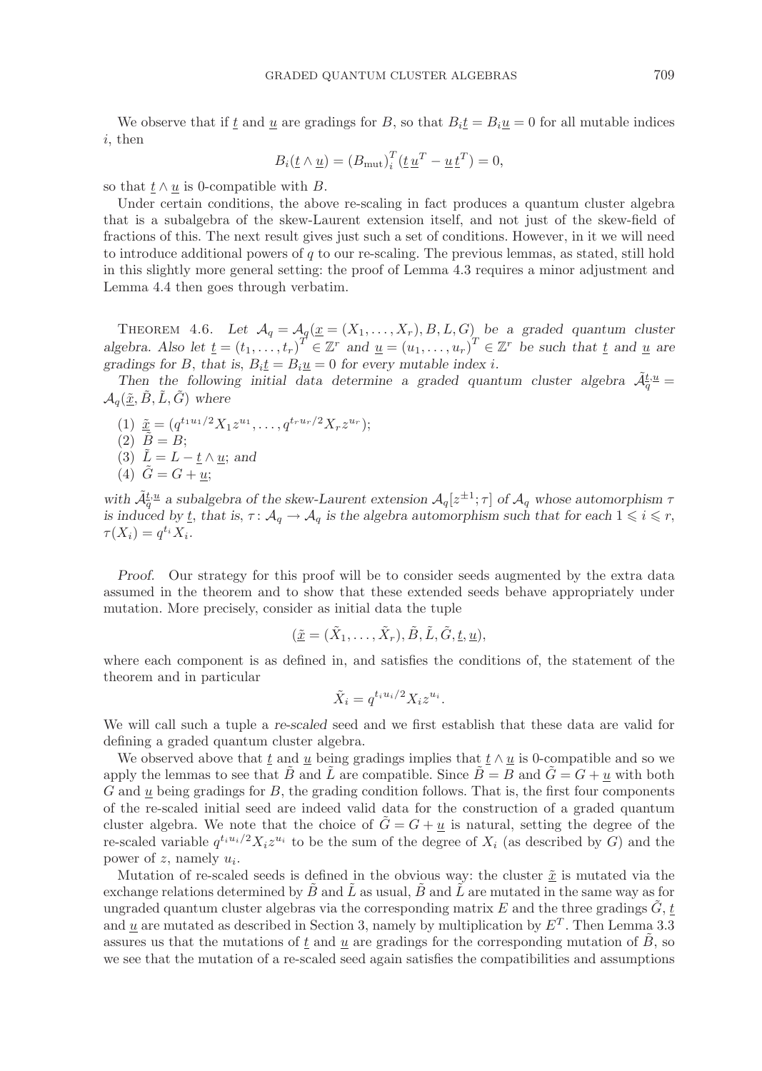We observe that if $\underline{t}$ and $\underline{u}$ are gradings for $B$, so that $B_i\underline{t} = B_i\underline{u} = 0$ for all mutable indices $i$, then

$$B_i(\underline{t} \wedge \underline{u}) = (B_{\mathrm{mut}})_i^T(\underline{t}\,\underline{u}^T - \underline{u}\,\underline{t}^T) = 0,$$

so that $\underline{t} \wedge \underline{u}$ is 0-compatible with $B$.

Under certain conditions, the above re-scaling in fact produces a quantum cluster algebra that is a subalgebra of the skew-Laurent extension itself, and not just of the skew-field of fractions of this. The next result gives just such a set of conditions. However, in it we will need to introduce additional powers of $q$ to our re-scaling. The previous lemmas, as stated, still hold in this slightly more general setting: the proof of Lemma 4.3 requires a minor adjustment and Lemma 4.4 then goes through verbatim.

Theorem 4.6. *Let $\mathcal{A}_q = \mathcal{A}_q(\underline{x} = (X_1, \ldots, X_r), B, L, G)$ be a graded quantum cluster algebra. Also let $\underline{t} = (t_1, \ldots, t_r)^T \in \mathbb{Z}^r$ and $\underline{u} = (u_1, \ldots, u_r)^T \in \mathbb{Z}^r$ be such that $\underline{t}$ and $\underline{u}$ are gradings for $B$, that is, $B_i\underline{t} = B_i\underline{u} = 0$ for every mutable index $i$.*

*Then the following initial data determine a graded quantum cluster algebra $\tilde{\mathcal{A}}_q^{\underline{t},\underline{u}} = \mathcal{A}_q(\tilde{\underline{x}}, \tilde{B}, \tilde{L}, \tilde{G})$ where*

1. $\tilde{\underline{x}} = (q^{t_1u_1/2}X_1z^{u_1}, \ldots, q^{t_ru_r/2}X_rz^{u_r})$;
2. $\tilde{B} = B$;
3. $\tilde{L} = L - \underline{t} \wedge \underline{u}$; *and*
4. $\tilde{G} = G + \underline{u}$;

*with $\tilde{\mathcal{A}}_q^{\underline{t},\underline{u}}$ a subalgebra of the skew-Laurent extension $\mathcal{A}_q[z^{\pm 1}; \tau]$ of $\mathcal{A}_q$ whose automorphism $\tau$ is induced by $\underline{t}$, that is, $\tau\colon \mathcal{A}_q \to \mathcal{A}_q$ is the algebra automorphism such that for each $1 \leqslant i \leqslant r$, $\tau(X_i) = q^{t_i}X_i$.*

*Proof.* Our strategy for this proof will be to consider seeds augmented by the extra data assumed in the theorem and to show that these extended seeds behave appropriately under mutation. More precisely, consider as initial data the tuple

$$(\tilde{\underline{x}} = (\tilde{X}_1, \ldots, \tilde{X}_r), \tilde{B}, \tilde{L}, \tilde{G}, \underline{t}, \underline{u}),$$

where each component is as defined in, and satisfies the conditions of, the statement of the theorem and in particular

$$\tilde{X}_i = q^{t_iu_i/2}X_iz^{u_i}.$$

We will call such a tuple a *re-scaled* seed and we first establish that these data are valid for defining a graded quantum cluster algebra.

We observed above that $\underline{t}$ and $\underline{u}$ being gradings implies that $\underline{t} \wedge \underline{u}$ is 0-compatible and so we apply the lemmas to see that $\tilde{B}$ and $\tilde{L}$ are compatible. Since $\tilde{B} = B$ and $\tilde{G} = G + \underline{u}$ with both $G$ and $\underline{u}$ being gradings for $B$, the grading condition follows. That is, the first four components of the re-scaled initial seed are indeed valid data for the construction of a graded quantum cluster algebra. We note that the choice of $\tilde{G} = G + \underline{u}$ is natural, setting the degree of the re-scaled variable $q^{t_iu_i/2}X_iz^{u_i}$ to be the sum of the degree of $X_i$ (as described by $G$) and the power of $z$, namely $u_i$.

Mutation of re-scaled seeds is defined in the obvious way: the cluster $\tilde{\underline{x}}$ is mutated via the exchange relations determined by $\tilde{B}$ and $\tilde{L}$ as usual, $\tilde{B}$ and $\tilde{L}$ are mutated in the same way as for ungraded quantum cluster algebras via the corresponding matrix $E$ and the three gradings $\tilde{G}$, $\underline{t}$ and $\underline{u}$ are mutated as described in Section 3, namely by multiplication by $E^T$. Then Lemma 3.3 assures us that the mutations of $\underline{t}$ and $\underline{u}$ are gradings for the corresponding mutation of $\tilde{B}$, so we see that the mutation of a re-scaled seed again satisfies the compatibilities and assumptions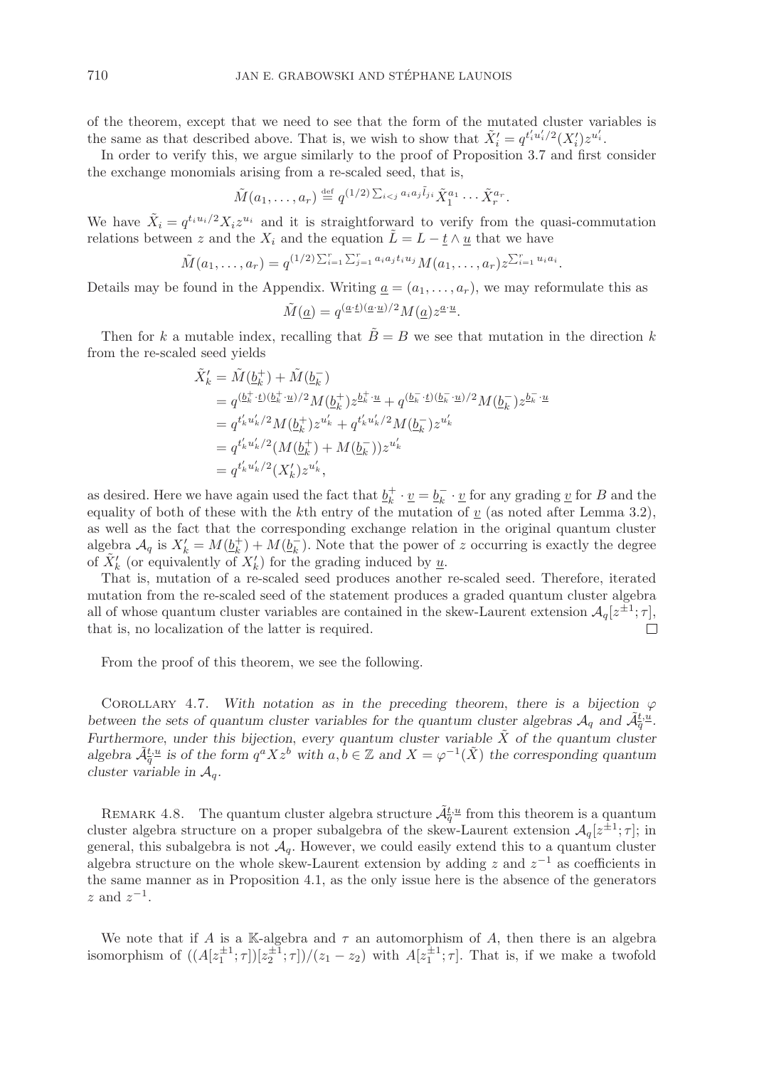of the theorem, except that we need to see that the form of the mutated cluster variables is the same as that described above. That is, we wish to show that $\tilde{X}'_i = q^{t'_i u'_i/2}(X'_i)z^{u'_i}$.

In order to verify this, we argue similarly to the proof of Proposition 3.7 and first consider the exchange monomials arising from a re-scaled seed, that is,

$$\tilde{M}(a_1, \ldots, a_r) \stackrel{\text{def}}{=} q^{(1/2)\sum_{i<j} a_i a_j \tilde{l}_{ji}} \tilde{X}_1^{a_1} \cdots \tilde{X}_r^{a_r}.$$

We have $\tilde{X}_i = q^{t_i u_i/2} X_i z^{u_i}$ and it is straightforward to verify from the quasi-commutation relations between $z$ and the $X_i$ and the equation $\tilde{L} = L - \underline{t} \wedge \underline{u}$ that we have

$$\tilde{M}(a_1, \ldots, a_r) = q^{(1/2)\sum_{i=1}^r \sum_{j=1}^r a_i a_j t_i u_j} M(a_1, \ldots, a_r) z^{\sum_{i=1}^r u_i a_i}.$$

Details may be found in the Appendix. Writing $\underline{a} = (a_1, \ldots, a_r)$, we may reformulate this as

$$\tilde{M}(\underline{a}) = q^{(\underline{a}\cdot\underline{t})(\underline{a}\cdot\underline{u})/2} M(\underline{a}) z^{\underline{a}\cdot\underline{u}}.$$

Then for $k$ a mutable index, recalling that $\tilde{B} = B$ we see that mutation in the direction $k$ from the re-scaled seed yields

$$\begin{aligned}
\tilde{X}'_k &= \tilde{M}(\underline{b}_k^+) + \tilde{M}(\underline{b}_k^-) \\
&= q^{(\underline{b}_k^+\cdot\underline{t})(\underline{b}_k^+\cdot\underline{u})/2} M(\underline{b}_k^+) z^{\underline{b}_k^+\cdot\underline{u}} + q^{(\underline{b}_k^-\cdot\underline{t})(\underline{b}_k^-\cdot\underline{u})/2} M(\underline{b}_k^-) z^{\underline{b}_k^-\cdot\underline{u}} \\
&= q^{t'_k u'_k/2} M(\underline{b}_k^+) z^{u'_k} + q^{t'_k u'_k/2} M(\underline{b}_k^-) z^{u'_k} \\
&= q^{t'_k u'_k/2} (M(\underline{b}_k^+) + M(\underline{b}_k^-)) z^{u'_k} \\
&= q^{t'_k u'_k/2} (X'_k) z^{u'_k},
\end{aligned}$$

as desired. Here we have again used the fact that $\underline{b}_k^+ \cdot \underline{v} = \underline{b}_k^- \cdot \underline{v}$ for any grading $\underline{v}$ for $B$ and the equality of both of these with the $k$th entry of the mutation of $\underline{v}$ (as noted after Lemma 3.2), as well as the fact that the corresponding exchange relation in the original quantum cluster algebra $\mathcal{A}_q$ is $X'_k = M(\underline{b}_k^+) + M(\underline{b}_k^-)$. Note that the power of $z$ occurring is exactly the degree of $\tilde{X}'_k$ (or equivalently of $X'_k$) for the grading induced by $\underline{u}$.

That is, mutation of a re-scaled seed produces another re-scaled seed. Therefore, iterated mutation from the re-scaled seed of the statement produces a graded quantum cluster algebra all of whose quantum cluster variables are contained in the skew-Laurent extension $\mathcal{A}_q[z^{\pm 1}; \tau]$, that is, no localization of the latter is required. $\square$

From the proof of this theorem, we see the following.

Corollary 4.7. *With notation as in the preceding theorem, there is a bijection $\varphi$ between the sets of quantum cluster variables for the quantum cluster algebras $\mathcal{A}_q$ and $\tilde{\mathcal{A}}_{\tilde{q}}^{\underline{t},\underline{u}}$. Furthermore, under this bijection, every quantum cluster variable $\tilde{X}$ of the quantum cluster algebra $\tilde{\mathcal{A}}_{\tilde{q}}^{\underline{t},\underline{u}}$ is of the form $q^a X z^b$ with $a, b \in \mathbb{Z}$ and $X = \varphi^{-1}(\tilde{X})$ the corresponding quantum cluster variable in $\mathcal{A}_q$.*

Remark 4.8. The quantum cluster algebra structure $\tilde{\mathcal{A}}_{\tilde{q}}^{\underline{t},\underline{u}}$ from this theorem is a quantum cluster algebra structure on a proper subalgebra of the skew-Laurent extension $\mathcal{A}_q[z^{\pm 1}; \tau]$; in general, this subalgebra is not $\mathcal{A}_q$. However, we could easily extend this to a quantum cluster algebra structure on the whole skew-Laurent extension by adding $z$ and $z^{-1}$ as coefficients in the same manner as in Proposition 4.1, as the only issue here is the absence of the generators $z$ and $z^{-1}$.

We note that if $A$ is a $\mathbb{K}$-algebra and $\tau$ an automorphism of $A$, then there is an algebra isomorphism of $((A[z_1^{\pm 1}; \tau])[z_2^{\pm 1}; \tau])/(z_1 - z_2)$ with $A[z_1^{\pm 1}; \tau]$. That is, if we make a twofold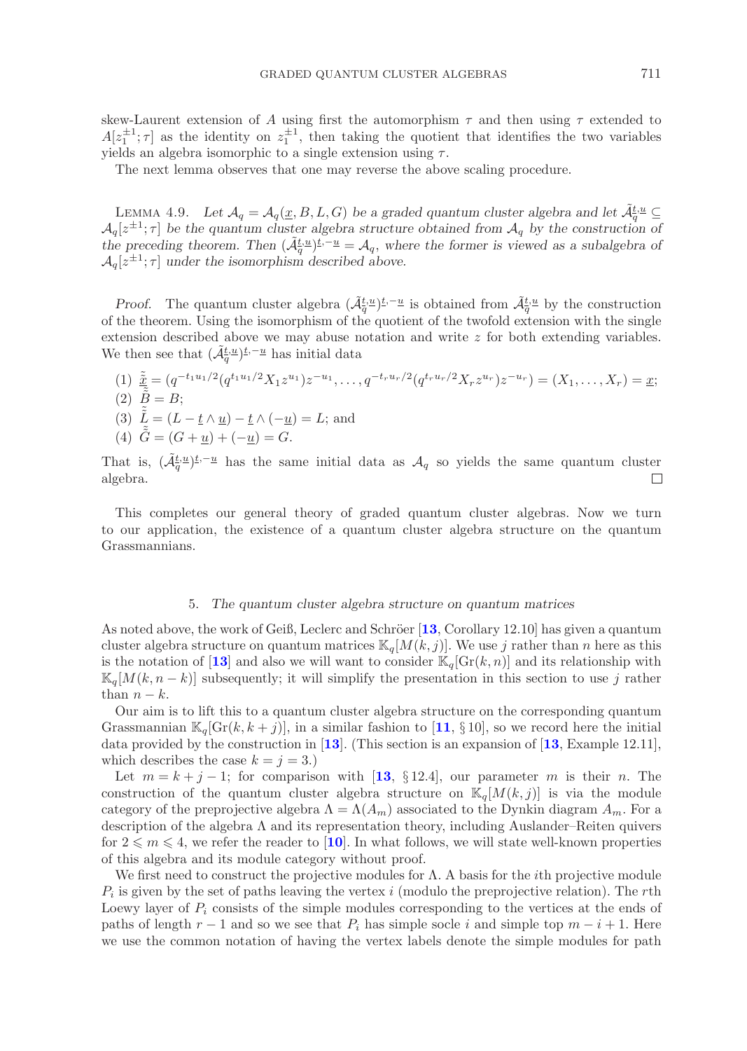skew-Laurent extension of $A$ using first the automorphism $\tau$ and then using $\tau$ extended to $A[z_1^{\pm 1};\tau]$ as the identity on $z_1^{\pm 1}$, then taking the quotient that identifies the two variables yields an algebra isomorphic to a single extension using $\tau$.

The next lemma observes that one may reverse the above scaling procedure.

LEMMA 4.9. *Let $\mathcal{A}_q = \mathcal{A}_q(\underline{x}, B, L, G)$ be a graded quantum cluster algebra and let $\tilde{\mathcal{A}}_q^{\underline{t},\underline{u}} \subseteq \mathcal{A}_q[z^{\pm 1};\tau]$ be the quantum cluster algebra structure obtained from $\mathcal{A}_q$ by the construction of the preceding theorem. Then $(\tilde{\mathcal{A}}_q^{\underline{t},\underline{u}})^{\underline{t},-\underline{u}} = \mathcal{A}_q$, where the former is viewed as a subalgebra of $\mathcal{A}_q[z^{\pm 1};\tau]$ under the isomorphism described above.*

*Proof.* The quantum cluster algebra $(\tilde{\mathcal{A}}_q^{\underline{t},\underline{u}})^{\underline{t},-\underline{u}}$ is obtained from $\tilde{\mathcal{A}}_q^{\underline{t},\underline{u}}$ by the construction of the theorem. Using the isomorphism of the quotient of the twofold extension with the single extension described above we may abuse notation and write $z$ for both extending variables. We then see that $(\tilde{\mathcal{A}}_q^{\underline{t},\underline{u}})^{\underline{t},-\underline{u}}$ has initial data

(1) $\tilde{\tilde{\underline{x}}} = (q^{-t_1u_1/2}(q^{t_1u_1/2}X_1z^{u_1})z^{-u_1}, \dots, q^{-t_ru_r/2}(q^{t_ru_r/2}X_rz^{u_r})z^{-u_r}) = (X_1, \dots, X_r) = \underline{x}$;
(2) $\tilde{\tilde{B}} = B$;
(3) $\tilde{\tilde{L}} = (L - \underline{t} \wedge \underline{u}) - \underline{t} \wedge (-\underline{u}) = L$; and
(4) $\tilde{\tilde{G}} = (G + \underline{u}) + (-\underline{u}) = G$.

That is, $(\tilde{\mathcal{A}}_q^{\underline{t},\underline{u}})^{\underline{t},-\underline{u}}$ has the same initial data as $\mathcal{A}_q$ so yields the same quantum cluster algebra. □

This completes our general theory of graded quantum cluster algebras. Now we turn to our application, the existence of a quantum cluster algebra structure on the quantum Grassmannians.

## 5. *The quantum cluster algebra structure on quantum matrices*

As noted above, the work of Geiß, Leclerc and Schröer [13, Corollary 12.10] has given a quantum cluster algebra structure on quantum matrices $\mathbb{K}_q[M(k,j)]$. We use $j$ rather than $n$ here as this is the notation of [13] and also we will want to consider $\mathbb{K}_q[\mathrm{Gr}(k,n)]$ and its relationship with $\mathbb{K}_q[M(k,n-k)]$ subsequently; it will simplify the presentation in this section to use $j$ rather than $n-k$.

Our aim is to lift this to a quantum cluster algebra structure on the corresponding quantum Grassmannian $\mathbb{K}_q[\mathrm{Gr}(k,k+j)]$, in a similar fashion to [11, § 10], so we record here the initial data provided by the construction in [13]. (This section is an expansion of [13, Example 12.11], which describes the case $k=j=3$.)

Let $m = k+j-1$; for comparison with [13, § 12.4], our parameter $m$ is their $n$. The construction of the quantum cluster algebra structure on $\mathbb{K}_q[M(k,j)]$ is via the module category of the preprojective algebra $\Lambda = \Lambda(A_m)$ associated to the Dynkin diagram $A_m$. For a description of the algebra $\Lambda$ and its representation theory, including Auslander–Reiten quivers for $2 \leqslant m \leqslant 4$, we refer the reader to [10]. In what follows, we will state well-known properties of this algebra and its module category without proof.

We first need to construct the projective modules for $\Lambda$. A basis for the $i$th projective module $P_i$ is given by the set of paths leaving the vertex $i$ (modulo the preprojective relation). The $r$th Loewy layer of $P_i$ consists of the simple modules corresponding to the vertices at the ends of paths of length $r-1$ and so we see that $P_i$ has simple socle $i$ and simple top $m-i+1$. Here we use the common notation of having the vertex labels denote the simple modules for path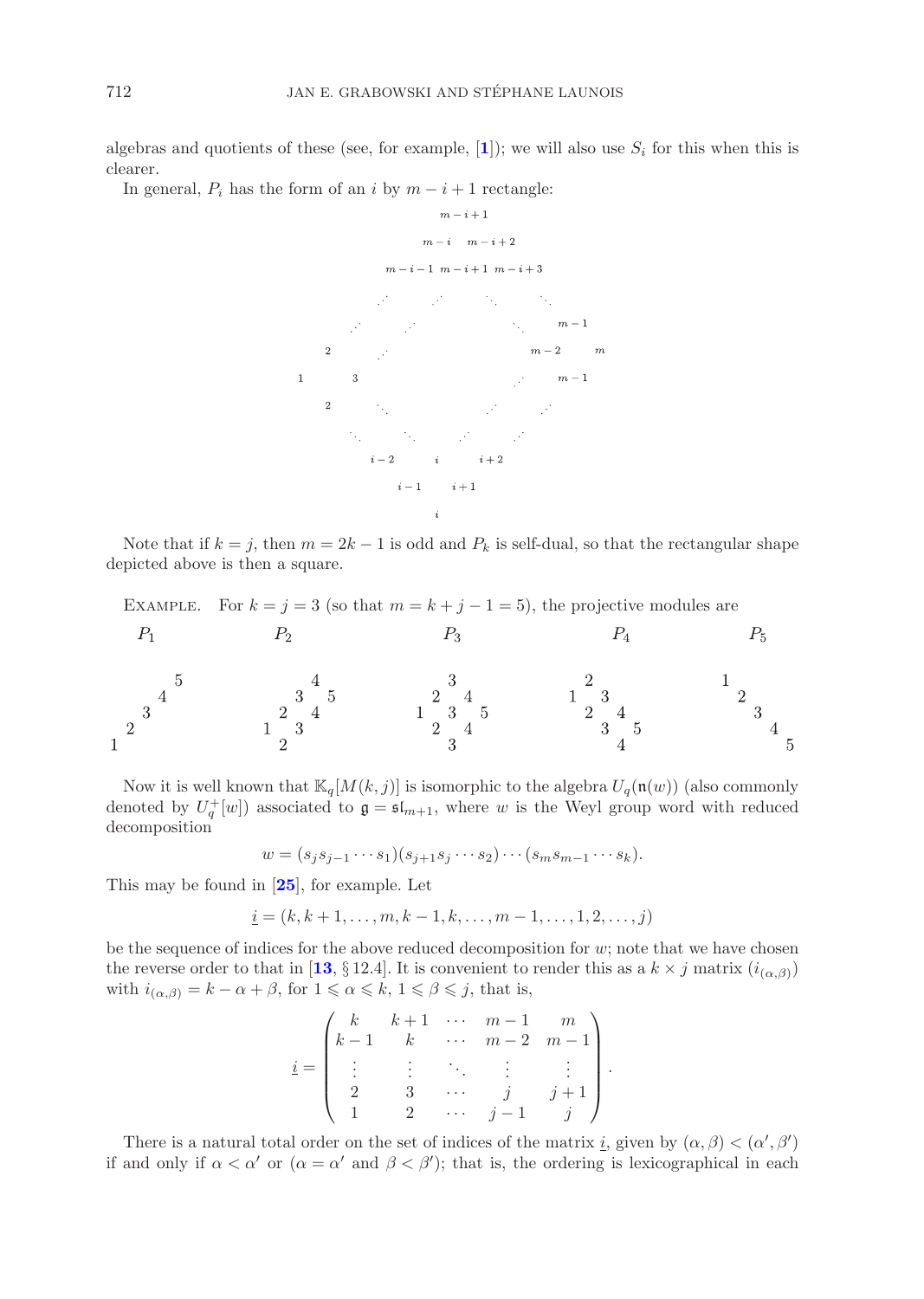algebras and quotients of these (see, for example, [**1**]); we will also use $S_i$ for this when this is clearer.

In general, $P_i$ has the form of an $i$ by $m-i+1$ rectangle:

$$
\begin{array}{ccccccccccc}
 & & & & & m-i+1 & & & & & \\
 & & & & m-i & & m-i+2 & & & & \\
 & & & m-i-1 & & m-i+1 & & m-i+3 & & & \\
 & & \iddots & & \iddots & & \ddots & & \ddots & & \\
 & \iddots & & \iddots & & & & \ddots & & m-1 & \\
 2 & & \iddots & & & & & & m-2 & & m \\
1 & & 3 & & & & & \iddots & & m-1 & \\
 2 & & \ddots & & & & \iddots & & \iddots & & \\
 & \ddots & & \ddots & & \iddots & & \iddots & & & \\
 & & i-2 & & i & & i+2 & & & & \\
 & & & i-1 & & i+1 & & & & & \\
 & & & & i & & & & & &
\end{array}
$$

Note that if $k=j$, then $m=2k-1$ is odd and $P_k$ is self-dual, so that the rectangular shape depicted above is then a square.

Example. For $k=j=3$ (so that $m=k+j-1=5$), the projective modules are

$$
P_1:\ \begin{array}{ccccc} & & & & 5 \\ & & & 4 & \\ & & 3 & & \\ & 2 & & & \\ 1 & & & & \end{array}
\qquad
P_2:\ \begin{array}{cccc} & & 4 & \\ & 3 & & 5 \\ 2 & & 4 & \\ 1\ \ & 3 & & \\ 2 & & & \end{array}
\qquad
P_3:\ \begin{array}{ccccc} & & 3 & & \\ & 2 & & 4 & \\ 1 & & 3 & & 5 \\ & 2 & & 4 & \\ & & 3 & & \end{array}
\qquad
P_4:\ \begin{array}{cccc} & 2 & & \\ 1 & & 3 & \\ & 2 & & 4 \\ & & 3 & & 5 \\ & & & 4 \end{array}
\qquad
P_5:\ \begin{array}{ccccc} 1 & & & & \\ & 2 & & & \\ & & 3 & & \\ & & & 4 & \\ & & & & 5 \end{array}
$$

Now it is well known that $\mathbb{K}_q[M(k,j)]$ is isomorphic to the algebra $U_q(\mathfrak{n}(w))$ (also commonly denoted by $U_q^+[w]$) associated to $\mathfrak{g}=\mathfrak{sl}_{m+1}$, where $w$ is the Weyl group word with reduced decomposition

$$w=(s_js_{j-1}\cdots s_1)(s_{j+1}s_j\cdots s_2)\cdots(s_ms_{m-1}\cdots s_k).$$

This may be found in [**25**], for example. Let

$$\underline{i}=(k,k+1,\ldots,m,k-1,k,\ldots,m-1,\ldots,1,2,\ldots,j)$$

be the sequence of indices for the above reduced decomposition for $w$; note that we have chosen the reverse order to that in [**13**, § 12.4]. It is convenient to render this as a $k\times j$ matrix $(i_{(\alpha,\beta)})$ with $i_{(\alpha,\beta)}=k-\alpha+\beta$, for $1\leqslant\alpha\leqslant k$, $1\leqslant\beta\leqslant j$, that is,

$$\underline{i}=\begin{pmatrix} k & k+1 & \cdots & m-1 & m \\ k-1 & k & \cdots & m-2 & m-1 \\ \vdots & \vdots & \ddots & \vdots & \vdots \\ 2 & 3 & \cdots & j & j+1 \\ 1 & 2 & \cdots & j-1 & j \end{pmatrix}.$$

There is a natural total order on the set of indices of the matrix $\underline{i}$, given by $(\alpha,\beta)<(\alpha',\beta')$ if and only if $\alpha<\alpha'$ or ($\alpha=\alpha'$ and $\beta<\beta'$); that is, the ordering is lexicographical in each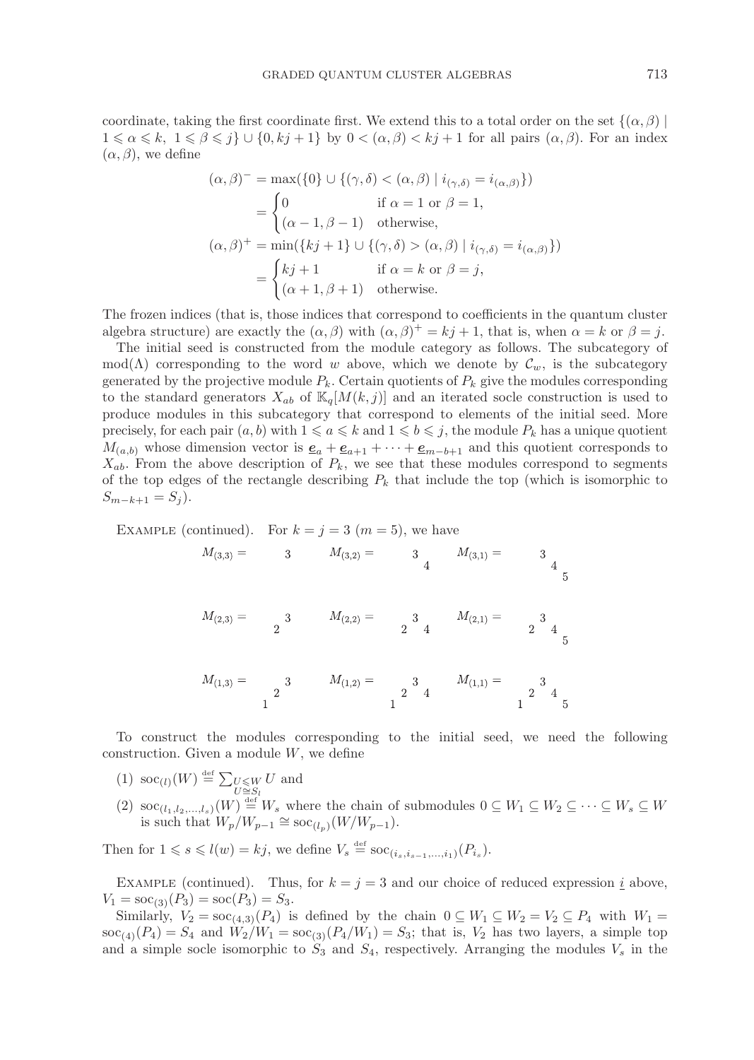coordinate, taking the first coordinate first. We extend this to a total order on the set $\{(\alpha,\beta) \mid 1 \leqslant \alpha \leqslant k,\ 1 \leqslant \beta \leqslant j\} \cup \{0, kj+1\}$ by $0 < (\alpha,\beta) < kj+1$ for all pairs $(\alpha,\beta)$. For an index $(\alpha,\beta)$, we define

$$
\begin{aligned}
(\alpha,\beta)^- &= \max(\{0\} \cup \{(\gamma,\delta) < (\alpha,\beta) \mid i_{(\gamma,\delta)} = i_{(\alpha,\beta)}\}) \\
&= \begin{cases} 0 & \text{if } \alpha = 1 \text{ or } \beta = 1, \\ (\alpha-1,\beta-1) & \text{otherwise,} \end{cases} \\
(\alpha,\beta)^+ &= \min(\{kj+1\} \cup \{(\gamma,\delta) > (\alpha,\beta) \mid i_{(\gamma,\delta)} = i_{(\alpha,\beta)}\}) \\
&= \begin{cases} kj+1 & \text{if } \alpha = k \text{ or } \beta = j, \\ (\alpha+1,\beta+1) & \text{otherwise.} \end{cases}
\end{aligned}
$$

The frozen indices (that is, those indices that correspond to coefficients in the quantum cluster algebra structure) are exactly the $(\alpha,\beta)$ with $(\alpha,\beta)^+ = kj+1$, that is, when $\alpha = k$ or $\beta = j$.

The initial seed is constructed from the module category as follows. The subcategory of $\mathrm{mod}(\Lambda)$ corresponding to the word $w$ above, which we denote by $\mathcal{C}_w$, is the subcategory generated by the projective module $P_k$. Certain quotients of $P_k$ give the modules corresponding to the standard generators $X_{ab}$ of $\mathbb{K}_q[M(k,j)]$ and an iterated socle construction is used to produce modules in this subcategory that correspond to elements of the initial seed. More precisely, for each pair $(a,b)$ with $1 \leqslant a \leqslant k$ and $1 \leqslant b \leqslant j$, the module $P_k$ has a unique quotient $M_{(a,b)}$ whose dimension vector is $\underline{\boldsymbol{e}}_a + \underline{\boldsymbol{e}}_{a+1} + \cdots + \underline{\boldsymbol{e}}_{m-b+1}$ and this quotient corresponds to $X_{ab}$. From the above description of $P_k$, we see that these modules correspond to segments of the top edges of the rectangle describing $P_k$ that include the top (which is isomorphic to $S_{m-k+1} = S_j$).

Example (continued). For $k = j = 3$ ($m = 5$), we have

$$
M_{(3,3)} = \begin{smallmatrix} 3 \end{smallmatrix} \qquad
M_{(3,2)} = \begin{smallmatrix} 3 & \\ & 4 \end{smallmatrix} \qquad
M_{(3,1)} = \begin{smallmatrix} 3 & & \\ & 4 & \\ & & 5 \end{smallmatrix}
$$

$$
M_{(2,3)} = \begin{smallmatrix} & 3 \\ 2 & \end{smallmatrix} \qquad
M_{(2,2)} = \begin{smallmatrix} & 3 & \\ 2 & & 4 \end{smallmatrix} \qquad
M_{(2,1)} = \begin{smallmatrix} & 3 & & \\ 2 & & 4 & \\ & & & 5 \end{smallmatrix}
$$

$$
M_{(1,3)} = \begin{smallmatrix} & & 3 \\ & 2 & \\ 1 & & \end{smallmatrix} \qquad
M_{(1,2)} = \begin{smallmatrix} & & 3 & \\ & 2 & & 4 \\ 1 & & & \end{smallmatrix} \qquad
M_{(1,1)} = \begin{smallmatrix} & & 3 & & \\ & 2 & & 4 & \\ 1 & & & & 5 \end{smallmatrix}
$$

To construct the modules corresponding to the initial seed, we need the following construction. Given a module $W$, we define

(1) $\mathrm{soc}_{(l)}(W) \stackrel{\text{def}}{=} \sum_{\substack{U \leqslant W \\ U \cong S_l}} U$ and

(2) $\mathrm{soc}_{(l_1,l_2,\ldots,l_s)}(W) \stackrel{\text{def}}{=} W_s$ where the chain of submodules $0 \subseteq W_1 \subseteq W_2 \subseteq \cdots \subseteq W_s \subseteq W$ is such that $W_p/W_{p-1} \cong \mathrm{soc}_{(l_p)}(W/W_{p-1})$.

Then for $1 \leqslant s \leqslant l(w) = kj$, we define $V_s \stackrel{\text{def}}{=} \mathrm{soc}_{(i_s,i_{s-1},\ldots,i_1)}(P_{i_s})$.

Example (continued). Thus, for $k = j = 3$ and our choice of reduced expression $\underline{i}$ above, $V_1 = \mathrm{soc}_{(3)}(P_3) = \mathrm{soc}(P_3) = S_3$.

Similarly, $V_2 = \mathrm{soc}_{(4,3)}(P_4)$ is defined by the chain $0 \subseteq W_1 \subseteq W_2 = V_2 \subseteq P_4$ with $W_1 = \mathrm{soc}_{(4)}(P_4) = S_4$ and $W_2/W_1 = \mathrm{soc}_{(3)}(P_4/W_1) = S_3$; that is, $V_2$ has two layers, a simple top and a simple socle isomorphic to $S_3$ and $S_4$, respectively. Arranging the modules $V_s$ in the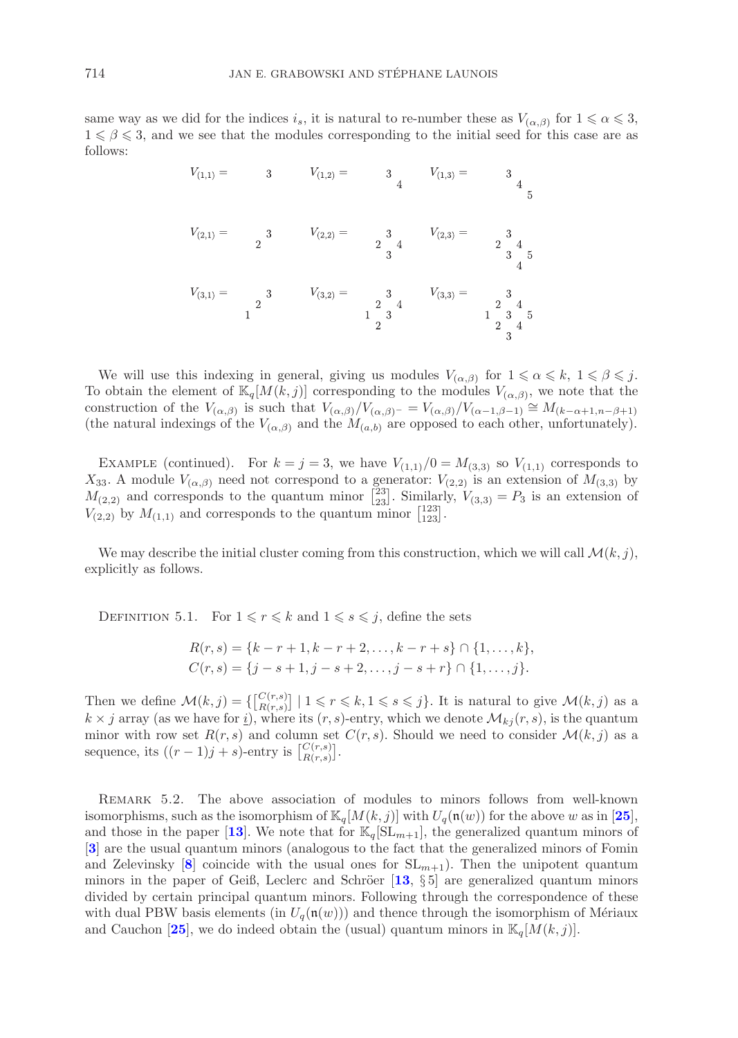same way as we did for the indices $i_s$, it is natural to re-number these as $V_{(\alpha,\beta)}$ for $1 \leqslant \alpha \leqslant 3$, $1 \leqslant \beta \leqslant 3$, and we see that the modules corresponding to the initial seed for this case are as follows:

$$V_{(1,1)} = \begin{smallmatrix} 3 \end{smallmatrix} \qquad V_{(1,2)} = \begin{smallmatrix} 3 & \\ & 4 \end{smallmatrix} \qquad V_{(1,3)} = \begin{smallmatrix} 3 & & \\ & 4 & \\ & & 5 \end{smallmatrix}$$

$$V_{(2,1)} = \begin{smallmatrix} & 3 \\ 2 & \end{smallmatrix} \qquad V_{(2,2)} = \begin{smallmatrix} & 3 & \\ 2 & & 4 \\ & 3 & \end{smallmatrix} \qquad V_{(2,3)} = \begin{smallmatrix} & 3 & & \\ 2 & & 4 & \\ & 3 & & 5 \\ & & 4 & \end{smallmatrix}$$

$$V_{(3,1)} = \begin{smallmatrix} & & 3 \\ & 2 & \\ 1 & & \end{smallmatrix} \qquad V_{(3,2)} = \begin{smallmatrix} & & 3 & \\ & 2 & & 4 \\ 1 & & 3 & \\ & 2 & & \end{smallmatrix} \qquad V_{(3,3)} = \begin{smallmatrix} & & 3 & & \\ & 2 & & 4 & \\ 1 & & 3 & & 5 \\ & 2 & & 4 & \\ & & 3 & & \end{smallmatrix}$$

We will use this indexing in general, giving us modules $V_{(\alpha,\beta)}$ for $1 \leqslant \alpha \leqslant k$, $1 \leqslant \beta \leqslant j$. To obtain the element of $\mathbb{K}_q[M(k,j)]$ corresponding to the modules $V_{(\alpha,\beta)}$, we note that the construction of the $V_{(\alpha,\beta)}$ is such that $V_{(\alpha,\beta)}/V_{(\alpha,\beta)^-} = V_{(\alpha,\beta)}/V_{(\alpha-1,\beta-1)} \cong M_{(k-\alpha+1,n-\beta+1)}$ (the natural indexings of the $V_{(\alpha,\beta)}$ and the $M_{(a,b)}$ are opposed to each other, unfortunately).

Example (continued). For $k = j = 3$, we have $V_{(1,1)}/0 = M_{(3,3)}$ so $V_{(1,1)}$ corresponds to $X_{33}$. A module $V_{(\alpha,\beta)}$ need not correspond to a generator: $V_{(2,2)}$ is an extension of $M_{(3,3)}$ by $M_{(2,2)}$ and corresponds to the quantum minor $\left[\begin{smallmatrix}23\\23\end{smallmatrix}\right]$. Similarly, $V_{(3,3)} = P_3$ is an extension of $V_{(2,2)}$ by $M_{(1,1)}$ and corresponds to the quantum minor $\left[\begin{smallmatrix}123\\123\end{smallmatrix}\right]$.

We may describe the initial cluster coming from this construction, which we will call $\mathcal{M}(k,j)$, explicitly as follows.

Definition 5.1. For $1 \leqslant r \leqslant k$ and $1 \leqslant s \leqslant j$, define the sets

$$R(r,s) = \{k-r+1, k-r+2, \dots, k-r+s\} \cap \{1,\dots,k\},$$
$$C(r,s) = \{j-s+1, j-s+2, \dots, j-s+r\} \cap \{1,\dots,j\}.$$

Then we define $\mathcal{M}(k,j) = \{\left[\begin{smallmatrix}C(r,s)\\R(r,s)\end{smallmatrix}\right] \mid 1 \leqslant r \leqslant k, 1 \leqslant s \leqslant j\}$. It is natural to give $\mathcal{M}(k,j)$ as a $k \times j$ array (as we have for $\underline{i}$), where its $(r,s)$-entry, which we denote $\mathcal{M}_{kj}(r,s)$, is the quantum minor with row set $R(r,s)$ and column set $C(r,s)$. Should we need to consider $\mathcal{M}(k,j)$ as a sequence, its $((r-1)j+s)$-entry is $\left[\begin{smallmatrix}C(r,s)\\R(r,s)\end{smallmatrix}\right]$.

Remark 5.2. The above association of modules to minors follows from well-known isomorphisms, such as the isomorphism of $\mathbb{K}_q[M(k,j)]$ with $U_q(\mathfrak{n}(w))$ for the above $w$ as in [**25**], and those in the paper [**13**]. We note that for $\mathbb{K}_q[\mathrm{SL}_{m+1}]$, the generalized quantum minors of [**3**] are the usual quantum minors (analogous to the fact that the generalized minors of Fomin and Zelevinsky [**8**] coincide with the usual ones for $\mathrm{SL}_{m+1}$). Then the unipotent quantum minors in the paper of Geiß, Leclerc and Schröer [**13**, § 5] are generalized quantum minors divided by certain principal quantum minors. Following through the correspondence of these with dual PBW basis elements (in $U_q(\mathfrak{n}(w))$) and thence through the isomorphism of Mériaux and Cauchon [**25**], we do indeed obtain the (usual) quantum minors in $\mathbb{K}_q[M(k,j)]$.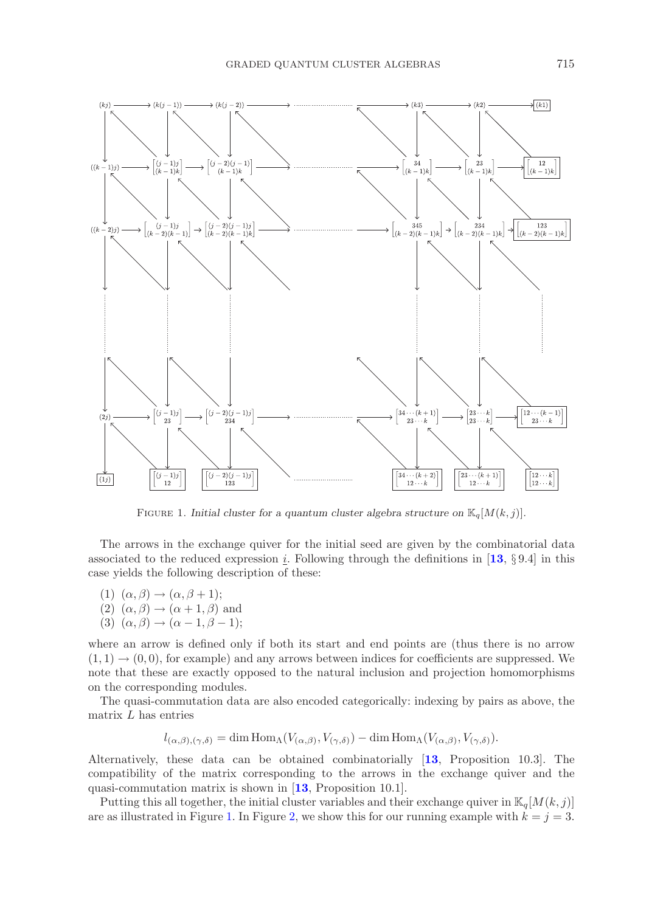FIGURE 1. *Initial cluster for a quantum cluster algebra structure on* $\mathbb{K}_q[M(k,j)]$.

The arrows in the exchange quiver for the initial seed are given by the combinatorial data associated to the reduced expression $\underline{i}$. Following through the definitions in [**13**, § 9.4] in this case yields the following description of these:

(1) $(\alpha, \beta) \to (\alpha, \beta + 1)$;
(2) $(\alpha, \beta) \to (\alpha + 1, \beta)$ and
(3) $(\alpha, \beta) \to (\alpha - 1, \beta - 1)$;

where an arrow is defined only if both its start and end points are (thus there is no arrow $(1, 1) \to (0, 0)$, for example) and any arrows between indices for coefficients are suppressed. We note that these are exactly opposed to the natural inclusion and projection homomorphisms on the corresponding modules.

The quasi-commutation data are also encoded categorically: indexing by pairs as above, the matrix $L$ has entries

$$l_{(\alpha,\beta),(\gamma,\delta)} = \dim \mathrm{Hom}_{\Lambda}(V_{(\alpha,\beta)}, V_{(\gamma,\delta)}) - \dim \mathrm{Hom}_{\Lambda}(V_{(\alpha,\beta)}, V_{(\gamma,\delta)}).$$

Alternatively, these data can be obtained combinatorially [**13**, Proposition 10.3]. The compatibility of the matrix corresponding to the arrows in the exchange quiver and the quasi-commutation matrix is shown in [**13**, Proposition 10.1].

Putting this all together, the initial cluster variables and their exchange quiver in $\mathbb{K}_q[M(k,j)]$ are as illustrated in Figure 1. In Figure 2, we show this for our running example with $k = j = 3$.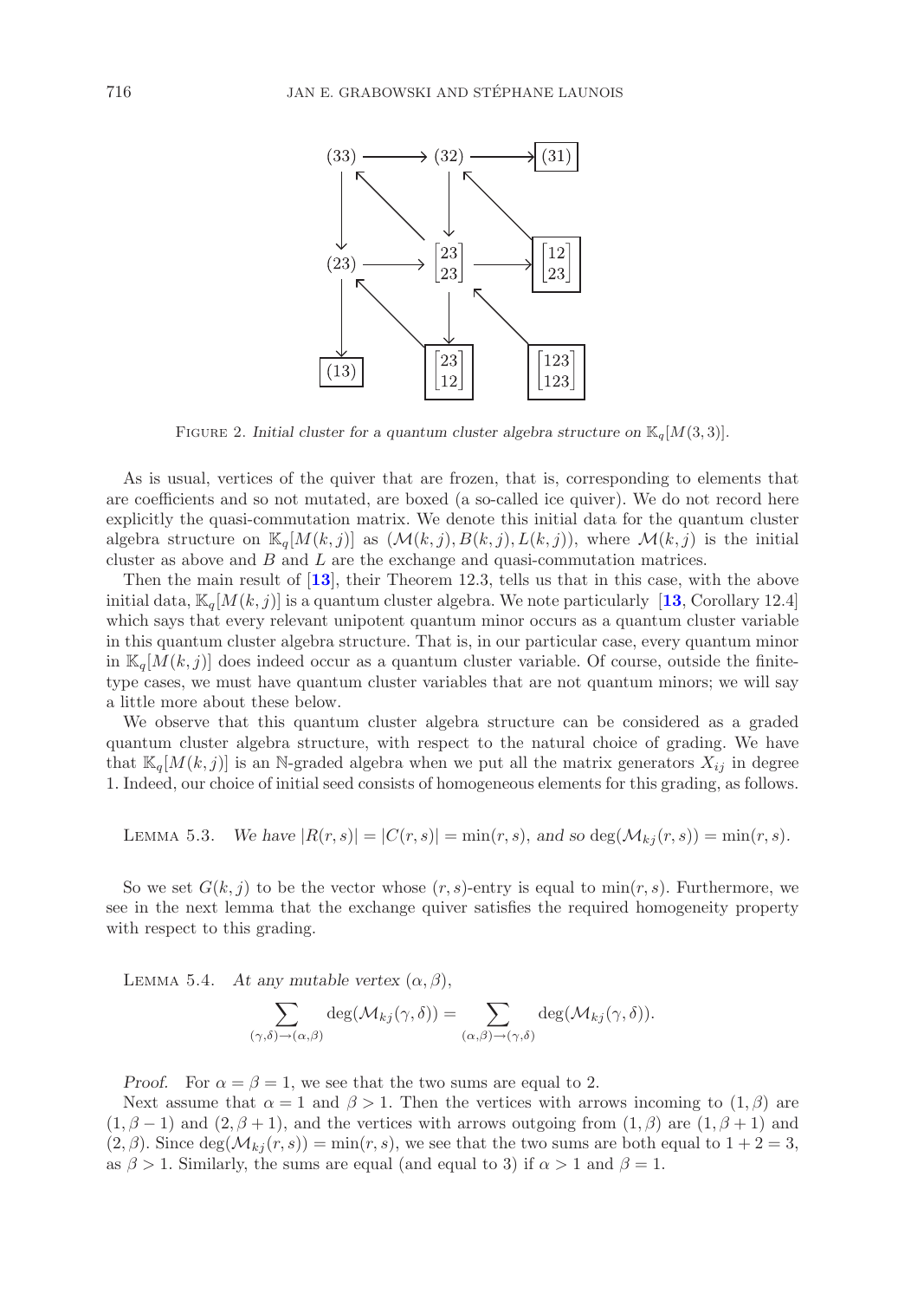FIGURE 2. *Initial cluster for a quantum cluster algebra structure on* $\mathbb{K}_q[M(3,3)]$.

As is usual, vertices of the quiver that are frozen, that is, corresponding to elements that are coefficients and so not mutated, are boxed (a so-called ice quiver). We do not record here explicitly the quasi-commutation matrix. We denote this initial data for the quantum cluster algebra structure on $\mathbb{K}_q[M(k,j)]$ as $(\mathcal{M}(k,j), B(k,j), L(k,j))$, where $\mathcal{M}(k,j)$ is the initial cluster as above and $B$ and $L$ are the exchange and quasi-commutation matrices.

Then the main result of [**13**], their Theorem 12.3, tells us that in this case, with the above initial data, $\mathbb{K}_q[M(k,j)]$ is a quantum cluster algebra. We note particularly [**13**, Corollary 12.4] which says that every relevant unipotent quantum minor occurs as a quantum cluster variable in this quantum cluster algebra structure. That is, in our particular case, every quantum minor in $\mathbb{K}_q[M(k,j)]$ does indeed occur as a quantum cluster variable. Of course, outside the finite-type cases, we must have quantum cluster variables that are not quantum minors; we will say a little more about these below.

We observe that this quantum cluster algebra structure can be considered as a graded quantum cluster algebra structure, with respect to the natural choice of grading. We have that $\mathbb{K}_q[M(k,j)]$ is an $\mathbb{N}$-graded algebra when we put all the matrix generators $X_{ij}$ in degree 1. Indeed, our choice of initial seed consists of homogeneous elements for this grading, as follows.

LEMMA 5.3. *We have* $|R(r,s)| = |C(r,s)| = \min(r,s)$, *and so* $\deg(\mathcal{M}_{kj}(r,s)) = \min(r,s)$.

So we set $G(k,j)$ to be the vector whose $(r,s)$-entry is equal to $\min(r,s)$. Furthermore, we see in the next lemma that the exchange quiver satisfies the required homogeneity property with respect to this grading.

LEMMA 5.4. *At any mutable vertex* $(\alpha, \beta)$,

$$\sum_{(\gamma,\delta)\to(\alpha,\beta)} \deg(\mathcal{M}_{kj}(\gamma,\delta)) = \sum_{(\alpha,\beta)\to(\gamma,\delta)} \deg(\mathcal{M}_{kj}(\gamma,\delta)).$$

*Proof.* For $\alpha = \beta = 1$, we see that the two sums are equal to 2.

Next assume that $\alpha = 1$ and $\beta > 1$. Then the vertices with arrows incoming to $(1,\beta)$ are $(1,\beta-1)$ and $(2,\beta+1)$, and the vertices with arrows outgoing from $(1,\beta)$ are $(1,\beta+1)$ and $(2,\beta)$. Since $\deg(\mathcal{M}_{kj}(r,s)) = \min(r,s)$, we see that the two sums are both equal to $1+2=3$, as $\beta > 1$. Similarly, the sums are equal (and equal to 3) if $\alpha > 1$ and $\beta = 1$.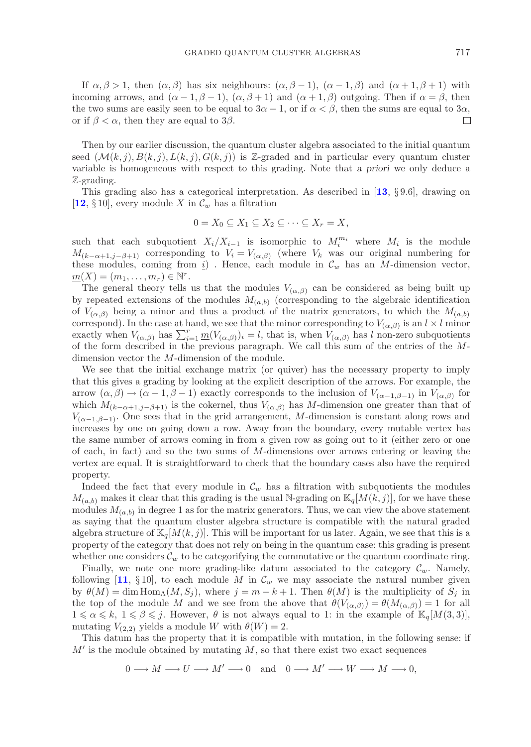If $\alpha, \beta > 1$, then $(\alpha, \beta)$ has six neighbours: $(\alpha, \beta-1)$, $(\alpha-1, \beta)$ and $(\alpha+1, \beta+1)$ with incoming arrows, and $(\alpha-1, \beta-1)$, $(\alpha, \beta+1)$ and $(\alpha+1, \beta)$ outgoing. Then if $\alpha = \beta$, then the two sums are easily seen to be equal to $3\alpha - 1$, or if $\alpha < \beta$, then the sums are equal to $3\alpha$, or if $\beta < \alpha$, then they are equal to $3\beta$. □

Then by our earlier discussion, the quantum cluster algebra associated to the initial quantum seed $(\mathcal{M}(k,j), B(k,j), L(k,j), G(k,j))$ is $\mathbb{Z}$-graded and in particular every quantum cluster variable is homogeneous with respect to this grading. Note that *a priori* we only deduce a $\mathbb{Z}$-grading.

This grading also has a categorical interpretation. As described in [**13**, § 9.6], drawing on [**12**, § 10], every module $X$ in $\mathcal{C}_w$ has a filtration

$$0 = X_0 \subseteq X_1 \subseteq X_2 \subseteq \cdots \subseteq X_r = X,$$

such that each subquotient $X_i/X_{i-1}$ is isomorphic to $M_i^{m_i}$ where $M_i$ is the module $M_{(k-\alpha+1, j-\beta+1)}$ corresponding to $V_i = V_{(\alpha,\beta)}$ (where $V_k$ was our original numbering for these modules, coming from $\underline{i}$) . Hence, each module in $\mathcal{C}_w$ has an $M$-dimension vector, $\underline{m}(X) = (m_1, \ldots, m_r) \in \mathbb{N}^r$.

The general theory tells us that the modules $V_{(\alpha,\beta)}$ can be considered as being built up by repeated extensions of the modules $M_{(a,b)}$ (corresponding to the algebraic identification of $V_{(\alpha,\beta)}$ being a minor and thus a product of the matrix generators, to which the $M_{(a,b)}$ correspond). In the case at hand, we see that the minor corresponding to $V_{(\alpha,\beta)}$ is an $l \times l$ minor exactly when $V_{(\alpha,\beta)}$ has $\sum_{i=1}^{r} \underline{m}(V_{(\alpha,\beta)})_i = l$, that is, when $V_{(\alpha,\beta)}$ has $l$ non-zero subquotients of the form described in the previous paragraph. We call this sum of the entries of the $M$-dimension vector the $M$-dimension of the module.

We see that the initial exchange matrix (or quiver) has the necessary property to imply that this gives a grading by looking at the explicit description of the arrows. For example, the arrow $(\alpha, \beta) \to (\alpha-1, \beta-1)$ exactly corresponds to the inclusion of $V_{(\alpha-1,\beta-1)}$ in $V_{(\alpha,\beta)}$ for which $M_{(k-\alpha+1, j-\beta+1)}$ is the cokernel, thus $V_{(\alpha,\beta)}$ has $M$-dimension one greater than that of $V_{(\alpha-1,\beta-1)}$. One sees that in the grid arrangement, $M$-dimension is constant along rows and increases by one on going down a row. Away from the boundary, every mutable vertex has the same number of arrows coming in from a given row as going out to it (either zero or one of each, in fact) and so the two sums of $M$-dimensions over arrows entering or leaving the vertex are equal. It is straightforward to check that the boundary cases also have the required property.

Indeed the fact that every module in $\mathcal{C}_w$ has a filtration with subquotients the modules $M_{(a,b)}$ makes it clear that this grading is the usual $\mathbb{N}$-grading on $\mathbb{K}_q[M(k,j)]$, for we have these modules $M_{(a,b)}$ in degree 1 as for the matrix generators. Thus, we can view the above statement as saying that the quantum cluster algebra structure is compatible with the natural graded algebra structure of $\mathbb{K}_q[M(k,j)]$. This will be important for us later. Again, we see that this is a property of the category that does not rely on being in the quantum case: this grading is present whether one considers $\mathcal{C}_w$ to be categorifying the commutative or the quantum coordinate ring.

Finally, we note one more grading-like datum associated to the category $\mathcal{C}_w$. Namely, following [**11**, § 10], to each module $M$ in $\mathcal{C}_w$ we may associate the natural number given by $\theta(M) = \dim \operatorname{Hom}_\Lambda(M, S_j)$, where $j = m - k + 1$. Then $\theta(M)$ is the multiplicity of $S_j$ in the top of the module $M$ and we see from the above that $\theta(V_{(\alpha,\beta)}) = \theta(M_{(\alpha,\beta)}) = 1$ for all $1 \leqslant \alpha \leqslant k$, $1 \leqslant \beta \leqslant j$. However, $\theta$ is not always equal to 1: in the example of $\mathbb{K}_q[M(3,3)]$, mutating $V_{(2,2)}$ yields a module $W$ with $\theta(W) = 2$.

This datum has the property that it is compatible with mutation, in the following sense: if $M'$ is the module obtained by mutating $M$, so that there exist two exact sequences

$$0 \longrightarrow M \longrightarrow U \longrightarrow M' \longrightarrow 0 \quad \text{and} \quad 0 \longrightarrow M' \longrightarrow W \longrightarrow M \longrightarrow 0,$$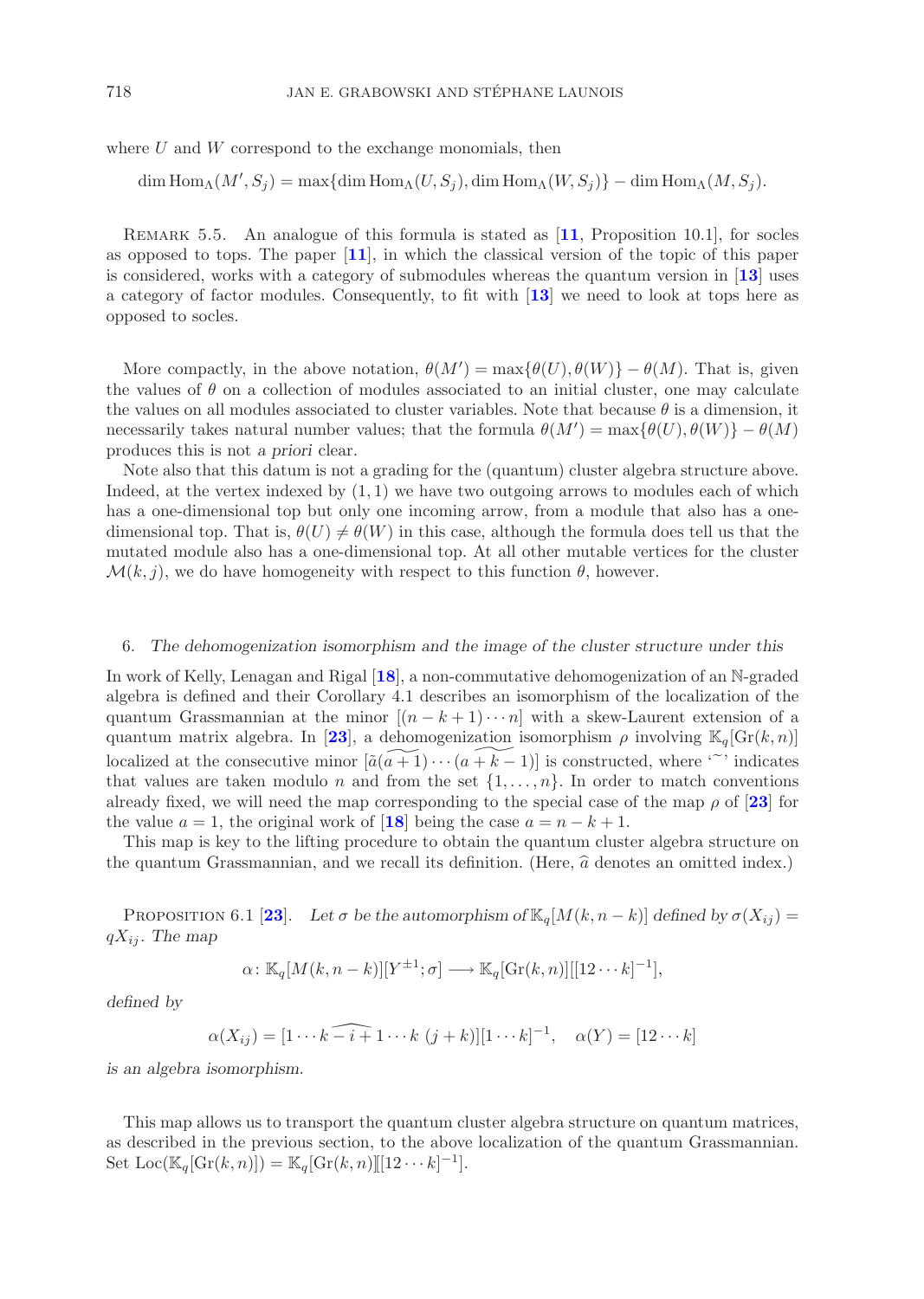where $U$ and $W$ correspond to the exchange monomials, then

$$\dim \operatorname{Hom}_\Lambda(M', S_j) = \max\{\dim \operatorname{Hom}_\Lambda(U, S_j), \dim \operatorname{Hom}_\Lambda(W, S_j)\} - \dim \operatorname{Hom}_\Lambda(M, S_j).$$

REMARK 5.5. An analogue of this formula is stated as [**11**, Proposition 10.1], for socles as opposed to tops. The paper [**11**], in which the classical version of the topic of this paper is considered, works with a category of submodules whereas the quantum version in [**13**] uses a category of factor modules. Consequently, to fit with [**13**] we need to look at tops here as opposed to socles.

More compactly, in the above notation, $\theta(M') = \max\{\theta(U), \theta(W)\} - \theta(M)$. That is, given the values of $\theta$ on a collection of modules associated to an initial cluster, one may calculate the values on all modules associated to cluster variables. Note that because $\theta$ is a dimension, it necessarily takes natural number values; that the formula $\theta(M') = \max\{\theta(U), \theta(W)\} - \theta(M)$ produces this is not *a priori* clear.

Note also that this datum is not a grading for the (quantum) cluster algebra structure above. Indeed, at the vertex indexed by $(1, 1)$ we have two outgoing arrows to modules each of which has a one-dimensional top but only one incoming arrow, from a module that also has a one-dimensional top. That is, $\theta(U) \neq \theta(W)$ in this case, although the formula does tell us that the mutated module also has a one-dimensional top. At all other mutable vertices for the cluster $\mathcal{M}(k, j)$, we do have homogeneity with respect to this function $\theta$, however.

## 6. *The dehomogenization isomorphism and the image of the cluster structure under this*

In work of Kelly, Lenagan and Rigal [**18**], a non-commutative dehomogenization of an $\mathbb{N}$-graded algebra is defined and their Corollary 4.1 describes an isomorphism of the localization of the quantum Grassmannian at the minor $[(n-k+1)\cdots n]$ with a skew-Laurent extension of a quantum matrix algebra. In [**23**], a dehomogenization isomorphism $\rho$ involving $\mathbb{K}_q[\mathrm{Gr}(k, n)]$ localized at the consecutive minor $[\tilde{a}\widetilde{(a+1)}\cdots\widetilde{(a+k-1)}]$ is constructed, where '$\widetilde{\ }$' indicates that values are taken modulo $n$ and from the set $\{1, \ldots, n\}$. In order to match conventions already fixed, we will need the map corresponding to the special case of the map $\rho$ of [**23**] for the value $a = 1$, the original work of [**18**] being the case $a = n - k + 1$.

This map is key to the lifting procedure to obtain the quantum cluster algebra structure on the quantum Grassmannian, and we recall its definition. (Here, $\widehat{a}$ denotes an omitted index.)

PROPOSITION 6.1 [**23**]. *Let $\sigma$ be the automorphism of $\mathbb{K}_q[M(k, n-k)]$ defined by $\sigma(X_{ij}) = qX_{ij}$. The map*

$$\alpha\colon \mathbb{K}_q[M(k, n-k)][Y^{\pm 1}; \sigma] \longrightarrow \mathbb{K}_q[\mathrm{Gr}(k, n)][[12\cdots k]^{-1}],$$

*defined by*

$$\alpha(X_{ij}) = [1 \cdots \widehat{k-i+1} \cdots k\ (j+k)][1 \cdots k]^{-1}, \quad \alpha(Y) = [12\cdots k]$$

*is an algebra isomorphism.*

This map allows us to transport the quantum cluster algebra structure on quantum matrices, as described in the previous section, to the above localization of the quantum Grassmannian. Set $\mathrm{Loc}(\mathbb{K}_q[\mathrm{Gr}(k, n)]) = \mathbb{K}_q[\mathrm{Gr}(k, n)][[12\cdots k]^{-1}]$.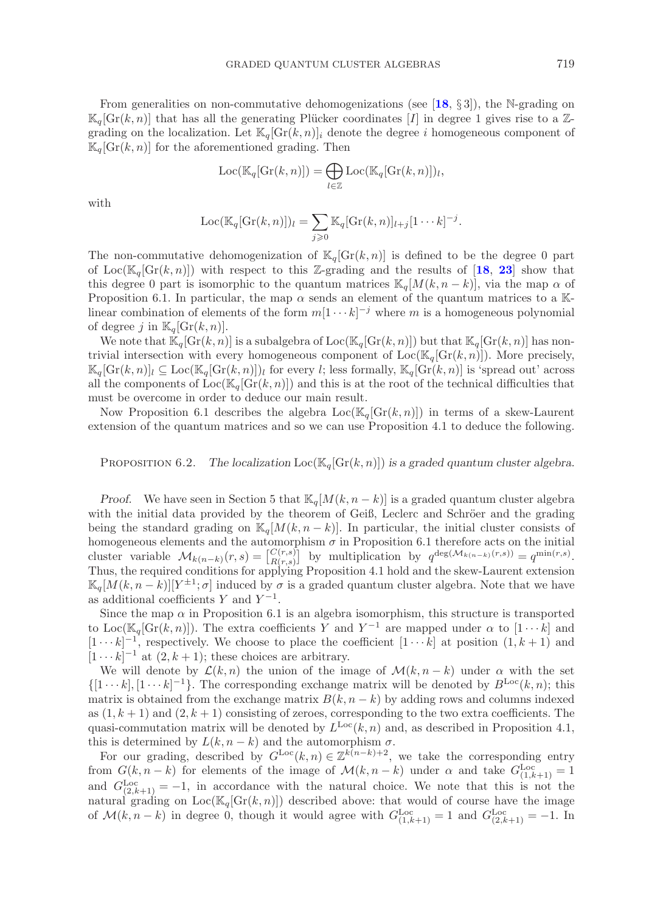From generalities on non-commutative dehomogenizations (see [**18**, § 3]), the $\mathbb{N}$-grading on $\mathbb{K}_q[\mathrm{Gr}(k,n)]$ that has all the generating Plücker coordinates $[I]$ in degree 1 gives rise to a $\mathbb{Z}$-grading on the localization. Let $\mathbb{K}_q[\mathrm{Gr}(k,n)]_i$ denote the degree $i$ homogeneous component of $\mathbb{K}_q[\mathrm{Gr}(k,n)]$ for the aforementioned grading. Then

$$\mathrm{Loc}(\mathbb{K}_q[\mathrm{Gr}(k,n)]) = \bigoplus_{l\in\mathbb{Z}} \mathrm{Loc}(\mathbb{K}_q[\mathrm{Gr}(k,n)])_l,$$

with

$$\mathrm{Loc}(\mathbb{K}_q[\mathrm{Gr}(k,n)])_l = \sum_{j\geqslant 0} \mathbb{K}_q[\mathrm{Gr}(k,n)]_{l+j}[1\cdots k]^{-j}.$$

The non-commutative dehomogenization of $\mathbb{K}_q[\mathrm{Gr}(k,n)]$ is defined to be the degree 0 part of $\mathrm{Loc}(\mathbb{K}_q[\mathrm{Gr}(k,n)])$ with respect to this $\mathbb{Z}$-grading and the results of [**18**, **23**] show that this degree 0 part is isomorphic to the quantum matrices $\mathbb{K}_q[M(k,n-k)]$, via the map $\alpha$ of Proposition 6.1. In particular, the map $\alpha$ sends an element of the quantum matrices to a $\mathbb{K}$-linear combination of elements of the form $m[1\cdots k]^{-j}$ where $m$ is a homogeneous polynomial of degree $j$ in $\mathbb{K}_q[\mathrm{Gr}(k,n)]$.

We note that $\mathbb{K}_q[\mathrm{Gr}(k,n)]$ is a subalgebra of $\mathrm{Loc}(\mathbb{K}_q[\mathrm{Gr}(k,n)])$ but that $\mathbb{K}_q[\mathrm{Gr}(k,n)]$ has non-trivial intersection with every homogeneous component of $\mathrm{Loc}(\mathbb{K}_q[\mathrm{Gr}(k,n)])$. More precisely, $\mathbb{K}_q[\mathrm{Gr}(k,n)]_l \subseteq \mathrm{Loc}(\mathbb{K}_q[\mathrm{Gr}(k,n)])_l$ for every $l$; less formally, $\mathbb{K}_q[\mathrm{Gr}(k,n)]$ is 'spread out' across all the components of $\mathrm{Loc}(\mathbb{K}_q[\mathrm{Gr}(k,n)])$ and this is at the root of the technical difficulties that must be overcome in order to deduce our main result.

Now Proposition 6.1 describes the algebra $\mathrm{Loc}(\mathbb{K}_q[\mathrm{Gr}(k,n)])$ in terms of a skew-Laurent extension of the quantum matrices and so we can use Proposition 4.1 to deduce the following.

Proposition 6.2. *The localization* $\mathrm{Loc}(\mathbb{K}_q[\mathrm{Gr}(k,n)])$ *is a graded quantum cluster algebra.*

*Proof.* We have seen in Section 5 that $\mathbb{K}_q[M(k,n-k)]$ is a graded quantum cluster algebra with the initial data provided by the theorem of Geiß, Leclerc and Schröer and the grading being the standard grading on $\mathbb{K}_q[M(k,n-k)]$. In particular, the initial cluster consists of homogeneous elements and the automorphism $\sigma$ in Proposition 6.1 therefore acts on the initial cluster variable $\mathcal{M}_{k(n-k)}(r,s) = \left[\begin{smallmatrix} C(r,s) \\ R(r,s)\end{smallmatrix}\right]$ by multiplication by $q^{\deg(\mathcal{M}_{k(n-k)}(r,s))} = q^{\min(r,s)}$. Thus, the required conditions for applying Proposition 4.1 hold and the skew-Laurent extension $\mathbb{K}_q[M(k,n-k)][Y^{\pm 1};\sigma]$ induced by $\sigma$ is a graded quantum cluster algebra. Note that we have as additional coefficients $Y$ and $Y^{-1}$.

Since the map $\alpha$ in Proposition 6.1 is an algebra isomorphism, this structure is transported to $\mathrm{Loc}(\mathbb{K}_q[\mathrm{Gr}(k,n)])$. The extra coefficients $Y$ and $Y^{-1}$ are mapped under $\alpha$ to $[1\cdots k]$ and $[1\cdots k]^{-1}$, respectively. We choose to place the coefficient $[1\cdots k]$ at position $(1,k+1)$ and $[1\cdots k]^{-1}$ at $(2,k+1)$; these choices are arbitrary.

We will denote by $\mathcal{L}(k,n)$ the union of the image of $\mathcal{M}(k,n-k)$ under $\alpha$ with the set $\{[1\cdots k],[1\cdots k]^{-1}\}$. The corresponding exchange matrix will be denoted by $B^{\mathrm{Loc}}(k,n)$; this matrix is obtained from the exchange matrix $B(k,n-k)$ by adding rows and columns indexed as $(1,k+1)$ and $(2,k+1)$ consisting of zeroes, corresponding to the two extra coefficients. The quasi-commutation matrix will be denoted by $L^{\mathrm{Loc}}(k,n)$ and, as described in Proposition 4.1, this is determined by $L(k,n-k)$ and the automorphism $\sigma$.

For our grading, described by $G^{\mathrm{Loc}}(k,n) \in \mathbb{Z}^{k(n-k)+2}$, we take the corresponding entry from $G(k,n-k)$ for elements of the image of $\mathcal{M}(k,n-k)$ under $\alpha$ and take $G^{\mathrm{Loc}}_{(1,k+1)} = 1$ and $G^{\mathrm{Loc}}_{(2,k+1)} = -1$, in accordance with the natural choice. We note that this is not the natural grading on $\mathrm{Loc}(\mathbb{K}_q[\mathrm{Gr}(k,n)])$ described above: that would of course have the image of $\mathcal{M}(k,n-k)$ in degree 0, though it would agree with $G^{\mathrm{Loc}}_{(1,k+1)} = 1$ and $G^{\mathrm{Loc}}_{(2,k+1)} = -1$. In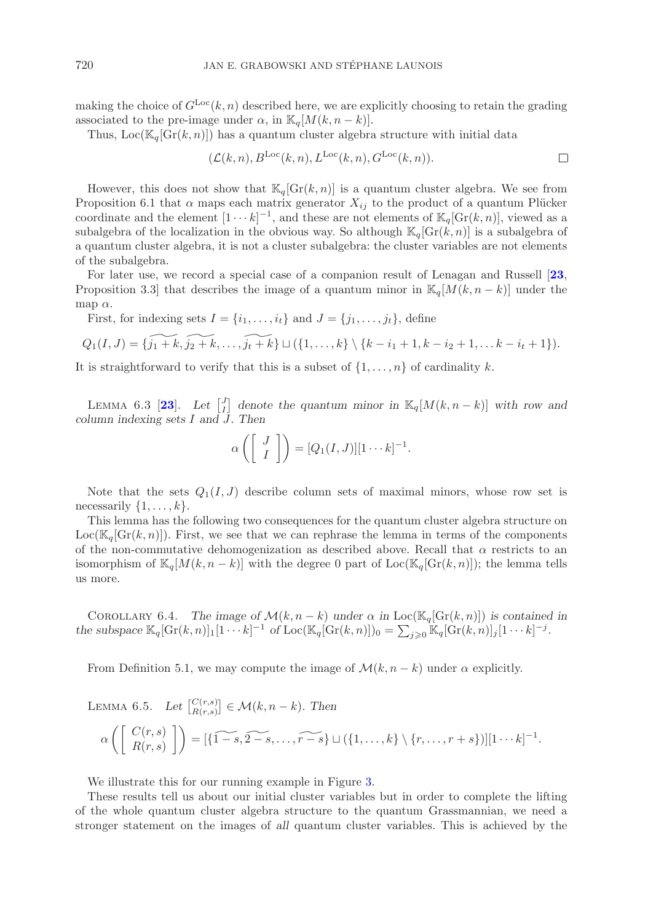making the choice of $G^{\mathrm{Loc}}(k,n)$ described here, we are explicitly choosing to retain the grading associated to the pre-image under $\alpha$, in $\mathbb{K}_q[M(k,n-k)]$.

Thus, $\mathrm{Loc}(\mathbb{K}_q[\mathrm{Gr}(k,n)])$ has a quantum cluster algebra structure with initial data

$$(\mathcal{L}(k,n), B^{\mathrm{Loc}}(k,n), L^{\mathrm{Loc}}(k,n), G^{\mathrm{Loc}}(k,n)). \qquad \square$$

However, this does not show that $\mathbb{K}_q[\mathrm{Gr}(k,n)]$ is a quantum cluster algebra. We see from Proposition 6.1 that $\alpha$ maps each matrix generator $X_{ij}$ to the product of a quantum Plücker coordinate and the element $[1\cdots k]^{-1}$, and these are not elements of $\mathbb{K}_q[\mathrm{Gr}(k,n)]$, viewed as a subalgebra of the localization in the obvious way. So although $\mathbb{K}_q[\mathrm{Gr}(k,n)]$ is a subalgebra of a quantum cluster algebra, it is not a cluster subalgebra: the cluster variables are not elements of the subalgebra.

For later use, we record a special case of a companion result of Lenagan and Russell [**23**, Proposition 3.3] that describes the image of a quantum minor in $\mathbb{K}_q[M(k,n-k)]$ under the map $\alpha$.

First, for indexing sets $I=\{i_1,\ldots,i_t\}$ and $J=\{j_1,\ldots,j_t\}$, define

$$Q_1(I,J)=\{\widetilde{j_1+k},\widetilde{j_2+k},\ldots,\widetilde{j_t+k}\}\sqcup(\{1,\ldots,k\}\setminus\{k-i_1+1,k-i_2+1,\ldots k-i_t+1\}).$$

It is straightforward to verify that this is a subset of $\{1,\ldots,n\}$ of cardinality $k$.

Lemma 6.3 [**23**]. *Let $\left[\begin{smallmatrix}J\\I\end{smallmatrix}\right]$ denote the quantum minor in $\mathbb{K}_q[M(k,n-k)]$ with row and column indexing sets $I$ and $J$. Then*

$$\alpha\left(\left[\begin{array}{c}J\\I\end{array}\right]\right)=[Q_1(I,J)][1\cdots k]^{-1}.$$

Note that the sets $Q_1(I,J)$ describe column sets of maximal minors, whose row set is necessarily $\{1,\ldots,k\}$.

This lemma has the following two consequences for the quantum cluster algebra structure on $\mathrm{Loc}(\mathbb{K}_q[\mathrm{Gr}(k,n)])$. First, we see that we can rephrase the lemma in terms of the components of the non-commutative dehomogenization as described above. Recall that $\alpha$ restricts to an isomorphism of $\mathbb{K}_q[M(k,n-k)]$ with the degree 0 part of $\mathrm{Loc}(\mathbb{K}_q[\mathrm{Gr}(k,n)])$; the lemma tells us more.

Corollary 6.4. *The image of $\mathcal{M}(k,n-k)$ under $\alpha$ in $\mathrm{Loc}(\mathbb{K}_q[\mathrm{Gr}(k,n)])$ is contained in the subspace $\mathbb{K}_q[\mathrm{Gr}(k,n)]_1[1\cdots k]^{-1}$ of $\mathrm{Loc}(\mathbb{K}_q[\mathrm{Gr}(k,n)])_0=\sum_{j\geqslant 0}\mathbb{K}_q[\mathrm{Gr}(k,n)]_j[1\cdots k]^{-j}$.*

From Definition 5.1, we may compute the image of $\mathcal{M}(k,n-k)$ under $\alpha$ explicitly.

Lemma 6.5. *Let $\left[\begin{smallmatrix}C(r,s)\\R(r,s)\end{smallmatrix}\right]\in\mathcal{M}(k,n-k)$. Then*

$$\alpha\left(\left[\begin{array}{c}C(r,s)\\R(r,s)\end{array}\right]\right)=[\{\widetilde{1-s},\widetilde{2-s},\ldots,\widetilde{r-s}\}\sqcup(\{1,\ldots,k\}\setminus\{r,\ldots,r+s\})][1\cdots k]^{-1}.$$

We illustrate this for our running example in Figure 3.

These results tell us about our initial cluster variables but in order to complete the lifting of the whole quantum cluster algebra structure to the quantum Grassmannian, we need a stronger statement on the images of *all* quantum cluster variables. This is achieved by the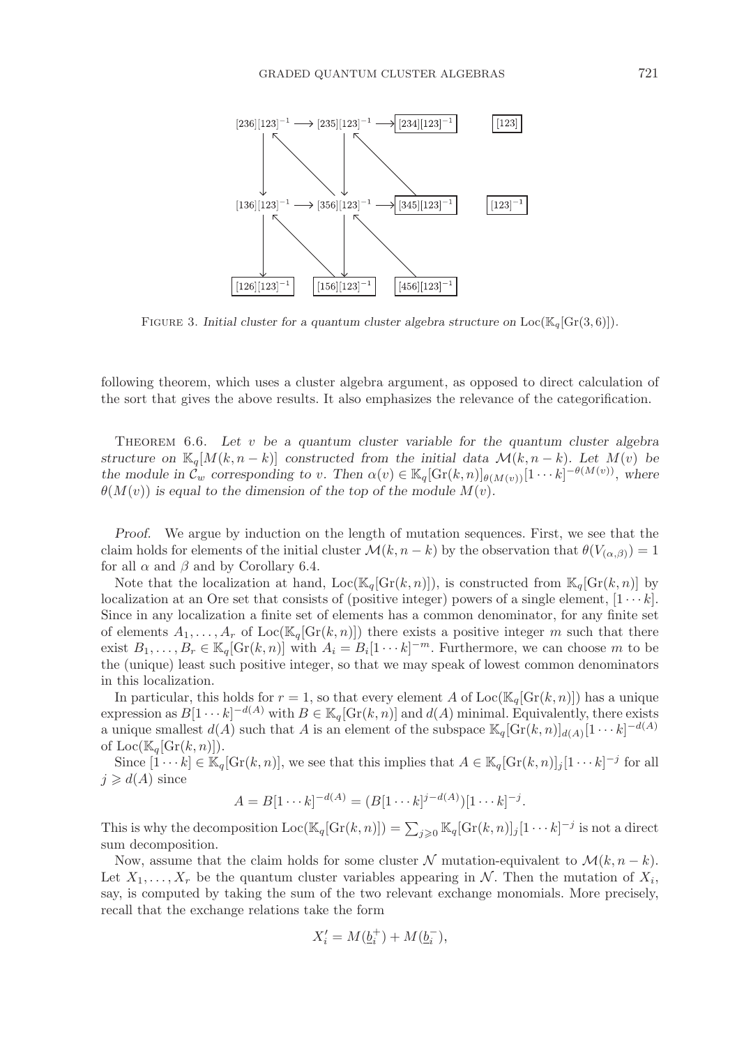$[236][123]^{-1} \longrightarrow [235][123]^{-1} \longrightarrow$ [234][123]$^{-1}$ &nbsp;&nbsp; [123]

$[136][123]^{-1} \longrightarrow [356][123]^{-1} \longrightarrow$ [345][123]$^{-1}$ &nbsp;&nbsp; [123]$^{-1}$

[126][123]$^{-1}$ &nbsp;&nbsp; [156][123]$^{-1}$ &nbsp;&nbsp; [456][123]$^{-1}$

FIGURE 3. *Initial cluster for a quantum cluster algebra structure on* $\mathrm{Loc}(\mathbb{K}_q[\mathrm{Gr}(3,6)])$.

following theorem, which uses a cluster algebra argument, as opposed to direct calculation of the sort that gives the above results. It also emphasizes the relevance of the categorification.

THEOREM 6.6. *Let $v$ be a quantum cluster variable for the quantum cluster algebra structure on $\mathbb{K}_q[M(k,n-k)]$ constructed from the initial data $\mathcal{M}(k,n-k)$. Let $M(v)$ be the module in $\mathcal{C}_w$ corresponding to $v$. Then $\alpha(v) \in \mathbb{K}_q[\mathrm{Gr}(k,n)]_{\theta(M(v))}[1\cdots k]^{-\theta(M(v))}$, where $\theta(M(v))$ is equal to the dimension of the top of the module $M(v)$.*

*Proof.* We argue by induction on the length of mutation sequences. First, we see that the claim holds for elements of the initial cluster $\mathcal{M}(k,n-k)$ by the observation that $\theta(V_{(\alpha,\beta)}) = 1$ for all $\alpha$ and $\beta$ and by Corollary 6.4.

Note that the localization at hand, $\mathrm{Loc}(\mathbb{K}_q[\mathrm{Gr}(k,n)])$, is constructed from $\mathbb{K}_q[\mathrm{Gr}(k,n)]$ by localization at an Ore set that consists of (positive integer) powers of a single element, $[1\cdots k]$. Since in any localization a finite set of elements has a common denominator, for any finite set of elements $A_1,\ldots,A_r$ of $\mathrm{Loc}(\mathbb{K}_q[\mathrm{Gr}(k,n)])$ there exists a positive integer $m$ such that there exist $B_1,\ldots,B_r \in \mathbb{K}_q[\mathrm{Gr}(k,n)]$ with $A_i = B_i[1\cdots k]^{-m}$. Furthermore, we can choose $m$ to be the (unique) least such positive integer, so that we may speak of lowest common denominators in this localization.

In particular, this holds for $r=1$, so that every element $A$ of $\mathrm{Loc}(\mathbb{K}_q[\mathrm{Gr}(k,n)])$ has a unique expression as $B[1\cdots k]^{-d(A)}$ with $B \in \mathbb{K}_q[\mathrm{Gr}(k,n)]$ and $d(A)$ minimal. Equivalently, there exists a unique smallest $d(A)$ such that $A$ is an element of the subspace $\mathbb{K}_q[\mathrm{Gr}(k,n)]_{d(A)}[1\cdots k]^{-d(A)}$ of $\mathrm{Loc}(\mathbb{K}_q[\mathrm{Gr}(k,n)])$.

Since $[1\cdots k] \in \mathbb{K}_q[\mathrm{Gr}(k,n)]$, we see that this implies that $A \in \mathbb{K}_q[\mathrm{Gr}(k,n)]_j[1\cdots k]^{-j}$ for all $j \geqslant d(A)$ since

$$A = B[1\cdots k]^{-d(A)} = (B[1\cdots k]^{j-d(A)})[1\cdots k]^{-j}.$$

This is why the decomposition $\mathrm{Loc}(\mathbb{K}_q[\mathrm{Gr}(k,n)]) = \sum_{j\geqslant 0} \mathbb{K}_q[\mathrm{Gr}(k,n)]_j[1\cdots k]^{-j}$ is not a direct sum decomposition.

Now, assume that the claim holds for some cluster $\mathcal{N}$ mutation-equivalent to $\mathcal{M}(k,n-k)$. Let $X_1,\ldots,X_r$ be the quantum cluster variables appearing in $\mathcal{N}$. Then the mutation of $X_i$, say, is computed by taking the sum of the two relevant exchange monomials. More precisely, recall that the exchange relations take the form

$$X_i' = M(\underline{b}_i^+) + M(\underline{b}_i^-),$$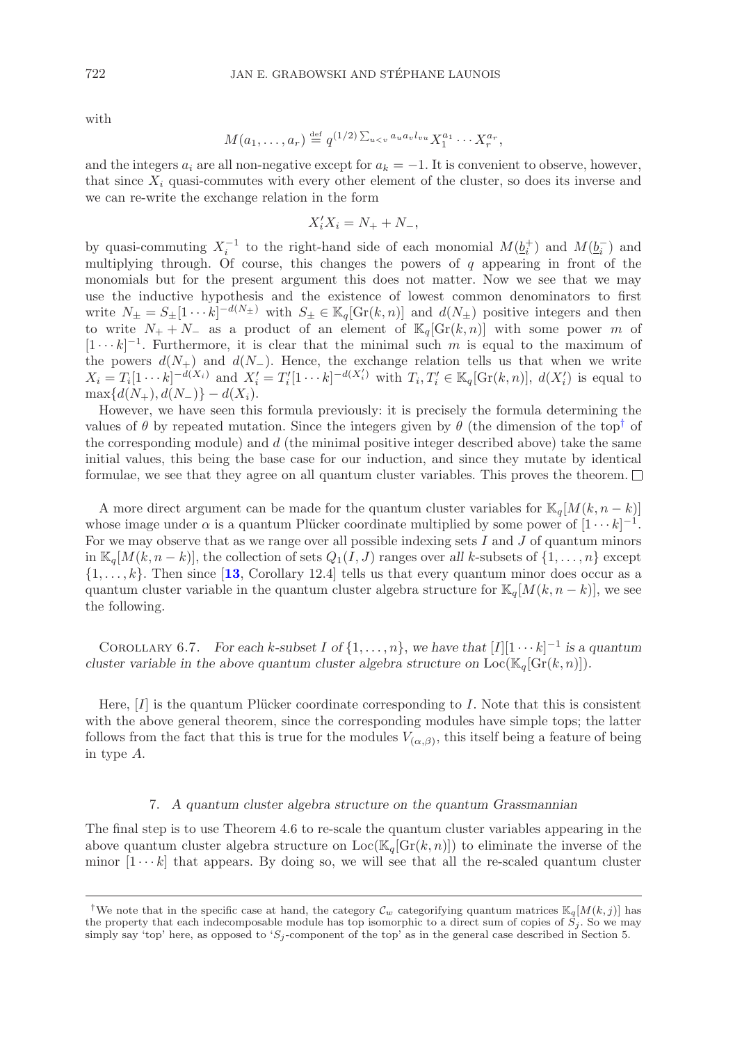with

$$M(a_1, \ldots, a_r) \stackrel{\text{def}}{=} q^{(1/2)\sum_{u<v} a_u a_v l_{vu}} X_1^{a_1} \cdots X_r^{a_r},$$

and the integers $a_i$ are all non-negative except for $a_k = -1$. It is convenient to observe, however, that since $X_i$ quasi-commutes with every other element of the cluster, so does its inverse and we can re-write the exchange relation in the form

$$X_i' X_i = N_+ + N_-,$$

by quasi-commuting $X_i^{-1}$ to the right-hand side of each monomial $M(\underline{b}_i^+)$ and $M(\underline{b}_i^-)$ and multiplying through. Of course, this changes the powers of $q$ appearing in front of the monomials but for the present argument this does not matter. Now we see that we may use the inductive hypothesis and the existence of lowest common denominators to first write $N_\pm = S_\pm [1 \cdots k]^{-d(N_\pm)}$ with $S_\pm \in \mathbb{K}_q[\mathrm{Gr}(k,n)]$ and $d(N_\pm)$ positive integers and then to write $N_+ + N_-$ as a product of an element of $\mathbb{K}_q[\mathrm{Gr}(k,n)]$ with some power $m$ of $[1 \cdots k]^{-1}$. Furthermore, it is clear that the minimal such $m$ is equal to the maximum of the powers $d(N_+)$ and $d(N_-)$. Hence, the exchange relation tells us that when we write $X_i = T_i [1 \cdots k]^{-d(X_i)}$ and $X_i' = T_i' [1 \cdots k]^{-d(X_i')}$ with $T_i, T_i' \in \mathbb{K}_q[\mathrm{Gr}(k,n)]$, $d(X_i')$ is equal to $\max\{d(N_+), d(N_-)\} - d(X_i)$.

However, we have seen this formula previously: it is precisely the formula determining the values of $\theta$ by repeated mutation. Since the integers given by $\theta$ (the dimension of the top[†] of the corresponding module) and $d$ (the minimal positive integer described above) take the same initial values, this being the base case for our induction, and since they mutate by identical formulae, we see that they agree on all quantum cluster variables. This proves the theorem. □

A more direct argument can be made for the quantum cluster variables for $\mathbb{K}_q[M(k, n-k)]$ whose image under $\alpha$ is a quantum Plücker coordinate multiplied by some power of $[1 \cdots k]^{-1}$. For we may observe that as we range over all possible indexing sets $I$ and $J$ of quantum minors in $\mathbb{K}_q[M(k, n-k)]$, the collection of sets $Q_1(I, J)$ ranges over *all* $k$-subsets of $\{1, \ldots, n\}$ except $\{1, \ldots, k\}$. Then since [**13**, Corollary 12.4] tells us that every quantum minor does occur as a quantum cluster variable in the quantum cluster algebra structure for $\mathbb{K}_q[M(k, n-k)]$, we see the following.

COROLLARY 6.7. *For each $k$-subset $I$ of $\{1, \ldots, n\}$, we have that $[I][1 \cdots k]^{-1}$ is a quantum cluster variable in the above quantum cluster algebra structure on $\mathrm{Loc}(\mathbb{K}_q[\mathrm{Gr}(k,n)])$.*

Here, $[I]$ is the quantum Plücker coordinate corresponding to $I$. Note that this is consistent with the above general theorem, since the corresponding modules have simple tops; the latter follows from the fact that this is true for the modules $V_{(\alpha,\beta)}$, this itself being a feature of being in type $A$.

## 7. *A quantum cluster algebra structure on the quantum Grassmannian*

The final step is to use Theorem 4.6 to re-scale the quantum cluster variables appearing in the above quantum cluster algebra structure on $\mathrm{Loc}(\mathbb{K}_q[\mathrm{Gr}(k,n)])$ to eliminate the inverse of the minor $[1 \cdots k]$ that appears. By doing so, we will see that all the re-scaled quantum cluster

---

[†] We note that in the specific case at hand, the category $\mathcal{C}_w$ categorifying quantum matrices $\mathbb{K}_q[M(k,j)]$ has the property that each indecomposable module has top isomorphic to a direct sum of copies of $S_j$. So we may simply say 'top' here, as opposed to '$S_j$-component of the top' as in the general case described in Section 5.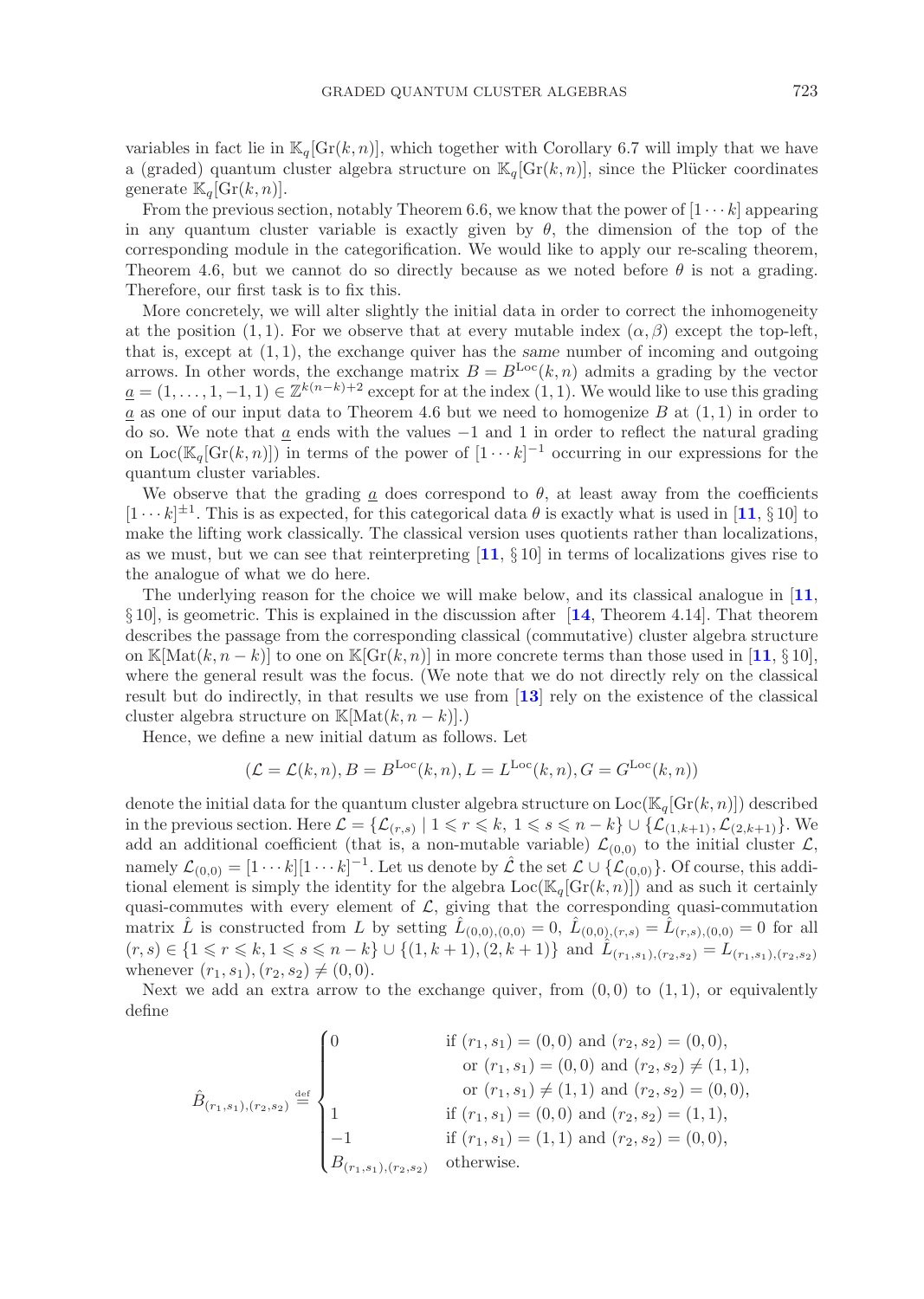variables in fact lie in $\mathbb{K}_q[\mathrm{Gr}(k,n)]$, which together with Corollary 6.7 will imply that we have a (graded) quantum cluster algebra structure on $\mathbb{K}_q[\mathrm{Gr}(k,n)]$, since the Plücker coordinates generate $\mathbb{K}_q[\mathrm{Gr}(k,n)]$.

From the previous section, notably Theorem 6.6, we know that the power of $[1\cdots k]$ appearing in any quantum cluster variable is exactly given by $\theta$, the dimension of the top of the corresponding module in the categorification. We would like to apply our re-scaling theorem, Theorem 4.6, but we cannot do so directly because as we noted before $\theta$ is not a grading. Therefore, our first task is to fix this.

More concretely, we will alter slightly the initial data in order to correct the inhomogeneity at the position $(1,1)$. For we observe that at every mutable index $(\alpha,\beta)$ except the top-left, that is, except at $(1,1)$, the exchange quiver has the *same* number of incoming and outgoing arrows. In other words, the exchange matrix $B = B^{\mathrm{Loc}}(k,n)$ admits a grading by the vector $\underline{a} = (1,\ldots,1,-1,1) \in \mathbb{Z}^{k(n-k)+2}$ except for at the index $(1,1)$. We would like to use this grading $\underline{a}$ as one of our input data to Theorem 4.6 but we need to homogenize $B$ at $(1,1)$ in order to do so. We note that $\underline{a}$ ends with the values $-1$ and 1 in order to reflect the natural grading on $\mathrm{Loc}(\mathbb{K}_q[\mathrm{Gr}(k,n)])$ in terms of the power of $[1\cdots k]^{-1}$ occurring in our expressions for the quantum cluster variables.

We observe that the grading $\underline{a}$ does correspond to $\theta$, at least away from the coefficients $[1\cdots k]^{\pm 1}$. This is as expected, for this categorical datum $\theta$ is exactly what is used in [**11**, § 10] to make the lifting work classically. The classical version uses quotients rather than localizations, as we must, but we can see that reinterpreting [**11**, § 10] in terms of localizations gives rise to the analogue of what we do here.

The underlying reason for the choice we will make below, and its classical analogue in [**11**, § 10], is geometric. This is explained in the discussion after [**14**, Theorem 4.14]. That theorem describes the passage from the corresponding classical (commutative) cluster algebra structure on $\mathbb{K}[\mathrm{Mat}(k,n-k)]$ to one on $\mathbb{K}[\mathrm{Gr}(k,n)]$ in more concrete terms than those used in [**11**, § 10], where the general result was the focus. (We note that we do not directly rely on the classical result but do indirectly, in that results we use from [**13**] rely on the existence of the classical cluster algebra structure on $\mathbb{K}[\mathrm{Mat}(k,n-k)]$.)

Hence, we define a new initial datum as follows. Let

$$(\mathcal{L} = \mathcal{L}(k,n), B = B^{\mathrm{Loc}}(k,n), L = L^{\mathrm{Loc}}(k,n), G = G^{\mathrm{Loc}}(k,n))$$

denote the initial data for the quantum cluster algebra structure on $\mathrm{Loc}(\mathbb{K}_q[\mathrm{Gr}(k,n)])$ described in the previous section. Here $\mathcal{L} = \{\mathcal{L}_{(r,s)} \mid 1 \leqslant r \leqslant k,\ 1 \leqslant s \leqslant n-k\} \cup \{\mathcal{L}_{(1,k+1)}, \mathcal{L}_{(2,k+1)}\}$. We add an additional coefficient (that is, a non-mutable variable) $\mathcal{L}_{(0,0)}$ to the initial cluster $\mathcal{L}$, namely $\mathcal{L}_{(0,0)} = [1\cdots k][1\cdots k]^{-1}$. Let us denote by $\hat{\mathcal{L}}$ the set $\mathcal{L} \cup \{\mathcal{L}_{(0,0)}\}$. Of course, this additional element is simply the identity for the algebra $\mathrm{Loc}(\mathbb{K}_q[\mathrm{Gr}(k,n)])$ and as such it certainly quasi-commutes with every element of $\mathcal{L}$, giving that the corresponding quasi-commutation matrix $\hat{L}$ is constructed from $L$ by setting $\hat{L}_{(0,0),(0,0)} = 0$, $\hat{L}_{(0,0),(r,s)} = \hat{L}_{(r,s),(0,0)} = 0$ for all $(r,s) \in \{1 \leqslant r \leqslant k, 1 \leqslant s \leqslant n-k\} \cup \{(1,k+1),(2,k+1)\}$ and $\hat{L}_{(r_1,s_1),(r_2,s_2)} = L_{(r_1,s_1),(r_2,s_2)}$ whenever $(r_1,s_1),(r_2,s_2) \neq (0,0)$.

Next we add an extra arrow to the exchange quiver, from $(0,0)$ to $(1,1)$, or equivalently define

$$\hat{B}_{(r_1,s_1),(r_2,s_2)} \stackrel{\mathrm{def}}{=} \begin{cases} 0 & \text{if } (r_1,s_1) = (0,0) \text{ and } (r_2,s_2) = (0,0), \\ & \quad \text{or } (r_1,s_1) = (0,0) \text{ and } (r_2,s_2) \neq (1,1), \\ & \quad \text{or } (r_1,s_1) \neq (1,1) \text{ and } (r_2,s_2) = (0,0), \\ 1 & \text{if } (r_1,s_1) = (0,0) \text{ and } (r_2,s_2) = (1,1), \\ -1 & \text{if } (r_1,s_1) = (1,1) \text{ and } (r_2,s_2) = (0,0), \\ B_{(r_1,s_1),(r_2,s_2)} & \text{otherwise.} \end{cases}$$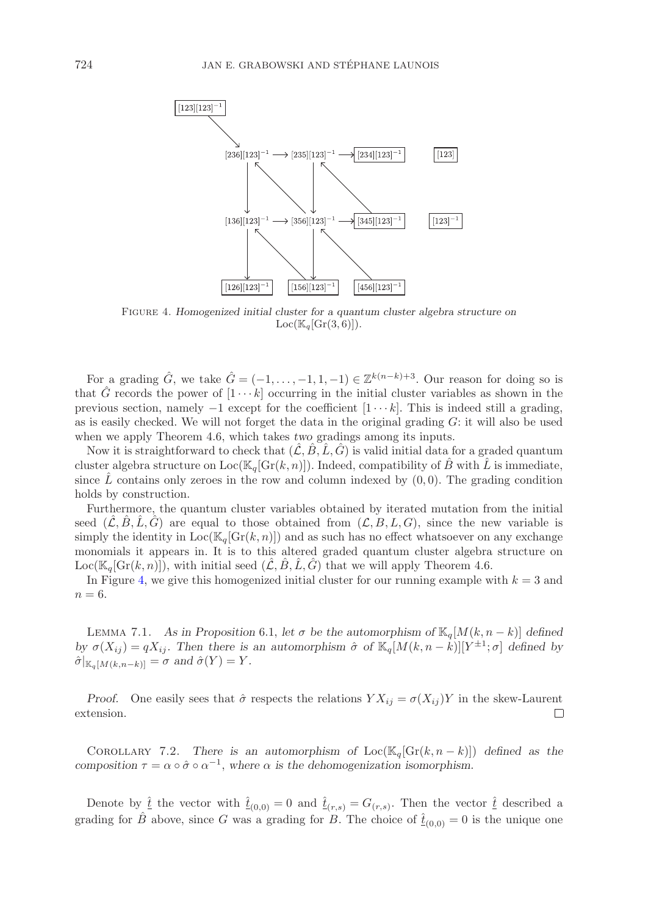FIGURE 4. *Homogenized initial cluster for a quantum cluster algebra structure on* $\mathrm{Loc}(\mathbb{K}_q[\mathrm{Gr}(3,6)])$.

For a grading $\hat{G}$, we take $\hat{G} = (-1, \ldots, -1, 1, -1) \in \mathbb{Z}^{k(n-k)+3}$. Our reason for doing so is that $\hat{G}$ records the power of $[1 \cdots k]$ occurring in the initial cluster variables as shown in the previous section, namely $-1$ except for the coefficient $[1 \cdots k]$. This is indeed still a grading, as is easily checked. We will not forget the data in the original grading $G$: it will also be used when we apply Theorem 4.6, which takes *two* gradings among its inputs.

Now it is straightforward to check that $(\hat{\mathcal{L}}, \hat{B}, \hat{L}, \hat{G})$ is valid initial data for a graded quantum cluster algebra structure on $\mathrm{Loc}(\mathbb{K}_q[\mathrm{Gr}(k,n)])$. Indeed, compatibility of $\hat{B}$ with $\hat{L}$ is immediate, since $\hat{L}$ contains only zeroes in the row and column indexed by $(0,0)$. The grading condition holds by construction.

Furthermore, the quantum cluster variables obtained by iterated mutation from the initial seed $(\hat{\mathcal{L}}, \hat{B}, \hat{L}, \hat{G})$ are equal to those obtained from $(\mathcal{L}, B, L, G)$, since the new variable is simply the identity in $\mathrm{Loc}(\mathbb{K}_q[\mathrm{Gr}(k,n)])$ and as such has no effect whatsoever on any exchange monomials it appears in. It is to this altered graded quantum cluster algebra structure on $\mathrm{Loc}(\mathbb{K}_q[\mathrm{Gr}(k,n)])$, with initial seed $(\hat{\mathcal{L}}, \hat{B}, \hat{L}, \hat{G})$ that we will apply Theorem 4.6.

In Figure 4, we give this homogenized initial cluster for our running example with $k = 3$ and $n = 6$.

LEMMA 7.1. *As in Proposition 6.1, let $\sigma$ be the automorphism of $\mathbb{K}_q[M(k, n-k)]$ defined by $\sigma(X_{ij}) = qX_{ij}$. Then there is an automorphism $\hat{\sigma}$ of $\mathbb{K}_q[M(k, n-k)][Y^{\pm 1}; \sigma]$ defined by $\hat{\sigma}|_{\mathbb{K}_q[M(k,n-k)]} = \sigma$ and $\hat{\sigma}(Y) = Y$.*

*Proof.* One easily sees that $\hat{\sigma}$ respects the relations $YX_{ij} = \sigma(X_{ij})Y$ in the skew-Laurent extension. □

COROLLARY 7.2. *There is an automorphism of $\mathrm{Loc}(\mathbb{K}_q[\mathrm{Gr}(k, n-k)])$ defined as the composition $\tau = \alpha \circ \hat{\sigma} \circ \alpha^{-1}$, where $\alpha$ is the dehomogenization isomorphism.*

Denote by $\hat{\underline{t}}$ the vector with $\hat{\underline{t}}_{(0,0)} = 0$ and $\hat{\underline{t}}_{(r,s)} = G_{(r,s)}$. Then the vector $\hat{\underline{t}}$ described a grading for $\hat{B}$ above, since $G$ was a grading for $B$. The choice of $\hat{\underline{t}}_{(0,0)} = 0$ is the unique one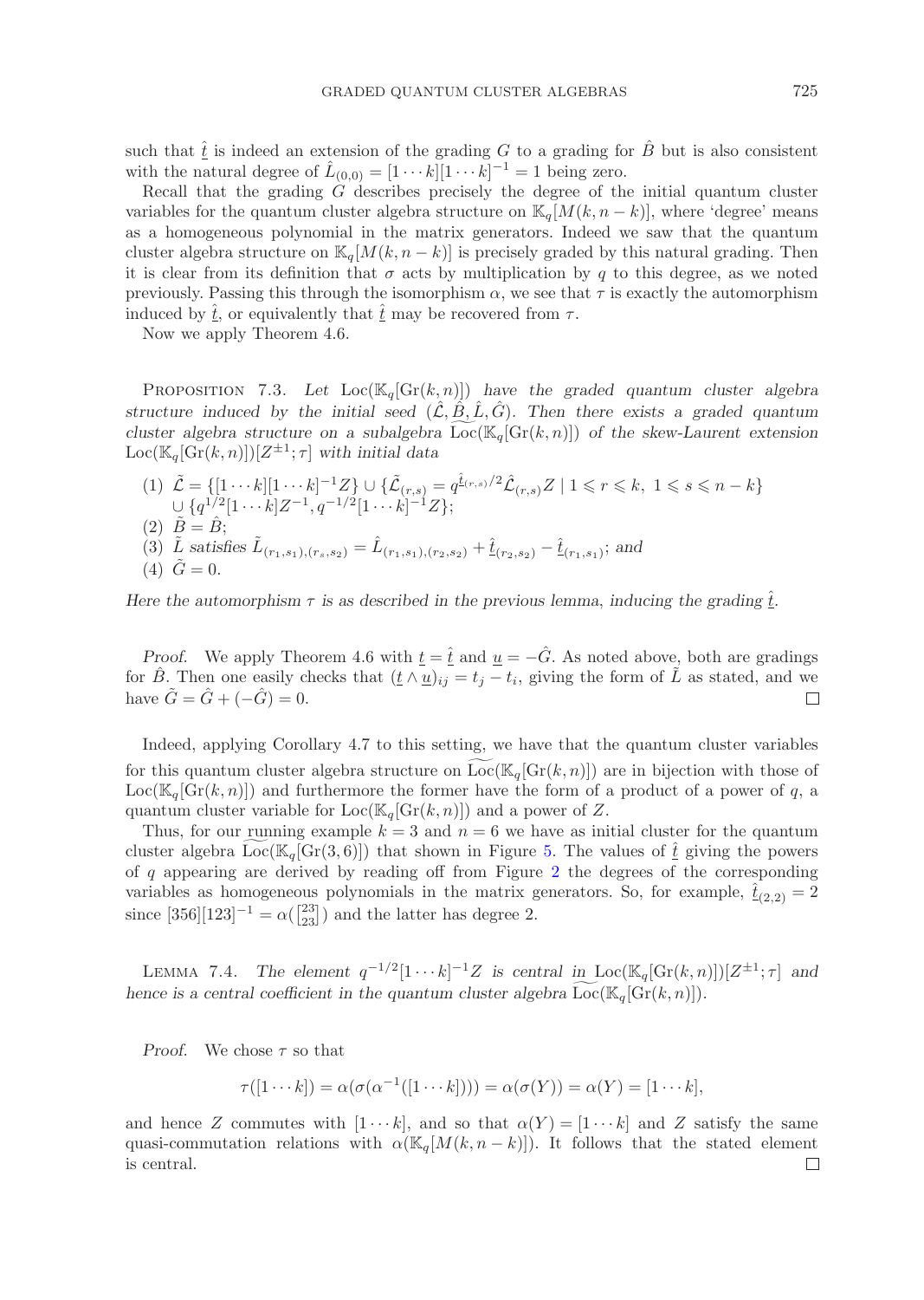such that $\hat{\underline{t}}$ is indeed an extension of the grading $G$ to a grading for $\hat{B}$ but is also consistent with the natural degree of $\hat{L}_{(0,0)} = [1\cdots k][1\cdots k]^{-1} = 1$ being zero.

Recall that the grading $G$ describes precisely the degree of the initial quantum cluster variables for the quantum cluster algebra structure on $\mathbb{K}_q[M(k, n-k)]$, where 'degree' means as a homogeneous polynomial in the matrix generators. Indeed we saw that the quantum cluster algebra structure on $\mathbb{K}_q[M(k, n-k)]$ is precisely graded by this natural grading. Then it is clear from its definition that $\sigma$ acts by multiplication by $q$ to this degree, as we noted previously. Passing this through the isomorphism $\alpha$, we see that $\tau$ is exactly the automorphism induced by $\hat{\underline{t}}$, or equivalently that $\hat{\underline{t}}$ may be recovered from $\tau$.

Now we apply Theorem 4.6.

Proposition 7.3. *Let $\mathrm{Loc}(\mathbb{K}_q[\mathrm{Gr}(k,n)])$ have the graded quantum cluster algebra structure induced by the initial seed $(\hat{\mathcal{L}}, \hat{B}, \hat{L}, \hat{G})$. Then there exists a graded quantum cluster algebra structure on a subalgebra $\widetilde{\mathrm{Loc}}(\mathbb{K}_q[\mathrm{Gr}(k,n)])$ of the skew-Laurent extension $\mathrm{Loc}(\mathbb{K}_q[\mathrm{Gr}(k,n)])[Z^{\pm 1}; \tau]$ with initial data*

1. $\tilde{\mathcal{L}} = \{[1\cdots k][1\cdots k]^{-1}Z\} \cup \{\tilde{\mathcal{L}}_{(r,s)} = q^{\hat{\underline{t}}_{(r,s)}/2}\hat{\mathcal{L}}_{(r,s)}Z \mid 1 \leqslant r \leqslant k,\ 1 \leqslant s \leqslant n-k\}$ $\cup \{q^{1/2}[1\cdots k]Z^{-1}, q^{-1/2}[1\cdots k]^{-1}Z\}$;
2. $\tilde{B} = \hat{B}$;
3. *$\tilde{L}$ satisfies* $\tilde{L}_{(r_1,s_1),(r_s,s_2)} = \hat{L}_{(r_1,s_1),(r_2,s_2)} + \hat{\underline{t}}_{(r_2,s_2)} - \hat{\underline{t}}_{(r_1,s_1)}$; *and*
4. $\tilde{G} = 0$.

*Here the automorphism $\tau$ is as described in the previous lemma, inducing the grading $\hat{\underline{t}}$.*

*Proof.* We apply Theorem 4.6 with $\underline{t} = \hat{\underline{t}}$ and $\underline{u} = -\hat{G}$. As noted above, both are gradings for $\hat{B}$. Then one easily checks that $(\underline{t} \wedge \underline{u})_{ij} = t_j - t_i$, giving the form of $\tilde{L}$ as stated, and we have $\tilde{G} = \hat{G} + (-\hat{G}) = 0$. □

Indeed, applying Corollary 4.7 to this setting, we have that the quantum cluster variables for this quantum cluster algebra structure on $\widetilde{\mathrm{Loc}}(\mathbb{K}_q[\mathrm{Gr}(k,n)])$ are in bijection with those of $\mathrm{Loc}(\mathbb{K}_q[\mathrm{Gr}(k,n)])$ and furthermore the former have the form of a product of a power of $q$, a quantum cluster variable for $\mathrm{Loc}(\mathbb{K}_q[\mathrm{Gr}(k,n)])$ and a power of $Z$.

Thus, for our running example $k = 3$ and $n = 6$ we have as initial cluster for the quantum cluster algebra $\widetilde{\mathrm{Loc}}(\mathbb{K}_q[\mathrm{Gr}(3,6)])$ that shown in Figure 5. The values of $\hat{\underline{t}}$ giving the powers of $q$ appearing are derived by reading off from Figure 2 the degrees of the corresponding variables as homogeneous polynomials in the matrix generators. So, for example, $\hat{\underline{t}}_{(2,2)} = 2$ since $[356][123]^{-1} = \alpha(\left[\begin{smallmatrix}23\\23\end{smallmatrix}\right])$ and the latter has degree 2.

Lemma 7.4. *The element $q^{-1/2}[1\cdots k]^{-1}Z$ is central in $\mathrm{Loc}(\mathbb{K}_q[\mathrm{Gr}(k,n)])[Z^{\pm 1}; \tau]$ and hence is a central coefficient in the quantum cluster algebra $\widetilde{\mathrm{Loc}}(\mathbb{K}_q[\mathrm{Gr}(k,n)])$.*

*Proof.* We chose $\tau$ so that

$$\tau([1\cdots k]) = \alpha(\sigma(\alpha^{-1}([1\cdots k]))) = \alpha(\sigma(Y)) = \alpha(Y) = [1\cdots k],$$

and hence $Z$ commutes with $[1\cdots k]$, and so that $\alpha(Y) = [1\cdots k]$ and $Z$ satisfy the same quasi-commutation relations with $\alpha(\mathbb{K}_q[M(k, n-k)])$. It follows that the stated element is central. □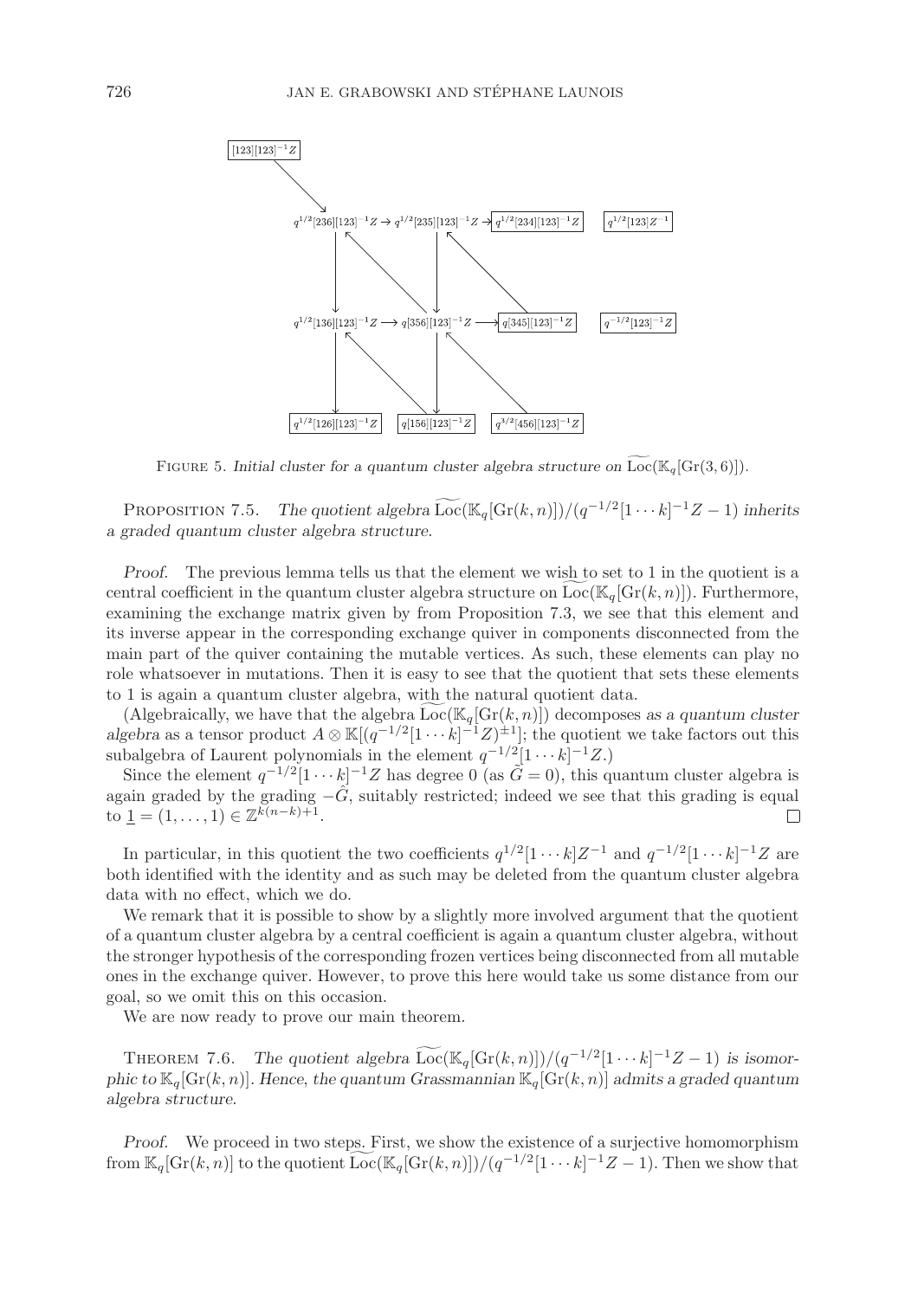FIGURE 5. *Initial cluster for a quantum cluster algebra structure on* $\widetilde{\mathrm{Loc}}(\mathbb{K}_q[\mathrm{Gr}(3,6)])$.

PROPOSITION 7.5. *The quotient algebra* $\widetilde{\mathrm{Loc}}(\mathbb{K}_q[\mathrm{Gr}(k,n)])/(q^{-1/2}[1\cdots k]^{-1}Z-1)$ *inherits a graded quantum cluster algebra structure.*

*Proof.* The previous lemma tells us that the element we wish to set to 1 in the quotient is a central coefficient in the quantum cluster algebra structure on $\widetilde{\mathrm{Loc}}(\mathbb{K}_q[\mathrm{Gr}(k,n)])$. Furthermore, examining the exchange matrix given by from Proposition 7.3, we see that this element and its inverse appear in the corresponding exchange quiver in components disconnected from the main part of the quiver containing the mutable vertices. As such, these elements can play no role whatsoever in mutations. Then it is easy to see that the quotient that sets these elements to 1 is again a quantum cluster algebra, with the natural quotient data.

(Algebraically, we have that the algebra $\widetilde{\mathrm{Loc}}(\mathbb{K}_q[\mathrm{Gr}(k,n)])$ decomposes *as a quantum cluster algebra* as a tensor product $A\otimes\mathbb{K}[(q^{-1/2}[1\cdots k]^{-1}Z)^{\pm1}]$; the quotient we take factors out this subalgebra of Laurent polynomials in the element $q^{-1/2}[1\cdots k]^{-1}Z$.)

Since the element $q^{-1/2}[1\cdots k]^{-1}Z$ has degree 0 (as $\tilde{G}=0$), this quantum cluster algebra is again graded by the grading $-\tilde{G}$, suitably restricted; indeed we see that this grading is equal to $\underline{1}=(1,\ldots,1)\in\mathbb{Z}^{k(n-k)+1}$. □

In particular, in this quotient the two coefficients $q^{1/2}[1\cdots k]Z^{-1}$ and $q^{-1/2}[1\cdots k]^{-1}Z$ are both identified with the identity and as such may be deleted from the quantum cluster algebra data with no effect, which we do.

We remark that it is possible to show by a slightly more involved argument that the quotient of a quantum cluster algebra by a central coefficient is again a quantum cluster algebra, without the stronger hypothesis of the corresponding frozen vertices being disconnected from all mutable ones in the exchange quiver. However, to prove this here would take us some distance from our goal, so we omit this on this occasion.

We are now ready to prove our main theorem.

THEOREM 7.6. *The quotient algebra* $\widetilde{\mathrm{Loc}}(\mathbb{K}_q[\mathrm{Gr}(k,n)])/(q^{-1/2}[1\cdots k]^{-1}Z-1)$ *is isomorphic to* $\mathbb{K}_q[\mathrm{Gr}(k,n)]$. *Hence, the quantum Grassmannian* $\mathbb{K}_q[\mathrm{Gr}(k,n)]$ *admits a graded quantum algebra structure.*

*Proof.* We proceed in two steps. First, we show the existence of a surjective homomorphism from $\mathbb{K}_q[\mathrm{Gr}(k,n)]$ to the quotient $\widetilde{\mathrm{Loc}}(\mathbb{K}_q[\mathrm{Gr}(k,n)])/(q^{-1/2}[1\cdots k]^{-1}Z-1)$. Then we show that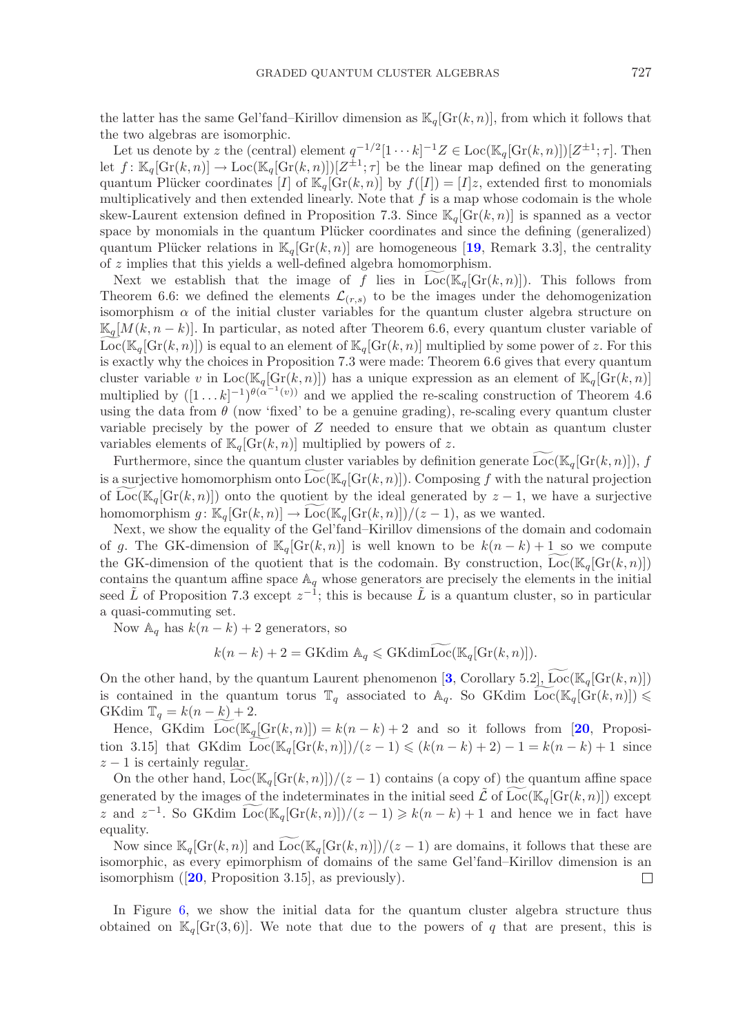the latter has the same Gel'fand–Kirillov dimension as $\mathbb{K}_q[\mathrm{Gr}(k,n)]$, from which it follows that the two algebras are isomorphic.

Let us denote by $z$ the (central) element $q^{-1/2}[1\cdots k]^{-1}Z \in \mathrm{Loc}(\mathbb{K}_q[\mathrm{Gr}(k,n)])[Z^{\pm 1};\tau]$. Then let $f\colon \mathbb{K}_q[\mathrm{Gr}(k,n)] \to \mathrm{Loc}(\mathbb{K}_q[\mathrm{Gr}(k,n)])[Z^{\pm 1};\tau]$ be the linear map defined on the generating quantum Plücker coordinates $[I]$ of $\mathbb{K}_q[\mathrm{Gr}(k,n)]$ by $f([I]) = [I]z$, extended first to monomials multiplicatively and then extended linearly. Note that $f$ is a map whose codomain is the whole skew-Laurent extension defined in Proposition 7.3. Since $\mathbb{K}_q[\mathrm{Gr}(k,n)]$ is spanned as a vector space by monomials in the quantum Plücker coordinates and since the defining (generalized) quantum Plücker relations in $\mathbb{K}_q[\mathrm{Gr}(k,n)]$ are homogeneous [19, Remark 3.3], the centrality of $z$ implies that this yields a well-defined algebra homomorphism.

Next we establish that the image of $f$ lies in $\widetilde{\mathrm{Loc}}(\mathbb{K}_q[\mathrm{Gr}(k,n)])$. This follows from Theorem 6.6: we defined the elements $\mathcal{L}_{(r,s)}$ to be the images under the dehomogenization isomorphism $\alpha$ of the initial cluster variables for the quantum cluster algebra structure on $\mathbb{K}_q[M(k,n-k)]$. In particular, as noted after Theorem 6.6, every quantum cluster variable of $\widetilde{\mathrm{Loc}}(\mathbb{K}_q[\mathrm{Gr}(k,n)])$ is equal to an element of $\mathbb{K}_q[\mathrm{Gr}(k,n)]$ multiplied by some power of $z$. For this is exactly why the choices in Proposition 7.3 were made: Theorem 6.6 gives that every quantum cluster variable $v$ in $\mathrm{Loc}(\mathbb{K}_q[\mathrm{Gr}(k,n)])$ has a unique expression as an element of $\mathbb{K}_q[\mathrm{Gr}(k,n)]$ multiplied by $([1\ldots k]^{-1})^{\theta(\alpha^{-1}(v))}$ and we applied the re-scaling construction of Theorem 4.6 using the data from $\theta$ (now 'fixed' to be a genuine grading), re-scaling every quantum cluster variable precisely by the power of $Z$ needed to ensure that we obtain as quantum cluster variables elements of $\mathbb{K}_q[\mathrm{Gr}(k,n)]$ multiplied by powers of $z$.

Furthermore, since the quantum cluster variables by definition generate $\widetilde{\mathrm{Loc}}(\mathbb{K}_q[\mathrm{Gr}(k,n)])$, $f$ is a surjective homomorphism onto $\widetilde{\mathrm{Loc}}(\mathbb{K}_q[\mathrm{Gr}(k,n)])$. Composing $f$ with the natural projection of $\widetilde{\mathrm{Loc}}(\mathbb{K}_q[\mathrm{Gr}(k,n)])$ onto the quotient by the ideal generated by $z-1$, we have a surjective homomorphism $g\colon \mathbb{K}_q[\mathrm{Gr}(k,n)] \to \widetilde{\mathrm{Loc}}(\mathbb{K}_q[\mathrm{Gr}(k,n)])/(z-1)$, as we wanted.

Next, we show the equality of the Gel'fand–Kirillov dimensions of the domain and codomain of $g$. The GK-dimension of $\mathbb{K}_q[\mathrm{Gr}(k,n)]$ is well known to be $k(n-k)+1$ so we compute the GK-dimension of the quotient that is the codomain. By construction, $\widetilde{\mathrm{Loc}}(\mathbb{K}_q[\mathrm{Gr}(k,n)])$ contains the quantum affine space $\mathbb{A}_q$ whose generators are precisely the elements in the initial seed $\tilde{L}$ of Proposition 7.3 except $z^{-1}$; this is because $\tilde{L}$ is a quantum cluster, so in particular a quasi-commuting set.

Now $\mathbb{A}_q$ has $k(n-k)+2$ generators, so

$$k(n-k)+2 = \mathrm{GKdim}\ \mathbb{A}_q \leqslant \mathrm{GKdim}\widetilde{\mathrm{Loc}}(\mathbb{K}_q[\mathrm{Gr}(k,n)]).$$

On the other hand, by the quantum Laurent phenomenon [3, Corollary 5.2], $\widetilde{\mathrm{Loc}}(\mathbb{K}_q[\mathrm{Gr}(k,n)])$ is contained in the quantum torus $\mathbb{T}_q$ associated to $\mathbb{A}_q$. So $\mathrm{GKdim}\ \widetilde{\mathrm{Loc}}(\mathbb{K}_q[\mathrm{Gr}(k,n)]) \leqslant \mathrm{GKdim}\ \mathbb{T}_q = k(n-k)+2$.

Hence, $\mathrm{GKdim}\ \widetilde{\mathrm{Loc}}(\mathbb{K}_q[\mathrm{Gr}(k,n)]) = k(n-k)+2$ and so it follows from [20, Proposition 3.15] that $\mathrm{GKdim}\ \widetilde{\mathrm{Loc}}(\mathbb{K}_q[\mathrm{Gr}(k,n)])/(z-1) \leqslant (k(n-k)+2)-1 = k(n-k)+1$ since $z-1$ is certainly regular.

On the other hand, $\widetilde{\mathrm{Loc}}(\mathbb{K}_q[\mathrm{Gr}(k,n)])/(z-1)$ contains (a copy of) the quantum affine space generated by the images of the indeterminates in the initial seed $\tilde{\mathcal{L}}$ of $\widetilde{\mathrm{Loc}}(\mathbb{K}_q[\mathrm{Gr}(k,n)])$ except $z$ and $z^{-1}$. So $\mathrm{GKdim}\ \widetilde{\mathrm{Loc}}(\mathbb{K}_q[\mathrm{Gr}(k,n)])/(z-1) \geqslant k(n-k)+1$ and hence we in fact have equality.

Now since $\mathbb{K}_q[\mathrm{Gr}(k,n)]$ and $\widetilde{\mathrm{Loc}}(\mathbb{K}_q[\mathrm{Gr}(k,n)])/(z-1)$ are domains, it follows that these are isomorphic, as every epimorphism of domains of the same Gel'fand–Kirillov dimension is an isomorphism ([20, Proposition 3.15], as previously). □

In Figure 6, we show the initial data for the quantum cluster algebra structure thus obtained on $\mathbb{K}_q[\mathrm{Gr}(3,6)]$. We note that due to the powers of $q$ that are present, this is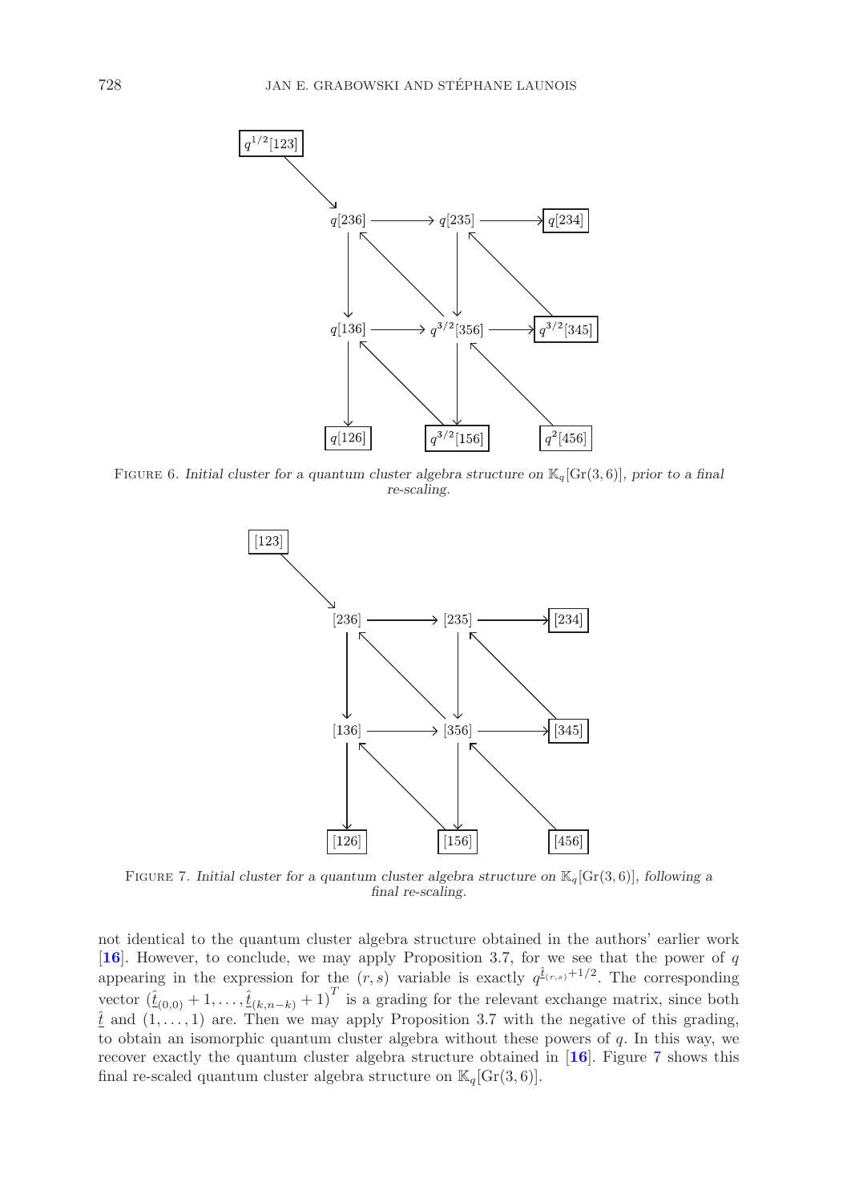FIGURE 6. *Initial cluster for a quantum cluster algebra structure on* $\mathbb{K}_q[\mathrm{Gr}(3,6)]$*, prior to a final re-scaling.*

FIGURE 7. *Initial cluster for a quantum cluster algebra structure on* $\mathbb{K}_q[\mathrm{Gr}(3,6)]$*, following a final re-scaling.*

not identical to the quantum cluster algebra structure obtained in the authors' earlier work [**16**]. However, to conclude, we may apply Proposition 3.7, for we see that the power of $q$ appearing in the expression for the $(r,s)$ variable is exactly $q^{\hat{\underline{t}}_{(r,s)}+1/2}$. The corresponding vector $(\hat{\underline{t}}_{(0,0)}+1,\ldots,\hat{\underline{t}}_{(k,n-k)}+1)^T$ is a grading for the relevant exchange matrix, since both $\hat{\underline{t}}$ and $(1,\ldots,1)$ are. Then we may apply Proposition 3.7 with the negative of this grading, to obtain an isomorphic quantum cluster algebra without these powers of $q$. In this way, we recover exactly the quantum cluster algebra structure obtained in [**16**]. Figure 7 shows this final re-scaled quantum cluster algebra structure on $\mathbb{K}_q[\mathrm{Gr}(3,6)]$.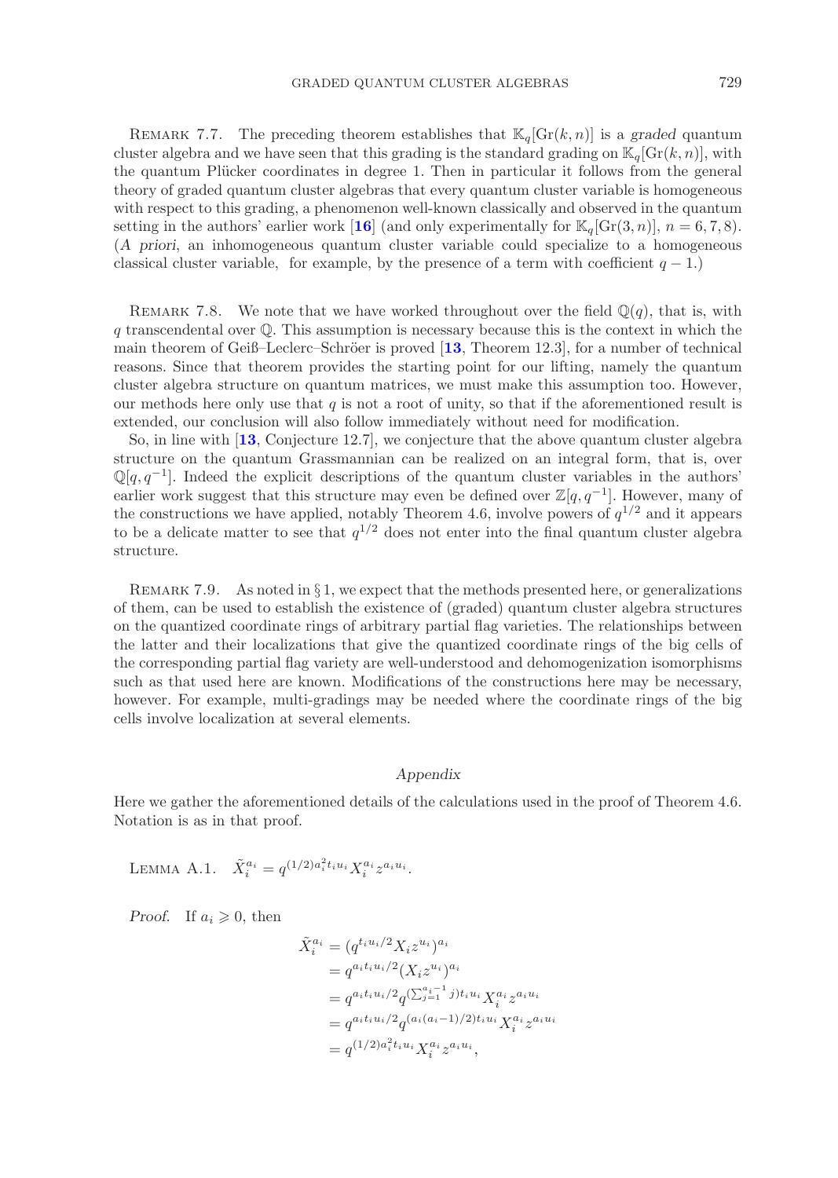REMARK 7.7. The preceding theorem establishes that $\mathbb{K}_q[\mathrm{Gr}(k,n)]$ is a *graded* quantum cluster algebra and we have seen that this grading is the standard grading on $\mathbb{K}_q[\mathrm{Gr}(k,n)]$, with the quantum Plücker coordinates in degree 1. Then in particular it follows from the general theory of graded quantum cluster algebras that every quantum cluster variable is homogeneous with respect to this grading, a phenomenon well-known classically and observed in the quantum setting in the authors' earlier work [**16**] (and only experimentally for $\mathbb{K}_q[\mathrm{Gr}(3,n)]$, $n = 6,7,8$). (*A priori*, an inhomogeneous quantum cluster variable could specialize to a homogeneous classical cluster variable, for example, by the presence of a term with coefficient $q-1$.)

REMARK 7.8. We note that we have worked throughout over the field $\mathbb{Q}(q)$, that is, with $q$ transcendental over $\mathbb{Q}$. This assumption is necessary because this is the context in which the main theorem of Geiß–Leclerc–Schröer is proved [**13**, Theorem 12.3], for a number of technical reasons. Since that theorem provides the starting point for our lifting, namely the quantum cluster algebra structure on quantum matrices, we must make this assumption too. However, our methods here only use that $q$ is not a root of unity, so that if the aforementioned result is extended, our conclusion will also follow immediately without need for modification.

So, in line with [**13**, Conjecture 12.7], we conjecture that the above quantum cluster algebra structure on the quantum Grassmannian can be realized on an integral form, that is, over $\mathbb{Q}[q,q^{-1}]$. Indeed the explicit descriptions of the quantum cluster variables in the authors' earlier work suggest that this structure may even be defined over $\mathbb{Z}[q,q^{-1}]$. However, many of the constructions we have applied, notably Theorem 4.6, involve powers of $q^{1/2}$ and it appears to be a delicate matter to see that $q^{1/2}$ does not enter into the final quantum cluster algebra structure.

REMARK 7.9. As noted in § 1, we expect that the methods presented here, or generalizations of them, can be used to establish the existence of (graded) quantum cluster algebra structures on the quantized coordinate rings of arbitrary partial flag varieties. The relationships between the latter and their localizations that give the quantized coordinate rings of the big cells of the corresponding partial flag variety are well-understood and dehomogenization isomorphisms such as that used here are known. Modifications of the constructions here may be necessary, however. For example, multi-gradings may be needed where the coordinate rings of the big cells involve localization at several elements.

## *Appendix*

Here we gather the aforementioned details of the calculations used in the proof of Theorem 4.6. Notation is as in that proof.

LEMMA A.1. $\tilde{X}_i^{a_i} = q^{(1/2)a_i^2 t_i u_i} X_i^{a_i} z^{a_i u_i}$.

*Proof.* If $a_i \geqslant 0$, then

$$
\begin{aligned}
\tilde{X}_i^{a_i} &= (q^{t_i u_i/2} X_i z^{u_i})^{a_i} \\
&= q^{a_i t_i u_i/2} (X_i z^{u_i})^{a_i} \\
&= q^{a_i t_i u_i/2} q^{(\sum_{j=1}^{a_i-1} j) t_i u_i} X_i^{a_i} z^{a_i u_i} \\
&= q^{a_i t_i u_i/2} q^{(a_i(a_i-1)/2) t_i u_i} X_i^{a_i} z^{a_i u_i} \\
&= q^{(1/2)a_i^2 t_i u_i} X_i^{a_i} z^{a_i u_i},
\end{aligned}
$$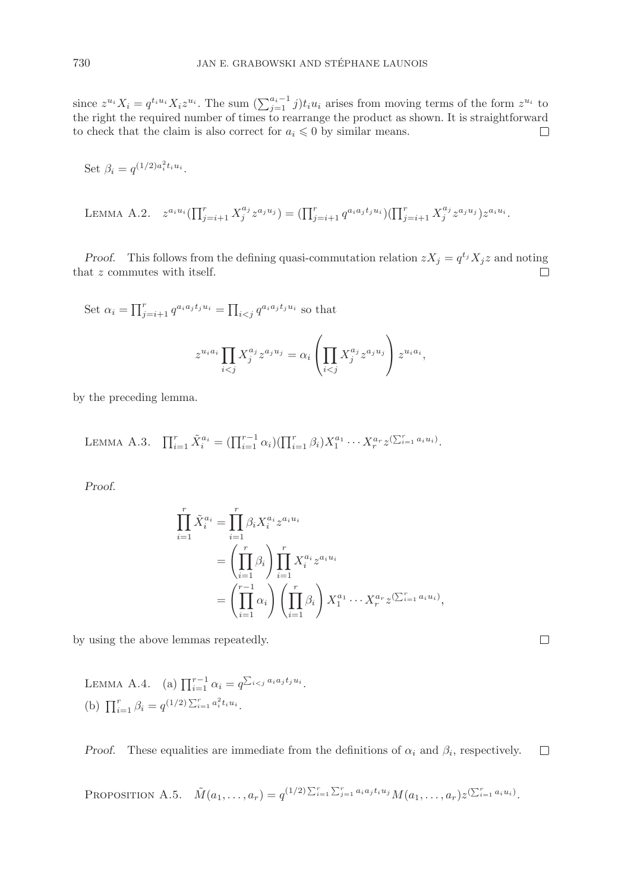since $z^{u_i} X_i = q^{t_i u_i} X_i z^{u_i}$. The sum $(\sum_{j=1}^{a_i - 1} j) t_i u_i$ arises from moving terms of the form $z^{u_i}$ to the right the required number of times to rearrange the product as shown. It is straightforward to check that the claim is also correct for $a_i \leqslant 0$ by similar means. □

Set $\beta_i = q^{(1/2) a_i^2 t_i u_i}$.

LEMMA A.2. $z^{a_i u_i} (\prod_{j=i+1}^{r} X_j^{a_j} z^{a_j u_j}) = (\prod_{j=i+1}^{r} q^{a_i a_j t_j u_i}) (\prod_{j=i+1}^{r} X_j^{a_j} z^{a_j u_j}) z^{a_i u_i}$.

*Proof.* This follows from the defining quasi-commutation relation $zX_j = q^{t_j} X_j z$ and noting that $z$ commutes with itself. □

Set $\alpha_i = \prod_{j=i+1}^{r} q^{a_i a_j t_j u_i} = \prod_{i<j} q^{a_i a_j t_j u_i}$ so that

$$z^{u_i a_i} \prod_{i<j} X_j^{a_j} z^{a_j u_j} = \alpha_i \left( \prod_{i<j} X_j^{a_j} z^{a_j u_j} \right) z^{u_i a_i},$$

by the preceding lemma.

LEMMA A.3. $\prod_{i=1}^{r} \tilde{X}_i^{a_i} = (\prod_{i=1}^{r-1} \alpha_i)(\prod_{i=1}^{r} \beta_i) X_1^{a_1} \cdots X_r^{a_r} z^{(\sum_{i=1}^{r} a_i u_i)}$.

*Proof.*

$$\begin{aligned}
\prod_{i=1}^{r} \tilde{X}_i^{a_i} &= \prod_{i=1}^{r} \beta_i X_i^{a_i} z^{a_i u_i} \\
&= \left( \prod_{i=1}^{r} \beta_i \right) \prod_{i=1}^{r} X_i^{a_i} z^{a_i u_i} \\
&= \left( \prod_{i=1}^{r-1} \alpha_i \right) \left( \prod_{i=1}^{r} \beta_i \right) X_1^{a_1} \cdots X_r^{a_r} z^{(\sum_{i=1}^{r} a_i u_i)},
\end{aligned}$$

by using the above lemmas repeatedly. □

LEMMA A.4. (a) $\prod_{i=1}^{r-1} \alpha_i = q^{\sum_{i<j} a_i a_j t_j u_i}$.
(b) $\prod_{i=1}^{r} \beta_i = q^{(1/2) \sum_{i=1}^{r} a_i^2 t_i u_i}$.

*Proof.* These equalities are immediate from the definitions of $\alpha_i$ and $\beta_i$, respectively. □

PROPOSITION A.5. $\tilde{M}(a_1, \ldots, a_r) = q^{(1/2) \sum_{i=1}^{r} \sum_{j=1}^{r} a_i a_j t_i u_j} M(a_1, \ldots, a_r) z^{(\sum_{i=1}^{r} a_i u_i)}$.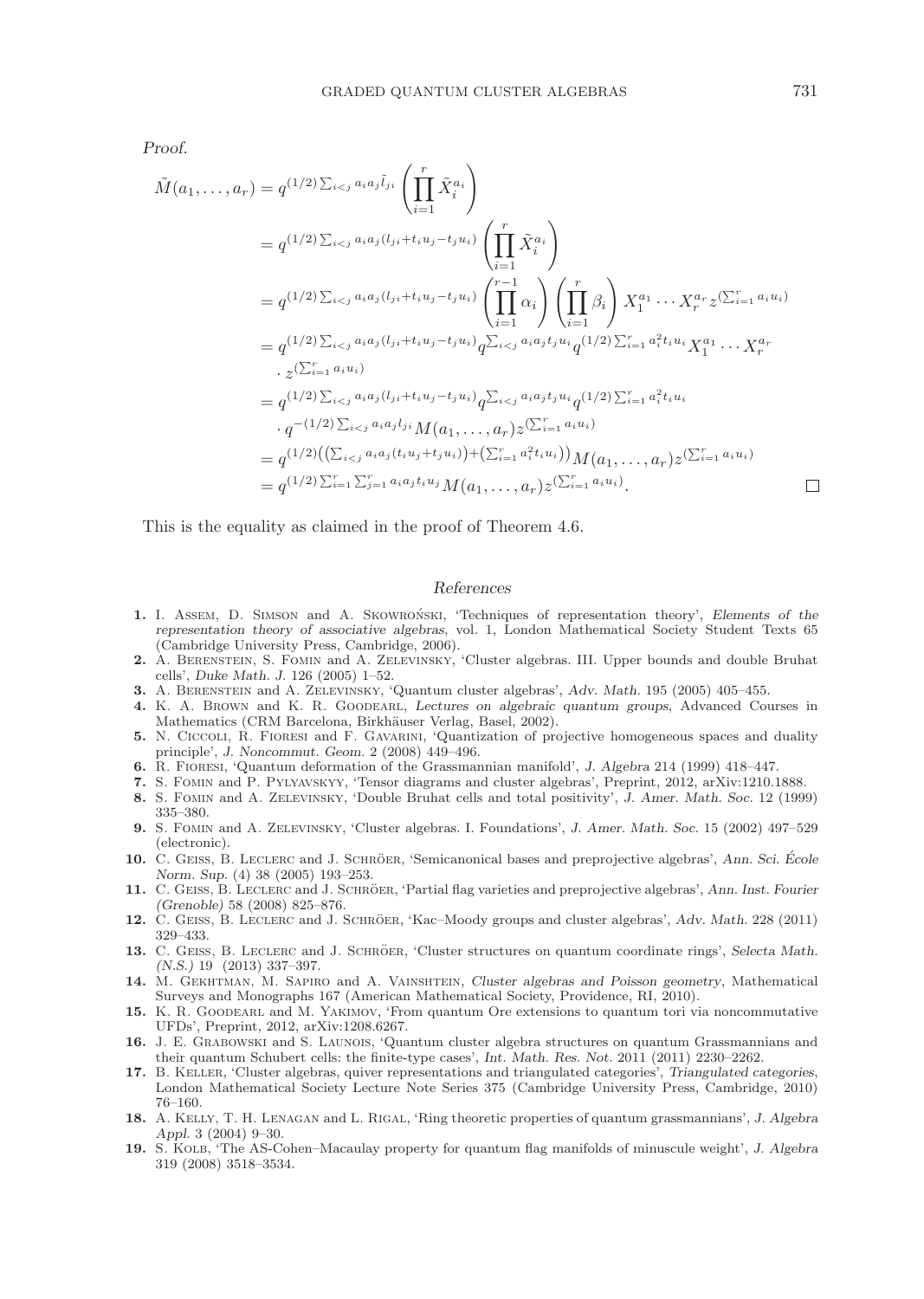*Proof.*

$$
\begin{aligned}
\tilde{M}(a_1,\ldots,a_r) &= q^{(1/2)\sum_{i<j} a_i a_j \tilde{l}_{ji}} \left( \prod_{i=1}^{r} \tilde{X}_i^{a_i} \right) \\
&= q^{(1/2)\sum_{i<j} a_i a_j (l_{ji}+t_i u_j - t_j u_i)} \left( \prod_{i=1}^{r} \tilde{X}_i^{a_i} \right) \\
&= q^{(1/2)\sum_{i<j} a_i a_j (l_{ji}+t_i u_j - t_j u_i)} \left( \prod_{i=1}^{r-1} \alpha_i \right) \left( \prod_{i=1}^{r} \beta_i \right) X_1^{a_1} \cdots X_r^{a_r} z^{(\sum_{i=1}^{r} a_i u_i)} \\
&= q^{(1/2)\sum_{i<j} a_i a_j (l_{ji}+t_i u_j - t_j u_i)} q^{\sum_{i<j} a_i a_j t_j u_i} q^{(1/2)\sum_{i=1}^{r} a_i^2 t_i u_i} X_1^{a_1} \cdots X_r^{a_r} \\
&\quad \cdot z^{(\sum_{i=1}^{r} a_i u_i)} \\
&= q^{(1/2)\sum_{i<j} a_i a_j (l_{ji}+t_i u_j - t_j u_i)} q^{\sum_{i<j} a_i a_j t_j u_i} q^{(1/2)\sum_{i=1}^{r} a_i^2 t_i u_i} \\
&\quad \cdot q^{-(1/2)\sum_{i<j} a_i a_j l_{ji}} M(a_1,\ldots,a_r) z^{(\sum_{i=1}^{r} a_i u_i)} \\
&= q^{(1/2)\left(\left(\sum_{i<j} a_i a_j (t_i u_j + t_j u_i)\right) + \left(\sum_{i=1}^{r} a_i^2 t_i u_i\right)\right)} M(a_1,\ldots,a_r) z^{(\sum_{i=1}^{r} a_i u_i)} \\
&= q^{(1/2)\sum_{i=1}^{r}\sum_{j=1}^{r} a_i a_j t_i u_j} M(a_1,\ldots,a_r) z^{(\sum_{i=1}^{r} a_i u_i)}. \qquad \square
\end{aligned}
$$

This is the equality as claimed in the proof of Theorem 4.6.

## References

1. I. Assem, D. Simson and A. Skowroński, 'Techniques of representation theory', *Elements of the representation theory of associative algebras*, vol. 1, London Mathematical Society Student Texts 65 (Cambridge University Press, Cambridge, 2006).
2. A. Berenstein, S. Fomin and A. Zelevinsky, 'Cluster algebras. III. Upper bounds and double Bruhat cells', *Duke Math. J.* 126 (2005) 1–52.
3. A. Berenstein and A. Zelevinsky, 'Quantum cluster algebras', *Adv. Math.* 195 (2005) 405–455.
4. K. A. Brown and K. R. Goodearl, *Lectures on algebraic quantum groups*, Advanced Courses in Mathematics (CRM Barcelona, Birkhäuser Verlag, Basel, 2002).
5. N. Ciccoli, R. Fioresi and F. Gavarini, 'Quantization of projective homogeneous spaces and duality principle', *J. Noncommut. Geom.* 2 (2008) 449–496.
6. R. Fioresi, 'Quantum deformation of the Grassmannian manifold', *J. Algebra* 214 (1999) 418–447.
7. S. Fomin and P. Pylyavskyy, 'Tensor diagrams and cluster algebras', Preprint, 2012, arXiv:1210.1888.
8. S. Fomin and A. Zelevinsky, 'Double Bruhat cells and total positivity', *J. Amer. Math. Soc.* 12 (1999) 335–380.
9. S. Fomin and A. Zelevinsky, 'Cluster algebras. I. Foundations', *J. Amer. Math. Soc.* 15 (2002) 497–529 (electronic).
10. C. Geiss, B. Leclerc and J. Schröer, 'Semicanonical bases and preprojective algebras', *Ann. Sci. École Norm. Sup.* (4) 38 (2005) 193–253.
11. C. Geiss, B. Leclerc and J. Schröer, 'Partial flag varieties and preprojective algebras', *Ann. Inst. Fourier (Grenoble)* 58 (2008) 825–876.
12. C. Geiss, B. Leclerc and J. Schröer, 'Kac–Moody groups and cluster algebras', *Adv. Math.* 228 (2011) 329–433.
13. C. Geiss, B. Leclerc and J. Schröer, 'Cluster structures on quantum coordinate rings', *Selecta Math. (N.S.)* 19 (2013) 337–397.
14. M. Gekhtman, M. Sapiro and A. Vainshtein, *Cluster algebras and Poisson geometry*, Mathematical Surveys and Monographs 167 (American Mathematical Society, Providence, RI, 2010).
15. K. R. Goodearl and M. Yakimov, 'From quantum Ore extensions to quantum tori via noncommutative UFDs', Preprint, 2012, arXiv:1208.6267.
16. J. E. Grabowski and S. Launois, 'Quantum cluster algebra structures on quantum Grassmannians and their quantum Schubert cells: the finite-type cases', *Int. Math. Res. Not.* 2011 (2011) 2230–2262.
17. B. Keller, 'Cluster algebras, quiver representations and triangulated categories', *Triangulated categories*, London Mathematical Society Lecture Note Series 375 (Cambridge University Press, Cambridge, 2010) 76–160.
18. A. Kelly, T. H. Lenagan and L. Rigal, 'Ring theoretic properties of quantum grassmannians', *J. Algebra Appl.* 3 (2004) 9–30.
19. S. Kolb, 'The AS-Cohen–Macaulay property for quantum flag manifolds of minuscule weight', *J. Algebra* 319 (2008) 3518–3534.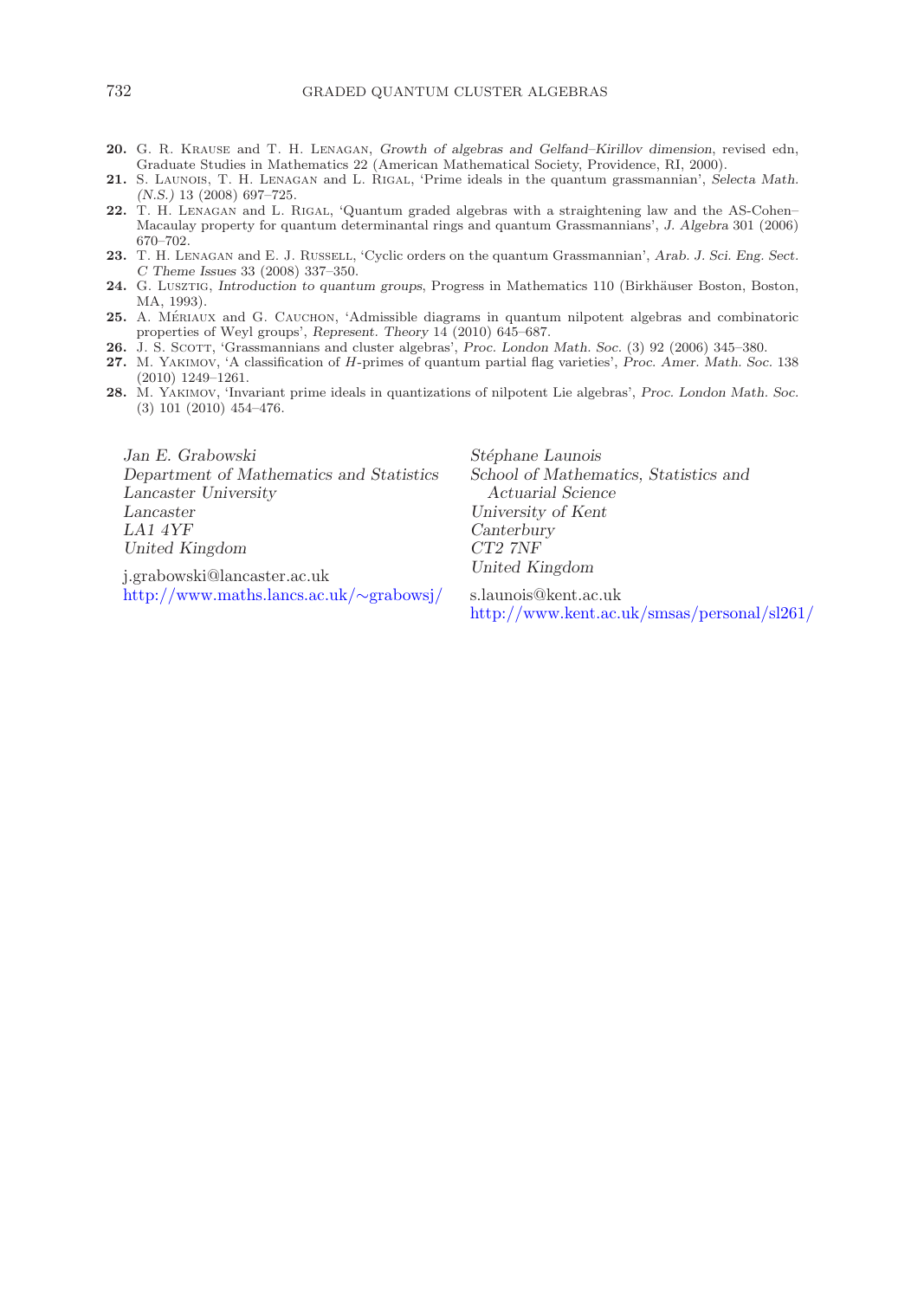**20.** G. R. Krause and T. H. Lenagan, *Growth of algebras and Gelfand–Kirillov dimension*, revised edn, Graduate Studies in Mathematics 22 (American Mathematical Society, Providence, RI, 2000).

**21.** S. Launois, T. H. Lenagan and L. Rigal, 'Prime ideals in the quantum grassmannian', *Selecta Math. (N.S.)* 13 (2008) 697–725.

**22.** T. H. Lenagan and L. Rigal, 'Quantum graded algebras with a straightening law and the AS-Cohen–Macaulay property for quantum determinantal rings and quantum Grassmannians', *J. Algebra* 301 (2006) 670–702.

**23.** T. H. Lenagan and E. J. Russell, 'Cyclic orders on the quantum Grassmannian', *Arab. J. Sci. Eng. Sect. C Theme Issues* 33 (2008) 337–350.

**24.** G. Lusztig, *Introduction to quantum groups*, Progress in Mathematics 110 (Birkhäuser Boston, Boston, MA, 1993).

**25.** A. Mériaux and G. Cauchon, 'Admissible diagrams in quantum nilpotent algebras and combinatoric properties of Weyl groups', *Represent. Theory* 14 (2010) 645–687.

**26.** J. S. Scott, 'Grassmannians and cluster algebras', *Proc. London Math. Soc.* (3) 92 (2006) 345–380.

**27.** M. Yakimov, 'A classification of $H$-primes of quantum partial flag varieties', *Proc. Amer. Math. Soc.* 138 (2010) 1249–1261.

**28.** M. Yakimov, 'Invariant prime ideals in quantizations of nilpotent Lie algebras', *Proc. London Math. Soc.* (3) 101 (2010) 454–476.

*Jan E. Grabowski*
*Department of Mathematics and Statistics*
*Lancaster University*
*Lancaster*
*LA1 4YF*
*United Kingdom*

j.grabowski@lancaster.ac.uk
http://www.maths.lancs.ac.uk/∼grabowsj/

*Stéphane Launois*
*School of Mathematics, Statistics and Actuarial Science*
*University of Kent*
*Canterbury*
*CT2 7NF*
*United Kingdom*

s.launois@kent.ac.uk
http://www.kent.ac.uk/smsas/personal/sl261/